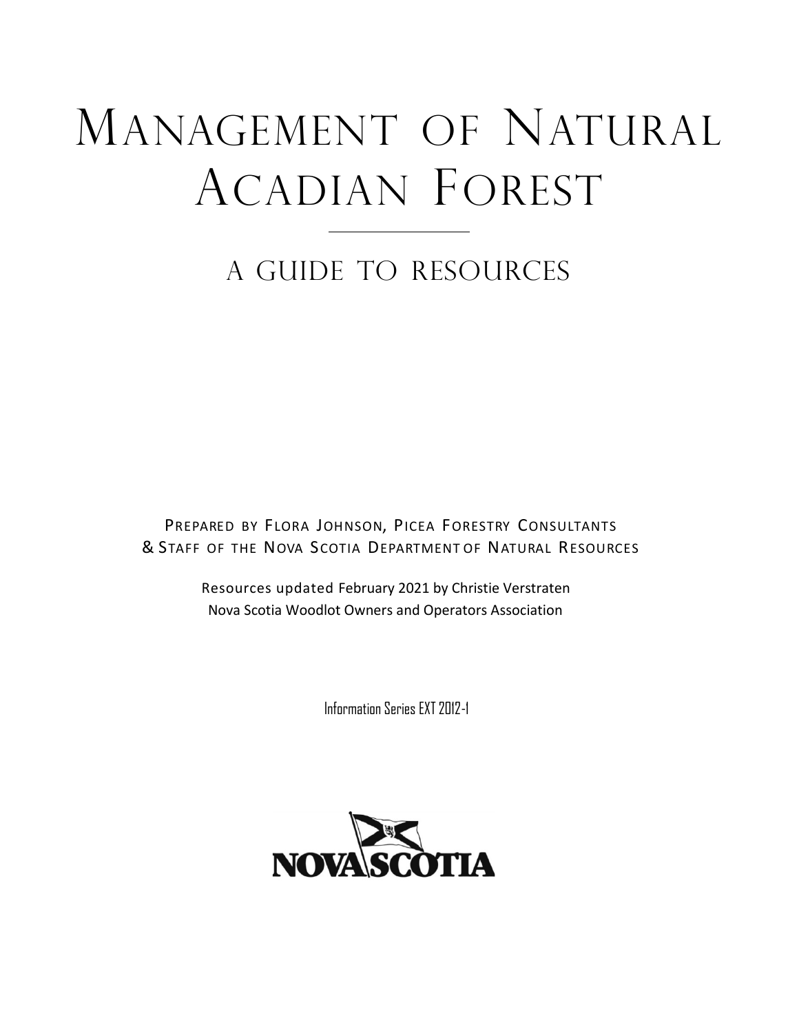# Management of Natural Acadian Forest

## A Guide to Resources

Prepared by Flora Johnson, Picea Forestry Consultants
& Staff of the Nova Scotia Department of Natural Resources

Resources updated February 2021 by Christie Verstraten
Nova Scotia Woodlot Owners and Operators Association

Information Series EXT 2012-1

NOVA SCOTIA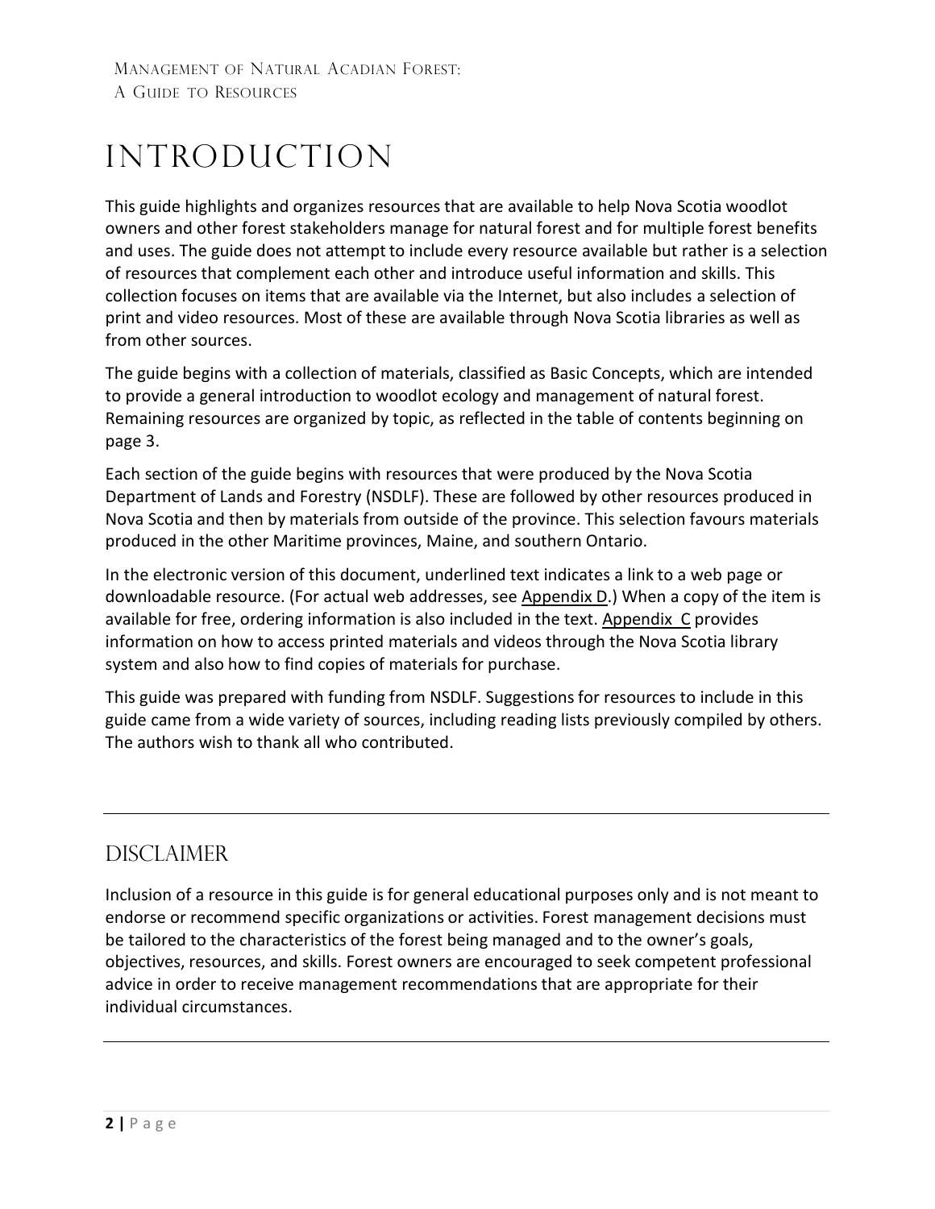# Introduction

This guide highlights and organizes resources that are available to help Nova Scotia woodlot owners and other forest stakeholders manage for natural forest and for multiple forest benefits and uses. The guide does not attempt to include every resource available but rather is a selection of resources that complement each other and introduce useful information and skills. This collection focuses on items that are available via the Internet, but also includes a selection of print and video resources. Most of these are available through Nova Scotia libraries as well as from other sources.

The guide begins with a collection of materials, classified as Basic Concepts, which are intended to provide a general introduction to woodlot ecology and management of natural forest. Remaining resources are organized by topic, as reflected in the table of contents beginning on page 3.

Each section of the guide begins with resources that were produced by the Nova Scotia Department of Lands and Forestry (NSDLF). These are followed by other resources produced in Nova Scotia and then by materials from outside of the province. This selection favours materials produced in the other Maritime provinces, Maine, and southern Ontario.

In the electronic version of this document, underlined text indicates a link to a web page or downloadable resource. (For actual web addresses, see Appendix D.) When a copy of the item is available for free, ordering information is also included in the text. Appendix C provides information on how to access printed materials and videos through the Nova Scotia library system and also how to find copies of materials for purchase.

This guide was prepared with funding from NSDLF. Suggestions for resources to include in this guide came from a wide variety of sources, including reading lists previously compiled by others. The authors wish to thank all who contributed.

## Disclaimer

Inclusion of a resource in this guide is for general educational purposes only and is not meant to endorse or recommend specific organizations or activities. Forest management decisions must be tailored to the characteristics of the forest being managed and to the owner's goals, objectives, resources, and skills. Forest owners are encouraged to seek competent professional advice in order to receive management recommendations that are appropriate for their individual circumstances.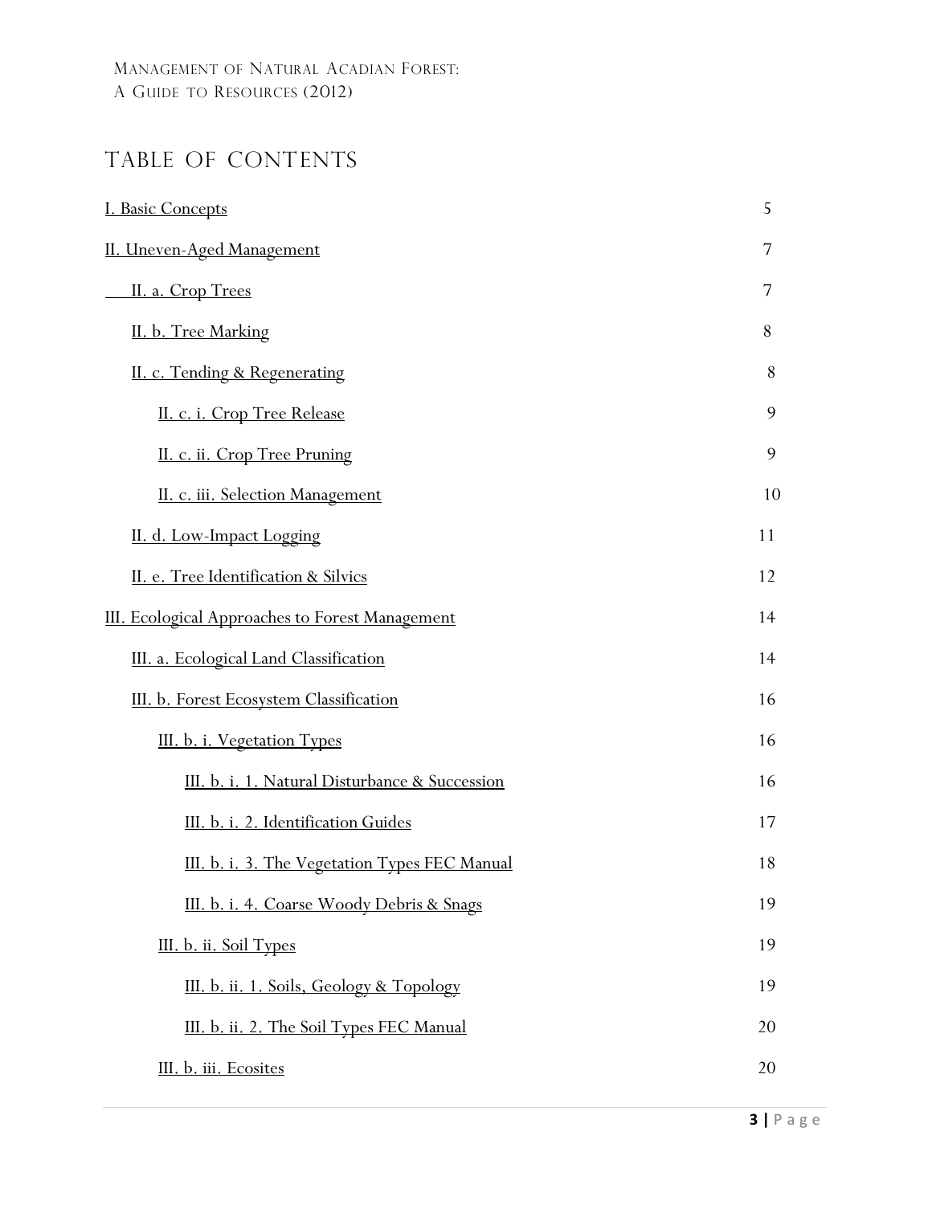# TABLE OF CONTENTS

| | |
|---|---|
| I. Basic Concepts | 5 |
| II. Uneven-Aged Management | 7 |
| II. a. Crop Trees | 7 |
| II. b. Tree Marking | 8 |
| II. c. Tending & Regenerating | 8 |
| II. c. i. Crop Tree Release | 9 |
| II. c. ii. Crop Tree Pruning | 9 |
| II. c. iii. Selection Management | 10 |
| II. d. Low-Impact Logging | 11 |
| II. e. Tree Identification & Silvics | 12 |
| III. Ecological Approaches to Forest Management | 14 |
| III. a. Ecological Land Classification | 14 |
| III. b. Forest Ecosystem Classification | 16 |
| III. b. i. Vegetation Types | 16 |
| III. b. i. 1. Natural Disturbance & Succession | 16 |
| III. b. i. 2. Identification Guides | 17 |
| III. b. i. 3. The Vegetation Types FEC Manual | 18 |
| III. b. i. 4. Coarse Woody Debris & Snags | 19 |
| III. b. ii. Soil Types | 19 |
| III. b. ii. 1. Soils, Geology & Topology | 19 |
| III. b. ii. 2. The Soil Types FEC Manual | 20 |
| III. b. iii. Ecosites | 20 |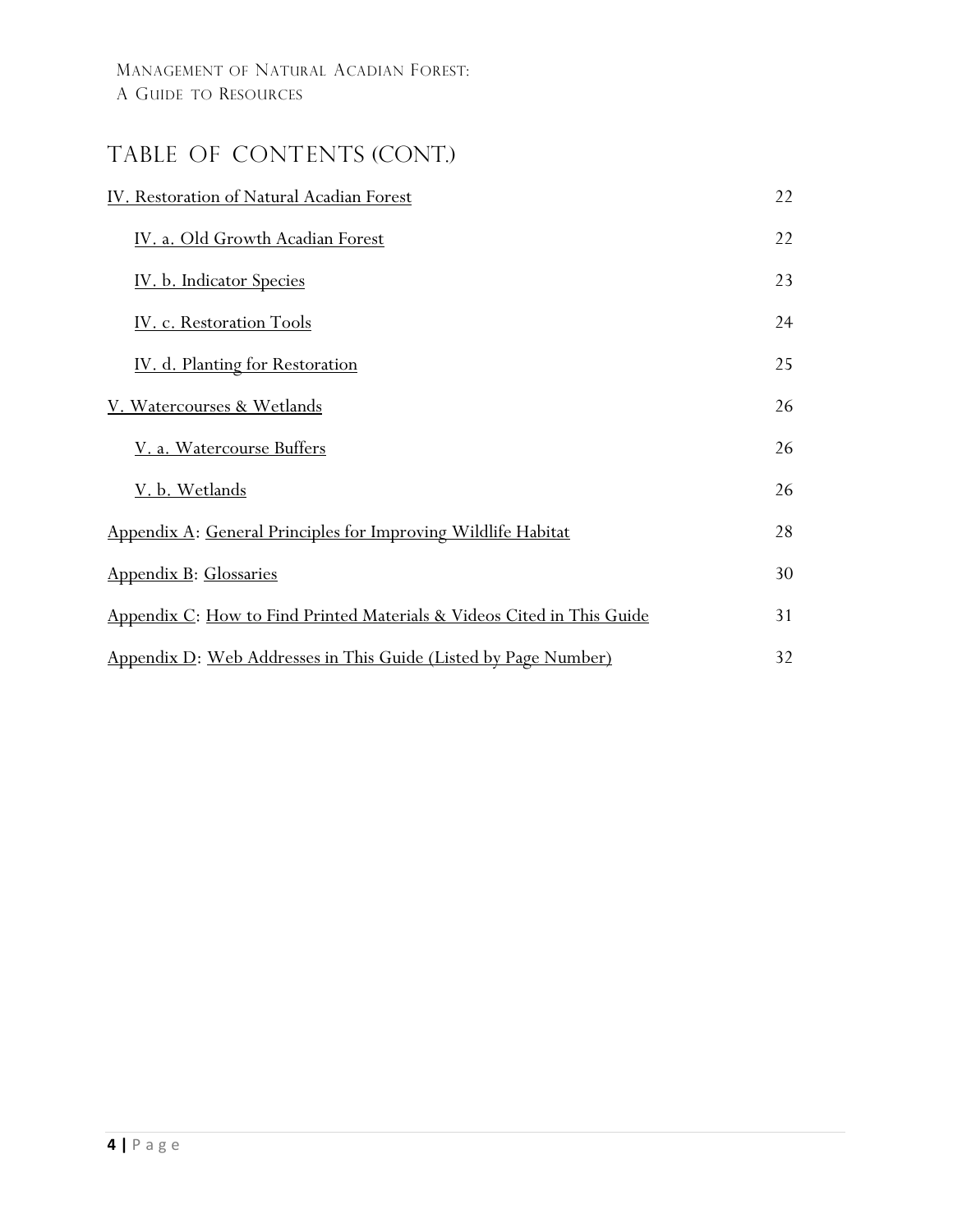# Table of Contents (Cont.)

| | |
|---|---|
| IV. Restoration of Natural Acadian Forest | 22 |
| IV. a. Old Growth Acadian Forest | 22 |
| IV. b. Indicator Species | 23 |
| IV. c. Restoration Tools | 24 |
| IV. d. Planting for Restoration | 25 |
| V. Watercourses & Wetlands | 26 |
| V. a. Watercourse Buffers | 26 |
| V. b. Wetlands | 26 |
| Appendix A: General Principles for Improving Wildlife Habitat | 28 |
| Appendix B: Glossaries | 30 |
| Appendix C: How to Find Printed Materials & Videos Cited in This Guide | 31 |
| Appendix D: Web Addresses in This Guide (Listed by Page Number) | 32 |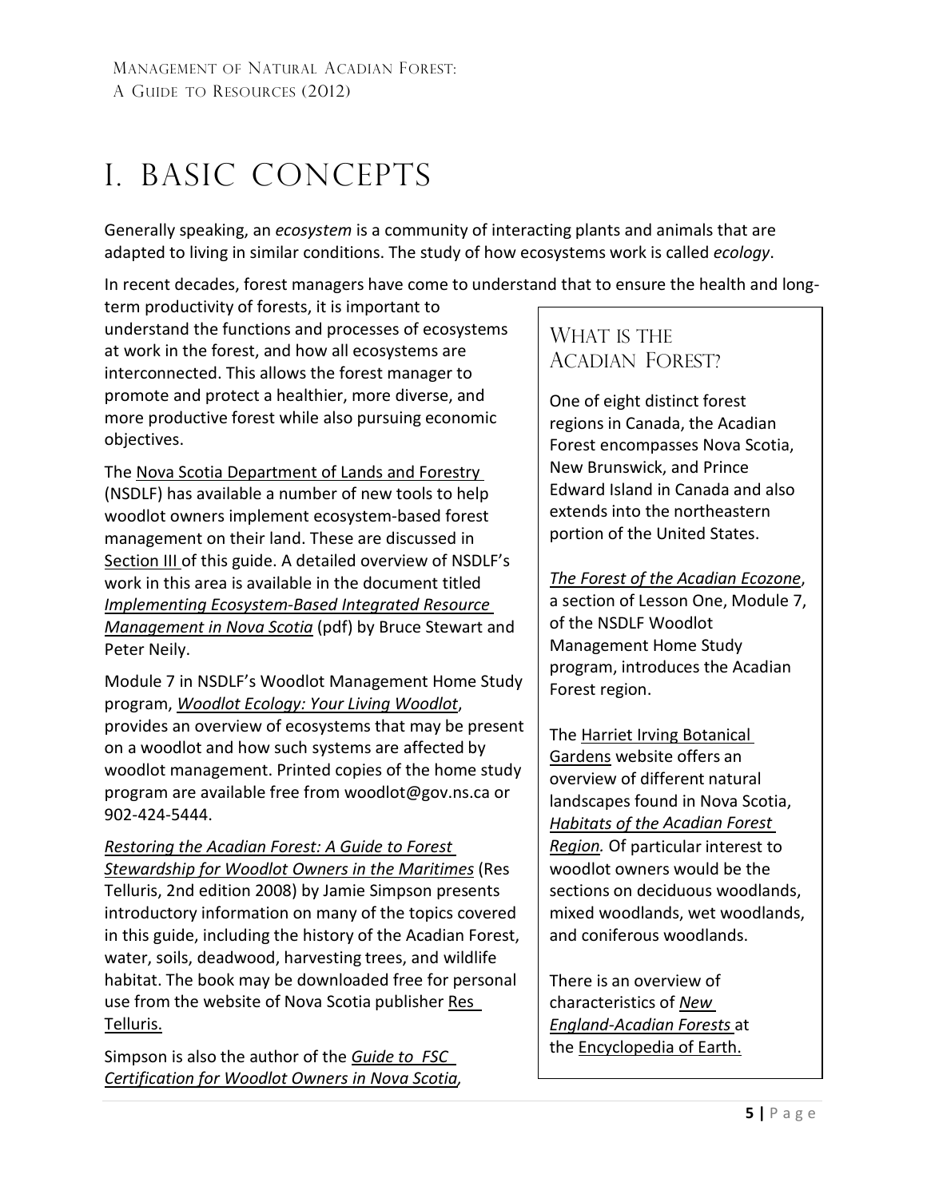# I. BASIC CONCEPTS

Generally speaking, an *ecosystem* is a community of interacting plants and animals that are adapted to living in similar conditions. The study of how ecosystems work is called *ecology*.

In recent decades, forest managers have come to understand that to ensure the health and long-term productivity of forests, it is important to understand the functions and processes of ecosystems at work in the forest, and how all ecosystems are interconnected. This allows the forest manager to promote and protect a healthier, more diverse, and more productive forest while also pursuing economic objectives.

The Nova Scotia Department of Lands and Forestry (NSDLF) has available a number of new tools to help woodlot owners implement ecosystem-based forest management on their land. These are discussed in Section III of this guide. A detailed overview of NSDLF's work in this area is available in the document titled *Implementing Ecosystem-Based Integrated Resource Management in Nova Scotia* (pdf) by Bruce Stewart and Peter Neily.

Module 7 in NSDLF's Woodlot Management Home Study program, *Woodlot Ecology: Your Living Woodlot*, provides an overview of ecosystems that may be present on a woodlot and how such systems are affected by woodlot management. Printed copies of the home study program are available free from woodlot@gov.ns.ca or 902-424-5444.

*Restoring the Acadian Forest: A Guide to Forest Stewardship for Woodlot Owners in the Maritimes* (Res Telluris, 2nd edition 2008) by Jamie Simpson presents introductory information on many of the topics covered in this guide, including the history of the Acadian Forest, water, soils, deadwood, harvesting trees, and wildlife habitat. The book may be downloaded free for personal use from the website of Nova Scotia publisher Res Telluris.

Simpson is also the author of the *Guide to FSC Certification for Woodlot Owners in Nova Scotia,*

## What is the Acadian Forest?

One of eight distinct forest regions in Canada, the Acadian Forest encompasses Nova Scotia, New Brunswick, and Prince Edward Island in Canada and also extends into the northeastern portion of the United States.

*The Forest of the Acadian Ecozone*, a section of Lesson One, Module 7, of the NSDLF Woodlot Management Home Study program, introduces the Acadian Forest region.

The Harriet Irving Botanical Gardens website offers an overview of different natural landscapes found in Nova Scotia, *Habitats of the Acadian Forest Region.* Of particular interest to woodlot owners would be the sections on deciduous woodlands, mixed woodlands, wet woodlands, and coniferous woodlands.

There is an overview of characteristics of *New England-Acadian Forests* at the Encyclopedia of Earth.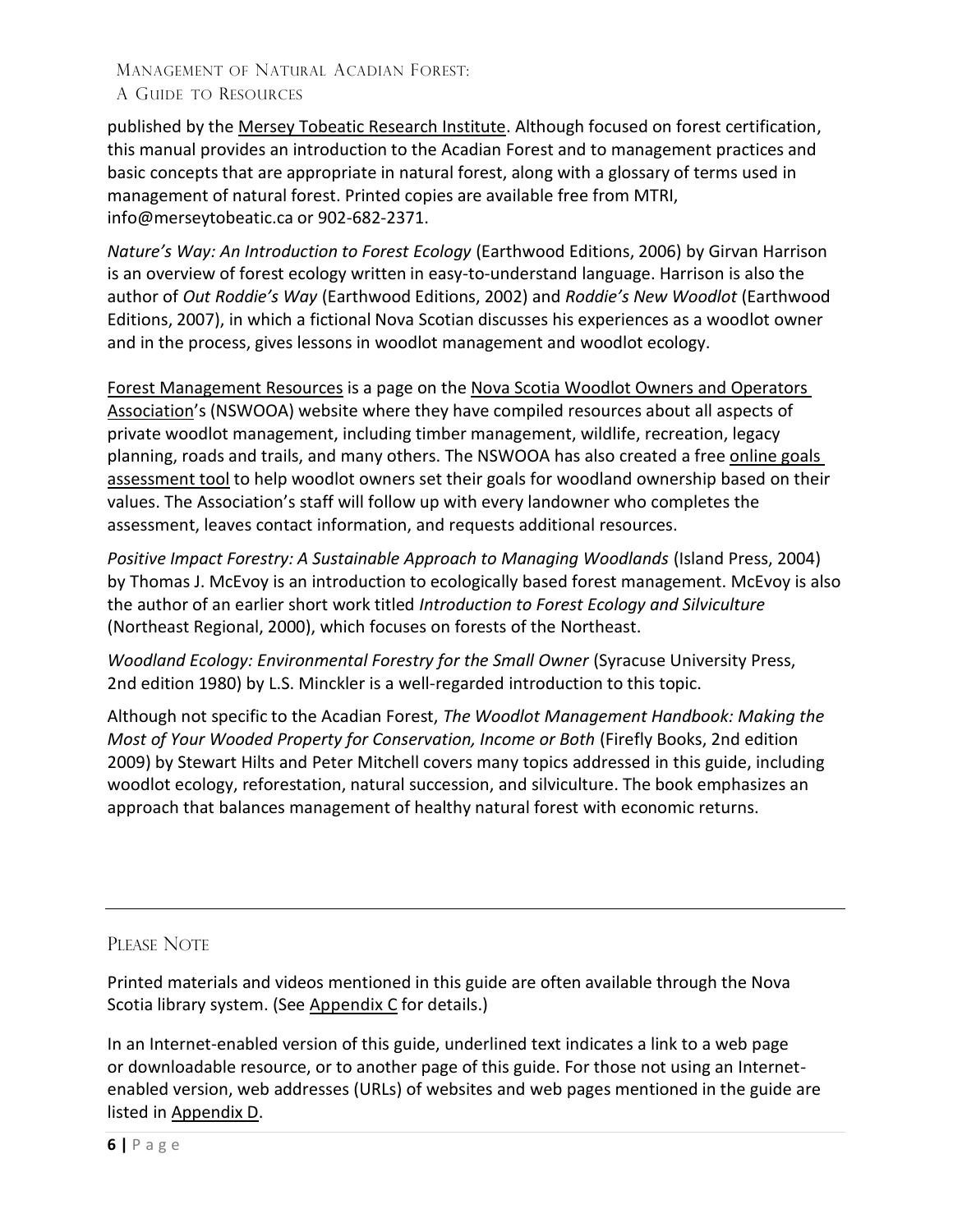published by the Mersey Tobeatic Research Institute. Although focused on forest certification, this manual provides an introduction to the Acadian Forest and to management practices and basic concepts that are appropriate in natural forest, along with a glossary of terms used in management of natural forest. Printed copies are available free from MTRI, info@merseytobeatic.ca or 902-682-2371.

*Nature's Way: An Introduction to Forest Ecology* (Earthwood Editions, 2006) by Girvan Harrison is an overview of forest ecology written in easy-to-understand language. Harrison is also the author of *Out Roddie's Way* (Earthwood Editions, 2002) and *Roddie's New Woodlot* (Earthwood Editions, 2007), in which a fictional Nova Scotian discusses his experiences as a woodlot owner and in the process, gives lessons in woodlot management and woodlot ecology.

Forest Management Resources is a page on the Nova Scotia Woodlot Owners and Operators Association's (NSWOOA) website where they have compiled resources about all aspects of private woodlot management, including timber management, wildlife, recreation, legacy planning, roads and trails, and many others. The NSWOOA has also created a free online goals assessment tool to help woodlot owners set their goals for woodland ownership based on their values. The Association's staff will follow up with every landowner who completes the assessment, leaves contact information, and requests additional resources.

*Positive Impact Forestry: A Sustainable Approach to Managing Woodlands* (Island Press, 2004) by Thomas J. McEvoy is an introduction to ecologically based forest management. McEvoy is also the author of an earlier short work titled *Introduction to Forest Ecology and Silviculture* (Northeast Regional, 2000), which focuses on forests of the Northeast.

*Woodland Ecology: Environmental Forestry for the Small Owner* (Syracuse University Press, 2nd edition 1980) by L.S. Minckler is a well-regarded introduction to this topic.

Although not specific to the Acadian Forest, *The Woodlot Management Handbook: Making the Most of Your Wooded Property for Conservation, Income or Both* (Firefly Books, 2nd edition 2009) by Stewart Hilts and Peter Mitchell covers many topics addressed in this guide, including woodlot ecology, reforestation, natural succession, and silviculture. The book emphasizes an approach that balances management of healthy natural forest with economic returns.

---

## Please Note

Printed materials and videos mentioned in this guide are often available through the Nova Scotia library system. (See Appendix C for details.)

In an Internet-enabled version of this guide, underlined text indicates a link to a web page or downloadable resource, or to another page of this guide. For those not using an Internet-enabled version, web addresses (URLs) of websites and web pages mentioned in the guide are listed in Appendix D.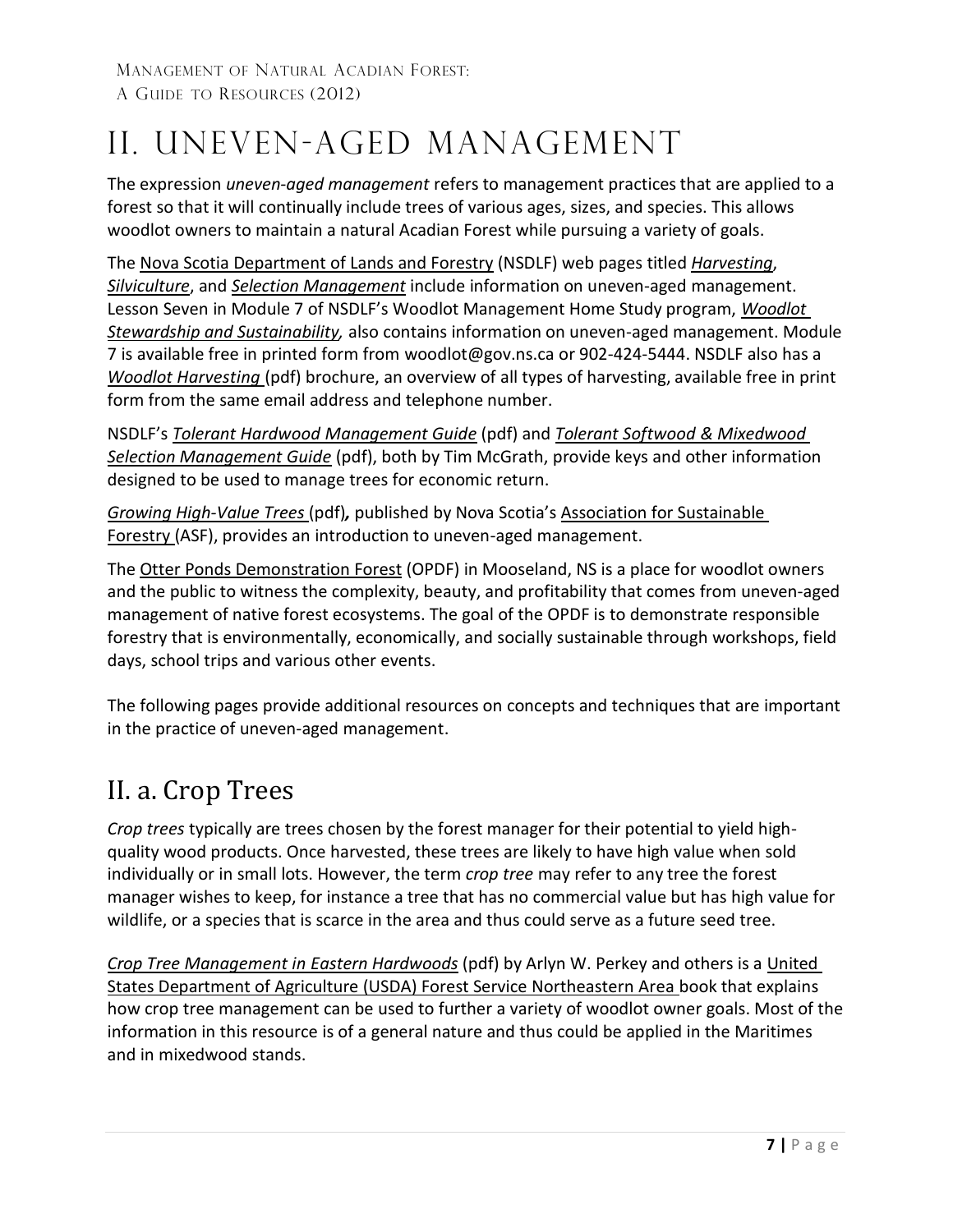# II. Uneven-Aged Management

The expression *uneven-aged management* refers to management practices that are applied to a forest so that it will continually include trees of various ages, sizes, and species. This allows woodlot owners to maintain a natural Acadian Forest while pursuing a variety of goals.

The Nova Scotia Department of Lands and Forestry (NSDLF) web pages titled *Harvesting*, *Silviculture*, and *Selection Management* include information on uneven-aged management. Lesson Seven in Module 7 of NSDLF's Woodlot Management Home Study program, *Woodlot Stewardship and Sustainability,* also contains information on uneven-aged management. Module 7 is available free in printed form from woodlot@gov.ns.ca or 902-424-5444. NSDLF also has a *Woodlot Harvesting* (pdf) brochure, an overview of all types of harvesting, available free in print form from the same email address and telephone number.

NSDLF's *Tolerant Hardwood Management Guide* (pdf) and *Tolerant Softwood & Mixedwood Selection Management Guide* (pdf), both by Tim McGrath, provide keys and other information designed to be used to manage trees for economic return.

*Growing High-Value Trees* (pdf)**,** published by Nova Scotia's Association for Sustainable Forestry (ASF), provides an introduction to uneven-aged management.

The Otter Ponds Demonstration Forest (OPDF) in Mooseland, NS is a place for woodlot owners and the public to witness the complexity, beauty, and profitability that comes from uneven-aged management of native forest ecosystems. The goal of the OPDF is to demonstrate responsible forestry that is environmentally, economically, and socially sustainable through workshops, field days, school trips and various other events.

The following pages provide additional resources on concepts and techniques that are important in the practice of uneven-aged management.

## II. a. Crop Trees

*Crop trees* typically are trees chosen by the forest manager for their potential to yield high-quality wood products. Once harvested, these trees are likely to have high value when sold individually or in small lots. However, the term *crop tree* may refer to any tree the forest manager wishes to keep, for instance a tree that has no commercial value but has high value for wildlife, or a species that is scarce in the area and thus could serve as a future seed tree.

*Crop Tree Management in Eastern Hardwoods* (pdf) by Arlyn W. Perkey and others is a United States Department of Agriculture (USDA) Forest Service Northeastern Area book that explains how crop tree management can be used to further a variety of woodlot owner goals. Most of the information in this resource is of a general nature and thus could be applied in the Maritimes and in mixedwood stands.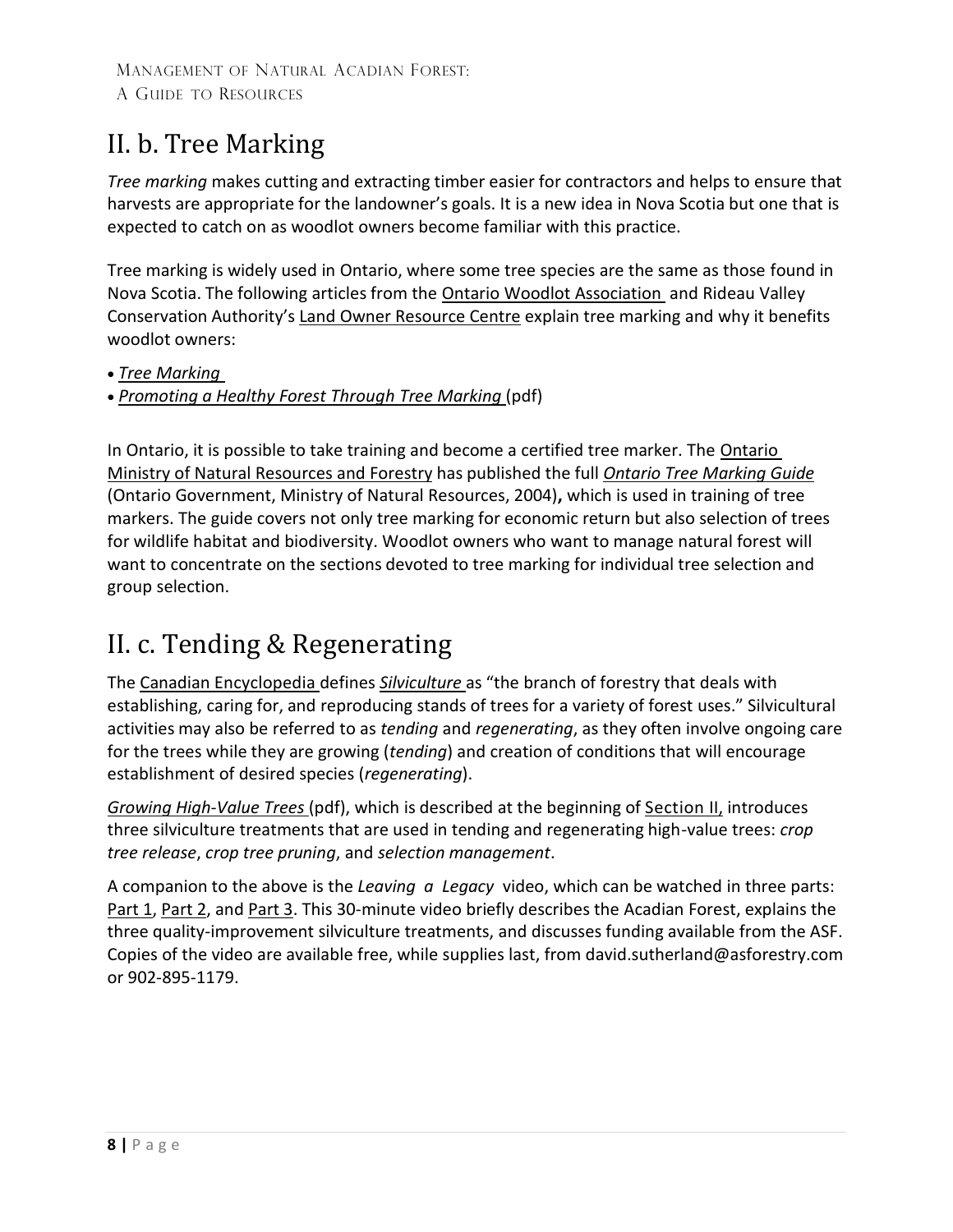## II. b. Tree Marking

*Tree marking* makes cutting and extracting timber easier for contractors and helps to ensure that harvests are appropriate for the landowner's goals. It is a new idea in Nova Scotia but one that is expected to catch on as woodlot owners become familiar with this practice.

Tree marking is widely used in Ontario, where some tree species are the same as those found in Nova Scotia. The following articles from the Ontario Woodlot Association and Rideau Valley Conservation Authority's Land Owner Resource Centre explain tree marking and why it benefits woodlot owners:

- *Tree Marking*
- *Promoting a Healthy Forest Through Tree Marking* (pdf)

In Ontario, it is possible to take training and become a certified tree marker. The Ontario Ministry of Natural Resources and Forestry has published the full *Ontario Tree Marking Guide* (Ontario Government, Ministry of Natural Resources, 2004)**,** which is used in training of tree markers. The guide covers not only tree marking for economic return but also selection of trees for wildlife habitat and biodiversity. Woodlot owners who want to manage natural forest will want to concentrate on the sections devoted to tree marking for individual tree selection and group selection.

## II. c. Tending & Regenerating

The Canadian Encyclopedia defines *Silviculture* as "the branch of forestry that deals with establishing, caring for, and reproducing stands of trees for a variety of forest uses." Silvicultural activities may also be referred to as *tending* and *regenerating*, as they often involve ongoing care for the trees while they are growing (*tending*) and creation of conditions that will encourage establishment of desired species (*regenerating*).

*Growing High-Value Trees* (pdf), which is described at the beginning of Section II, introduces three silviculture treatments that are used in tending and regenerating high-value trees: *crop tree release*, *crop tree pruning*, and *selection management*.

A companion to the above is the *Leaving a Legacy* video, which can be watched in three parts: Part 1, Part 2, and Part 3. This 30-minute video briefly describes the Acadian Forest, explains the three quality-improvement silviculture treatments, and discusses funding available from the ASF. Copies of the video are available free, while supplies last, from david.sutherland@asforestry.com or 902-895-1179.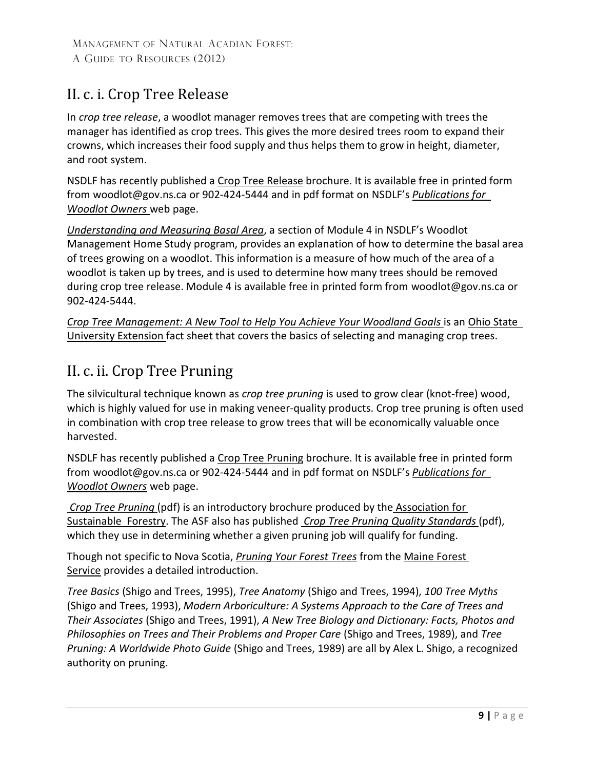## II. c. i. Crop Tree Release

In *crop tree release*, a woodlot manager removes trees that are competing with trees the manager has identified as crop trees. This gives the more desired trees room to expand their crowns, which increases their food supply and thus helps them to grow in height, diameter, and root system.

NSDLF has recently published a Crop Tree Release brochure. It is available free in printed form from woodlot@gov.ns.ca or 902-424-5444 and in pdf format on NSDLF's *Publications for Woodlot Owners* web page.

*Understanding and Measuring Basal Area*, a section of Module 4 in NSDLF's Woodlot Management Home Study program, provides an explanation of how to determine the basal area of trees growing on a woodlot. This information is a measure of how much of the area of a woodlot is taken up by trees, and is used to determine how many trees should be removed during crop tree release. Module 4 is available free in printed form from woodlot@gov.ns.ca or 902-424-5444.

*Crop Tree Management: A New Tool to Help You Achieve Your Woodland Goals* is an Ohio State University Extension fact sheet that covers the basics of selecting and managing crop trees.

## II. c. ii. Crop Tree Pruning

The silvicultural technique known as *crop tree pruning* is used to grow clear (knot-free) wood, which is highly valued for use in making veneer-quality products. Crop tree pruning is often used in combination with crop tree release to grow trees that will be economically valuable once harvested.

NSDLF has recently published a Crop Tree Pruning brochure. It is available free in printed form from woodlot@gov.ns.ca or 902-424-5444 and in pdf format on NSDLF's *Publications for Woodlot Owners* web page.

*Crop Tree Pruning* (pdf) is an introductory brochure produced by the Association for Sustainable Forestry. The ASF also has published *Crop Tree Pruning Quality Standards* (pdf), which they use in determining whether a given pruning job will qualify for funding.

Though not specific to Nova Scotia, *Pruning Your Forest Trees* from the Maine Forest Service provides a detailed introduction.

*Tree Basics* (Shigo and Trees, 1995), *Tree Anatomy* (Shigo and Trees, 1994), *100 Tree Myths* (Shigo and Trees, 1993), *Modern Arboriculture: A Systems Approach to the Care of Trees and Their Associates* (Shigo and Trees, 1991), *A New Tree Biology and Dictionary: Facts, Photos and Philosophies on Trees and Their Problems and Proper Care* (Shigo and Trees, 1989), and *Tree Pruning: A Worldwide Photo Guide* (Shigo and Trees, 1989) are all by Alex L. Shigo, a recognized authority on pruning.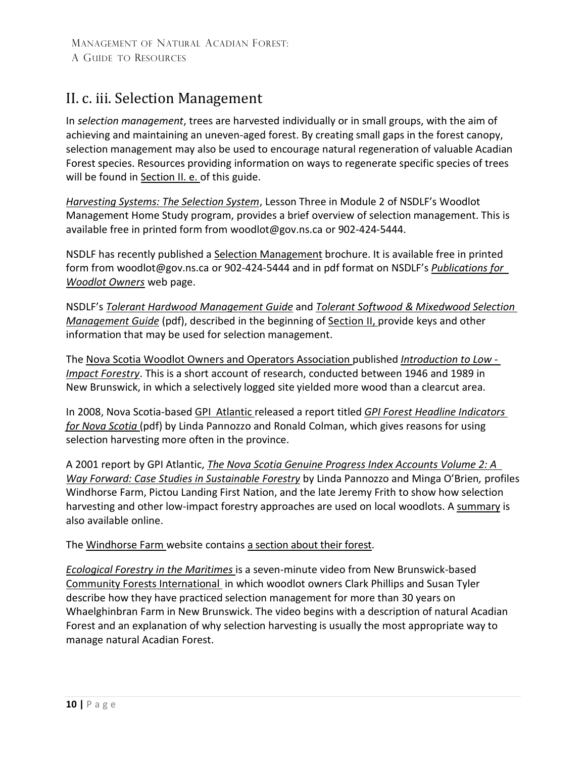## II. c. iii. Selection Management

In *selection management*, trees are harvested individually or in small groups, with the aim of achieving and maintaining an uneven-aged forest. By creating small gaps in the forest canopy, selection management may also be used to encourage natural regeneration of valuable Acadian Forest species. Resources providing information on ways to regenerate specific species of trees will be found in Section II. e. of this guide.

*Harvesting Systems: The Selection System*, Lesson Three in Module 2 of NSDLF's Woodlot Management Home Study program, provides a brief overview of selection management. This is available free in printed form from woodlot@gov.ns.ca or 902-424-5444.

NSDLF has recently published a Selection Management brochure. It is available free in printed form from woodlot@gov.ns.ca or 902-424-5444 and in pdf format on NSDLF's *Publications for Woodlot Owners* web page.

NSDLF's *Tolerant Hardwood Management Guide* and *Tolerant Softwood & Mixedwood Selection Management Guide* (pdf), described in the beginning of Section II, provide keys and other information that may be used for selection management.

The Nova Scotia Woodlot Owners and Operators Association published *Introduction to Low - Impact Forestry*. This is a short account of research, conducted between 1946 and 1989 in New Brunswick, in which a selectively logged site yielded more wood than a clearcut area.

In 2008, Nova Scotia-based GPI Atlantic released a report titled *GPI Forest Headline Indicators for Nova Scotia* (pdf) by Linda Pannozzo and Ronald Colman, which gives reasons for using selection harvesting more often in the province.

A 2001 report by GPI Atlantic, *The Nova Scotia Genuine Progress Index Accounts Volume 2: A Way Forward: Case Studies in Sustainable Forestry* by Linda Pannozzo and Minga O'Brien, profiles Windhorse Farm, Pictou Landing First Nation, and the late Jeremy Frith to show how selection harvesting and other low-impact forestry approaches are used on local woodlots. A summary is also available online.

The Windhorse Farm website contains a section about their forest.

*Ecological Forestry in the Maritimes* is a seven-minute video from New Brunswick-based Community Forests International in which woodlot owners Clark Phillips and Susan Tyler describe how they have practiced selection management for more than 30 years on Whaelghinbran Farm in New Brunswick. The video begins with a description of natural Acadian Forest and an explanation of why selection harvesting is usually the most appropriate way to manage natural Acadian Forest.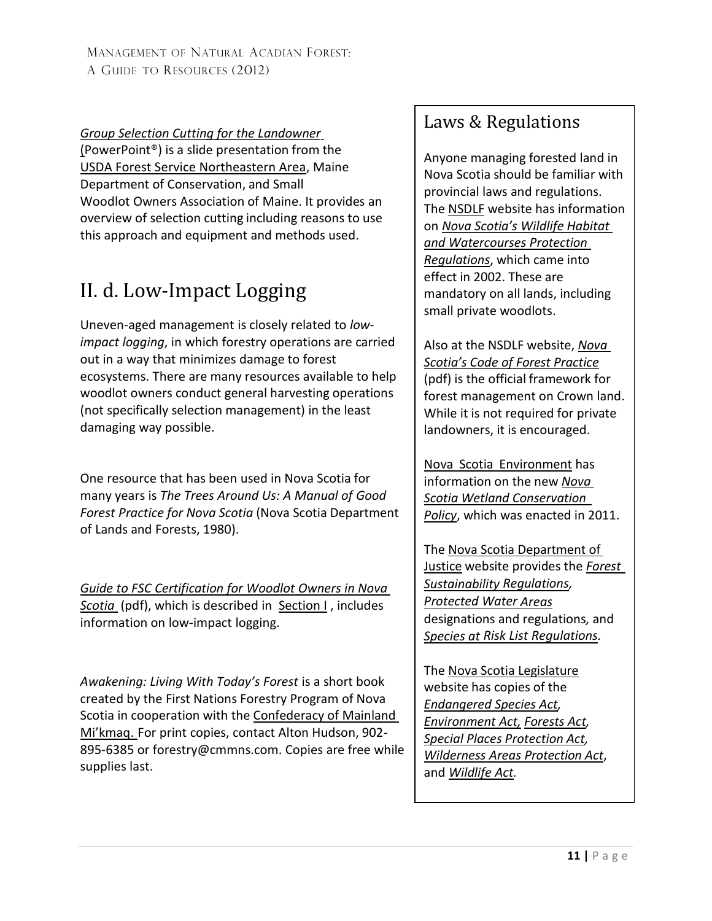*Group Selection Cutting for the Landowner* (PowerPoint®) is a slide presentation from the USDA Forest Service Northeastern Area, Maine Department of Conservation, and Small Woodlot Owners Association of Maine. It provides an overview of selection cutting including reasons to use this approach and equipment and methods used.

## II. d. Low-Impact Logging

Uneven-aged management is closely related to *low-impact logging*, in which forestry operations are carried out in a way that minimizes damage to forest ecosystems. There are many resources available to help woodlot owners conduct general harvesting operations (not specifically selection management) in the least damaging way possible.

One resource that has been used in Nova Scotia for many years is *The Trees Around Us: A Manual of Good Forest Practice for Nova Scotia* (Nova Scotia Department of Lands and Forests, 1980).

*Guide to FSC Certification for Woodlot Owners in Nova Scotia* (pdf), which is described in Section I, includes information on low-impact logging.

*Awakening: Living With Today's Forest* is a short book created by the First Nations Forestry Program of Nova Scotia in cooperation with the Confederacy of Mainland Mi'kmaq. For print copies, contact Alton Hudson, 902-895-6385 or forestry@cmmns.com. Copies are free while supplies last.

### Laws & Regulations

Anyone managing forested land in Nova Scotia should be familiar with provincial laws and regulations. The NSDLF website has information on *Nova Scotia's Wildlife Habitat and Watercourses Protection Regulations*, which came into effect in 2002. These are mandatory on all lands, including small private woodlots.

Also at the NSDLF website, *Nova Scotia's Code of Forest Practice* (pdf) is the official framework for forest management on Crown land. While it is not required for private landowners, it is encouraged.

Nova Scotia Environment has information on the new *Nova Scotia Wetland Conservation Policy*, which was enacted in 2011.

The Nova Scotia Department of Justice website provides the *Forest Sustainability Regulations*, *Protected Water Areas* designations and regulations, and *Species at Risk List Regulations.*

The Nova Scotia Legislature website has copies of the *Endangered Species Act*, *Environment Act*, *Forests Act*, *Special Places Protection Act*, *Wilderness Areas Protection Act*, and *Wildlife Act.*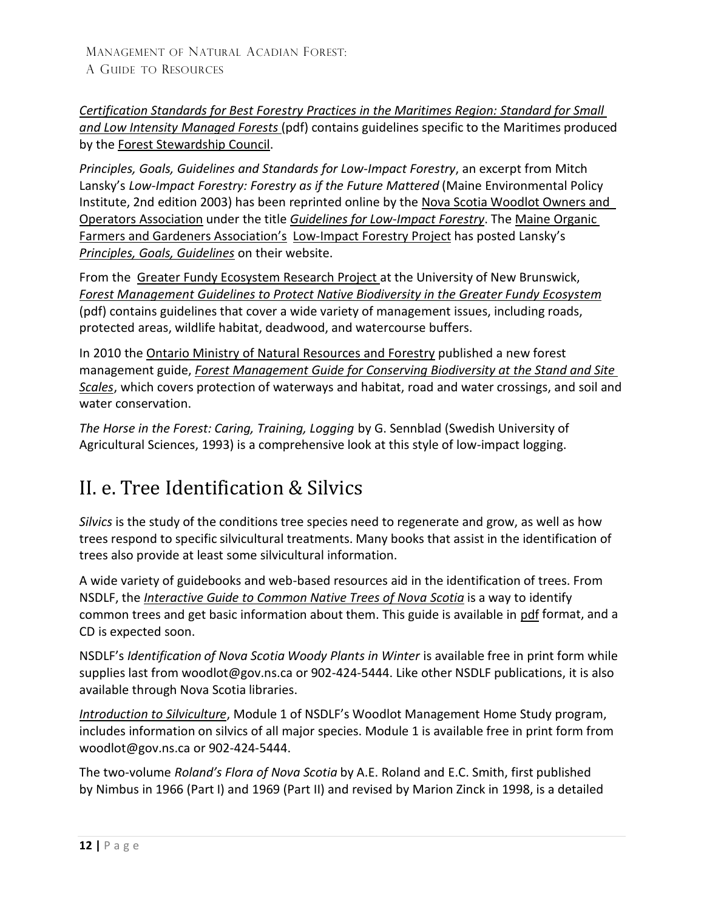*Certification Standards for Best Forestry Practices in the Maritimes Region: Standard for Small and Low Intensity Managed Forests* (pdf) contains guidelines specific to the Maritimes produced by the Forest Stewardship Council.

*Principles, Goals, Guidelines and Standards for Low-Impact Forestry*, an excerpt from Mitch Lansky's *Low-Impact Forestry: Forestry as if the Future Mattered* (Maine Environmental Policy Institute, 2nd edition 2003) has been reprinted online by the Nova Scotia Woodlot Owners and Operators Association under the title *Guidelines for Low-Impact Forestry*. The Maine Organic Farmers and Gardeners Association's Low-Impact Forestry Project has posted Lansky's *Principles, Goals, Guidelines* on their website.

From the Greater Fundy Ecosystem Research Project at the University of New Brunswick, *Forest Management Guidelines to Protect Native Biodiversity in the Greater Fundy Ecosystem* (pdf) contains guidelines that cover a wide variety of management issues, including roads, protected areas, wildlife habitat, deadwood, and watercourse buffers.

In 2010 the Ontario Ministry of Natural Resources and Forestry published a new forest management guide, *Forest Management Guide for Conserving Biodiversity at the Stand and Site Scales*, which covers protection of waterways and habitat, road and water crossings, and soil and water conservation.

*The Horse in the Forest: Caring, Training, Logging* by G. Sennblad (Swedish University of Agricultural Sciences, 1993) is a comprehensive look at this style of low-impact logging.

# II. e. Tree Identification & Silvics

*Silvics* is the study of the conditions tree species need to regenerate and grow, as well as how trees respond to specific silvicultural treatments. Many books that assist in the identification of trees also provide at least some silvicultural information.

A wide variety of guidebooks and web-based resources aid in the identification of trees. From NSDLF, the *Interactive Guide to Common Native Trees of Nova Scotia* is a way to identify common trees and get basic information about them. This guide is available in pdf format, and a CD is expected soon.

NSDLF's *Identification of Nova Scotia Woody Plants in Winter* is available free in print form while supplies last from woodlot@gov.ns.ca or 902-424-5444. Like other NSDLF publications, it is also available through Nova Scotia libraries.

*Introduction to Silviculture*, Module 1 of NSDLF's Woodlot Management Home Study program, includes information on silvics of all major species. Module 1 is available free in print form from woodlot@gov.ns.ca or 902-424-5444.

The two-volume *Roland's Flora of Nova Scotia* by A.E. Roland and E.C. Smith, first published by Nimbus in 1966 (Part I) and 1969 (Part II) and revised by Marion Zinck in 1998, is a detailed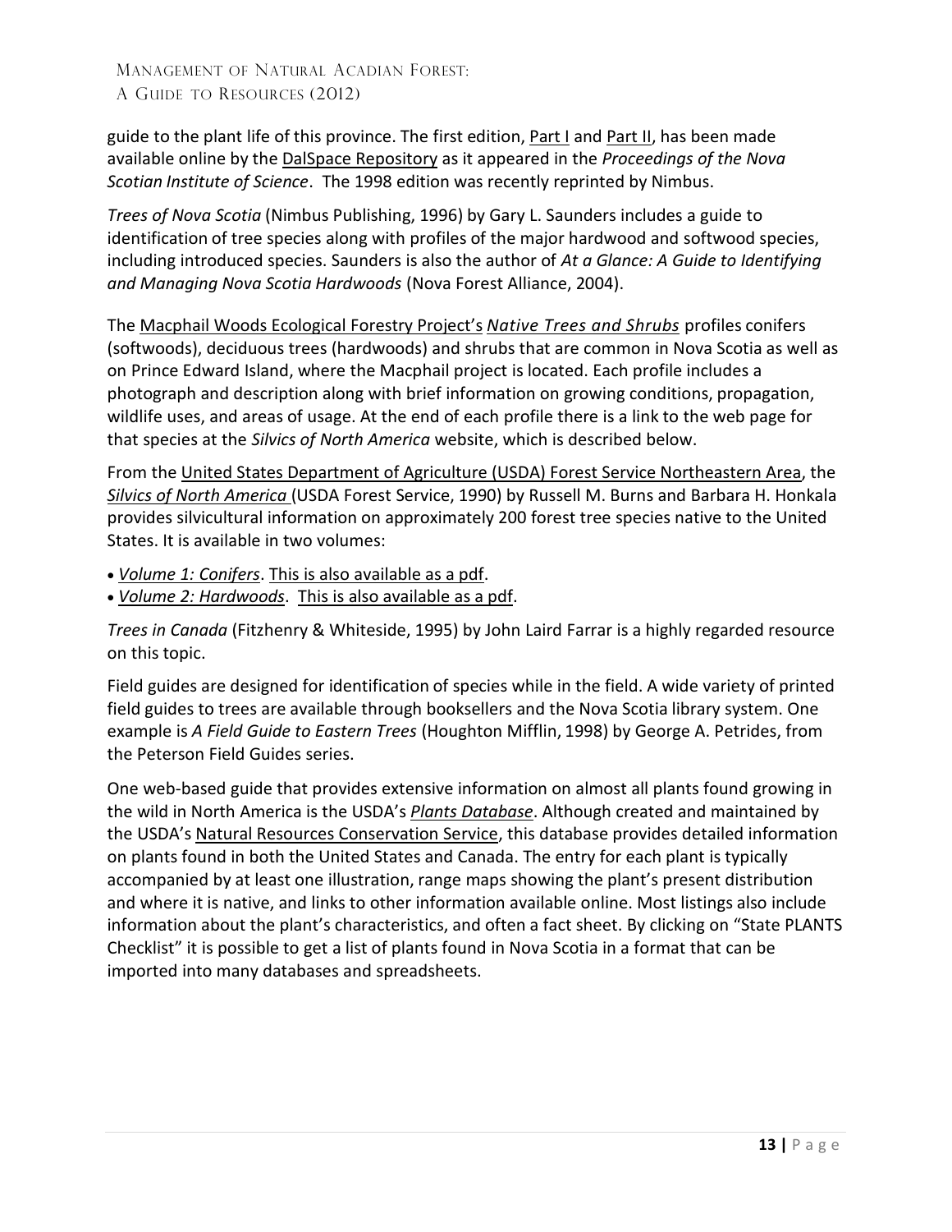guide to the plant life of this province. The first edition, Part I and Part II, has been made available online by the DalSpace Repository as it appeared in the *Proceedings of the Nova Scotian Institute of Science*. The 1998 edition was recently reprinted by Nimbus.

*Trees of Nova Scotia* (Nimbus Publishing, 1996) by Gary L. Saunders includes a guide to identification of tree species along with profiles of the major hardwood and softwood species, including introduced species. Saunders is also the author of *At a Glance: A Guide to Identifying and Managing Nova Scotia Hardwoods* (Nova Forest Alliance, 2004).

The Macphail Woods Ecological Forestry Project's *Native Trees and Shrubs* profiles conifers (softwoods), deciduous trees (hardwoods) and shrubs that are common in Nova Scotia as well as on Prince Edward Island, where the Macphail project is located. Each profile includes a photograph and description along with brief information on growing conditions, propagation, wildlife uses, and areas of usage. At the end of each profile there is a link to the web page for that species at the *Silvics of North America* website, which is described below.

From the United States Department of Agriculture (USDA) Forest Service Northeastern Area, the *Silvics of North America* (USDA Forest Service, 1990) by Russell M. Burns and Barbara H. Honkala provides silvicultural information on approximately 200 forest tree species native to the United States. It is available in two volumes:

- *Volume 1: Conifers*. This is also available as a pdf.
- *Volume 2: Hardwoods*. This is also available as a pdf.

*Trees in Canada* (Fitzhenry & Whiteside, 1995) by John Laird Farrar is a highly regarded resource on this topic.

Field guides are designed for identification of species while in the field. A wide variety of printed field guides to trees are available through booksellers and the Nova Scotia library system. One example is *A Field Guide to Eastern Trees* (Houghton Mifflin, 1998) by George A. Petrides, from the Peterson Field Guides series.

One web-based guide that provides extensive information on almost all plants found growing in the wild in North America is the USDA's *Plants Database*. Although created and maintained by the USDA's Natural Resources Conservation Service, this database provides detailed information on plants found in both the United States and Canada. The entry for each plant is typically accompanied by at least one illustration, range maps showing the plant's present distribution and where it is native, and links to other information available online. Most listings also include information about the plant's characteristics, and often a fact sheet. By clicking on "State PLANTS Checklist" it is possible to get a list of plants found in Nova Scotia in a format that can be imported into many databases and spreadsheets.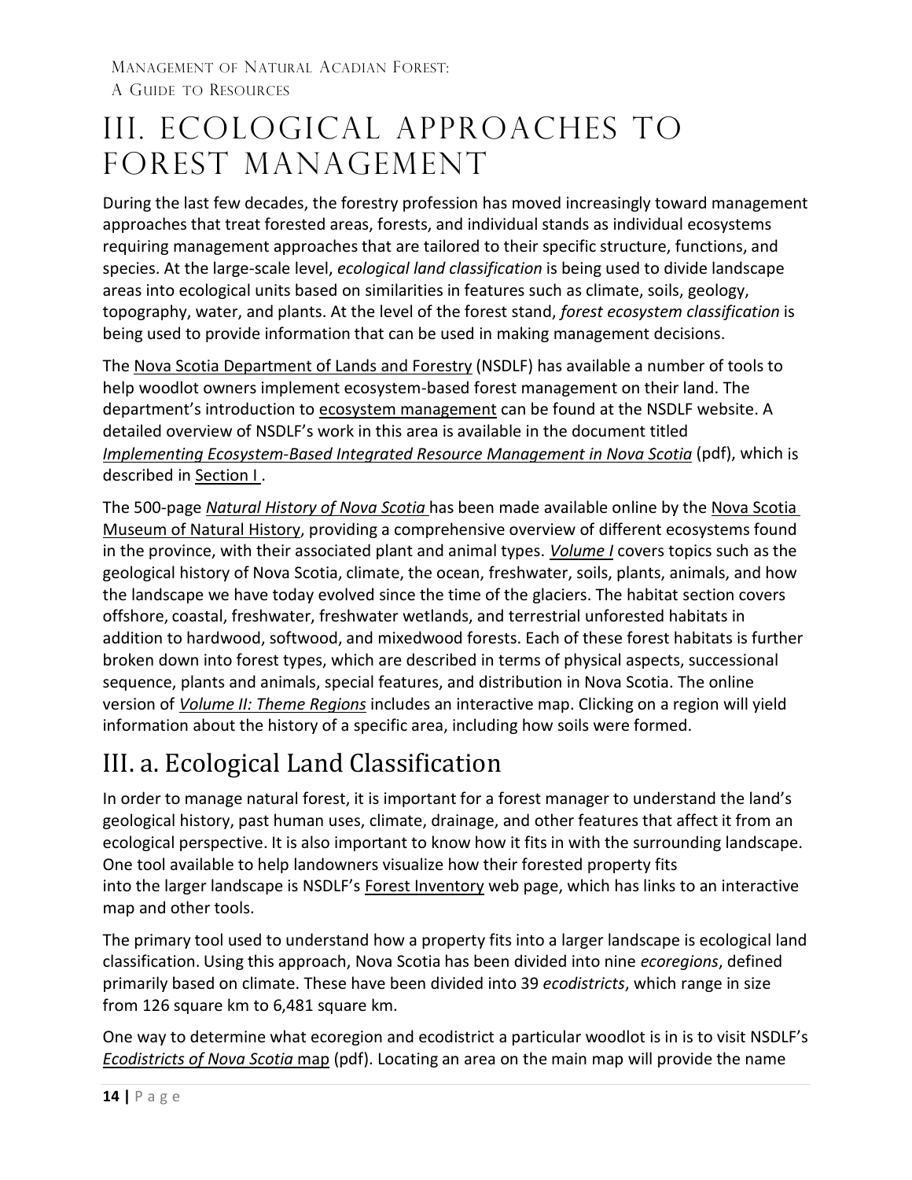# III. Ecological Approaches to Forest Management

During the last few decades, the forestry profession has moved increasingly toward management approaches that treat forested areas, forests, and individual stands as individual ecosystems requiring management approaches that are tailored to their specific structure, functions, and species. At the large-scale level, *ecological land classification* is being used to divide landscape areas into ecological units based on similarities in features such as climate, soils, geology, topography, water, and plants. At the level of the forest stand, *forest ecosystem classification* is being used to provide information that can be used in making management decisions.

The Nova Scotia Department of Lands and Forestry (NSDLF) has available a number of tools to help woodlot owners implement ecosystem-based forest management on their land. The department's introduction to ecosystem management can be found at the NSDLF website. A detailed overview of NSDLF's work in this area is available in the document titled *Implementing Ecosystem-Based Integrated Resource Management in Nova Scotia* (pdf), which is described in Section I.

The 500-page *Natural History of Nova Scotia* has been made available online by the Nova Scotia Museum of Natural History, providing a comprehensive overview of different ecosystems found in the province, with their associated plant and animal types. *Volume I* covers topics such as the geological history of Nova Scotia, climate, the ocean, freshwater, soils, plants, animals, and how the landscape we have today evolved since the time of the glaciers. The habitat section covers offshore, coastal, freshwater, freshwater wetlands, and terrestrial unforested habitats in addition to hardwood, softwood, and mixedwood forests. Each of these forest habitats is further broken down into forest types, which are described in terms of physical aspects, successional sequence, plants and animals, special features, and distribution in Nova Scotia. The online version of *Volume II: Theme Regions* includes an interactive map. Clicking on a region will yield information about the history of a specific area, including how soils were formed.

## III. a. Ecological Land Classification

In order to manage natural forest, it is important for a forest manager to understand the land's geological history, past human uses, climate, drainage, and other features that affect it from an ecological perspective. It is also important to know how it fits in with the surrounding landscape. One tool available to help landowners visualize how their forested property fits into the larger landscape is NSDLF's Forest Inventory web page, which has links to an interactive map and other tools.

The primary tool used to understand how a property fits into a larger landscape is ecological land classification. Using this approach, Nova Scotia has been divided into nine *ecoregions*, defined primarily based on climate. These have been divided into 39 *ecodistricts*, which range in size from 126 square km to 6,481 square km.

One way to determine what ecoregion and ecodistrict a particular woodlot is in is to visit NSDLF's *Ecodistricts of Nova Scotia* map (pdf). Locating an area on the main map will provide the name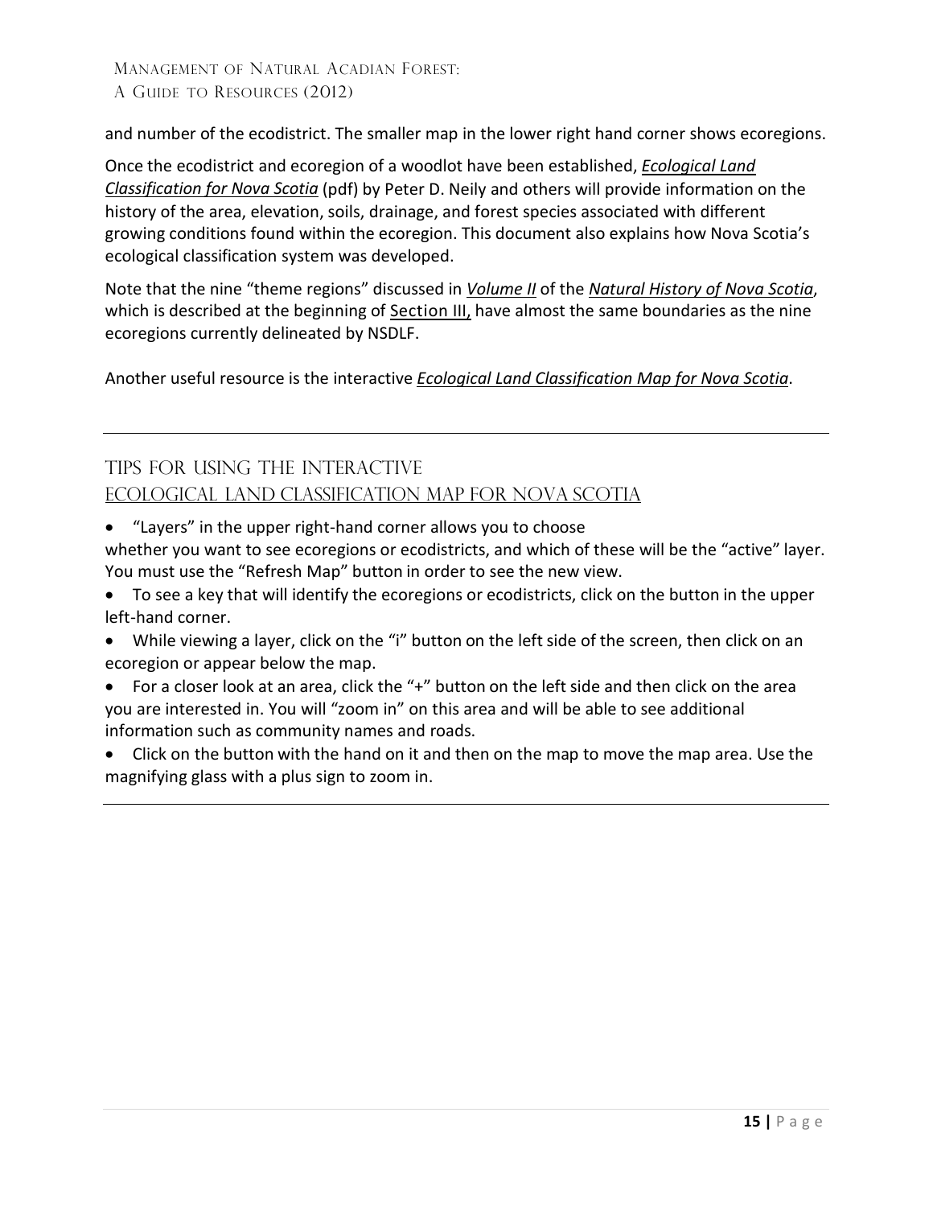and number of the ecodistrict. The smaller map in the lower right hand corner shows ecoregions.

Once the ecodistrict and ecoregion of a woodlot have been established, *Ecological Land Classification for Nova Scotia* (pdf) by Peter D. Neily and others will provide information on the history of the area, elevation, soils, drainage, and forest species associated with different growing conditions found within the ecoregion. This document also explains how Nova Scotia's ecological classification system was developed.

Note that the nine "theme regions" discussed in *Volume II* of the *Natural History of Nova Scotia*, which is described at the beginning of Section III, have almost the same boundaries as the nine ecoregions currently delineated by NSDLF.

Another useful resource is the interactive *Ecological Land Classification Map for Nova Scotia*.

## Tips for using the interactive Ecological Land Classification Map for Nova Scotia

- "Layers" in the upper right-hand corner allows you to choose whether you want to see ecoregions or ecodistricts, and which of these will be the "active" layer. You must use the "Refresh Map" button in order to see the new view.
- To see a key that will identify the ecoregions or ecodistricts, click on the button in the upper left-hand corner.
- While viewing a layer, click on the "i" button on the left side of the screen, then click on an ecoregion or appear below the map.
- For a closer look at an area, click the "+" button on the left side and then click on the area you are interested in. You will "zoom in" on this area and will be able to see additional information such as community names and roads.
- Click on the button with the hand on it and then on the map to move the map area. Use the magnifying glass with a plus sign to zoom in.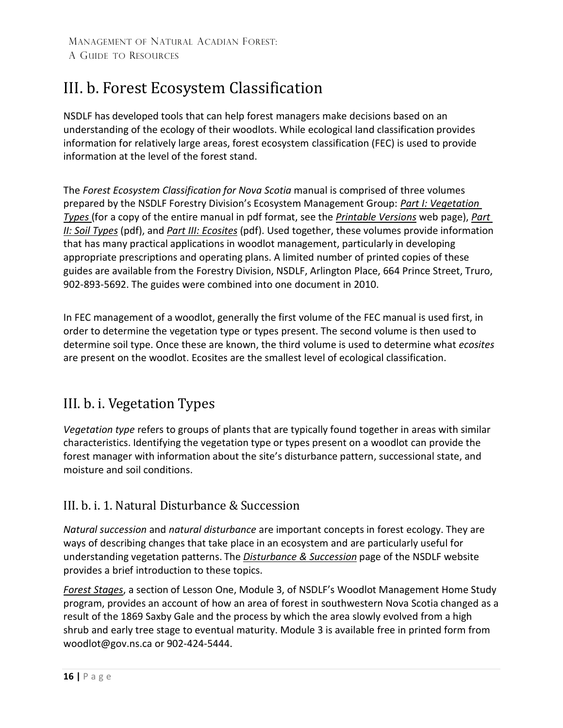# III. b. Forest Ecosystem Classification

NSDLF has developed tools that can help forest managers make decisions based on an understanding of the ecology of their woodlots. While ecological land classification provides information for relatively large areas, forest ecosystem classification (FEC) is used to provide information at the level of the forest stand.

The *Forest Ecosystem Classification for Nova Scotia* manual is comprised of three volumes prepared by the NSDLF Forestry Division's Ecosystem Management Group: ***Part I: Vegetation Types*** (for a copy of the entire manual in pdf format, see the ***Printable Versions*** web page), ***Part II: Soil Types*** (pdf), and ***Part III: Ecosites*** (pdf). Used together, these volumes provide information that has many practical applications in woodlot management, particularly in developing appropriate prescriptions and operating plans. A limited number of printed copies of these guides are available from the Forestry Division, NSDLF, Arlington Place, 664 Prince Street, Truro, 902-893-5692. The guides were combined into one document in 2010.

In FEC management of a woodlot, generally the first volume of the FEC manual is used first, in order to determine the vegetation type or types present. The second volume is then used to determine soil type. Once these are known, the third volume is used to determine what *ecosites* are present on the woodlot. Ecosites are the smallest level of ecological classification.

## III. b. i. Vegetation Types

*Vegetation type* refers to groups of plants that are typically found together in areas with similar characteristics. Identifying the vegetation type or types present on a woodlot can provide the forest manager with information about the site's disturbance pattern, successional state, and moisture and soil conditions.

### III. b. i. 1. Natural Disturbance & Succession

*Natural succession* and *natural disturbance* are important concepts in forest ecology. They are ways of describing changes that take place in an ecosystem and are particularly useful for understanding vegetation patterns. The ***Disturbance & Succession*** page of the NSDLF website provides a brief introduction to these topics.

***Forest Stages***, a section of Lesson One, Module 3, of NSDLF's Woodlot Management Home Study program, provides an account of how an area of forest in southwestern Nova Scotia changed as a result of the 1869 Saxby Gale and the process by which the area slowly evolved from a high shrub and early tree stage to eventual maturity. Module 3 is available free in printed form from woodlot@gov.ns.ca or 902-424-5444.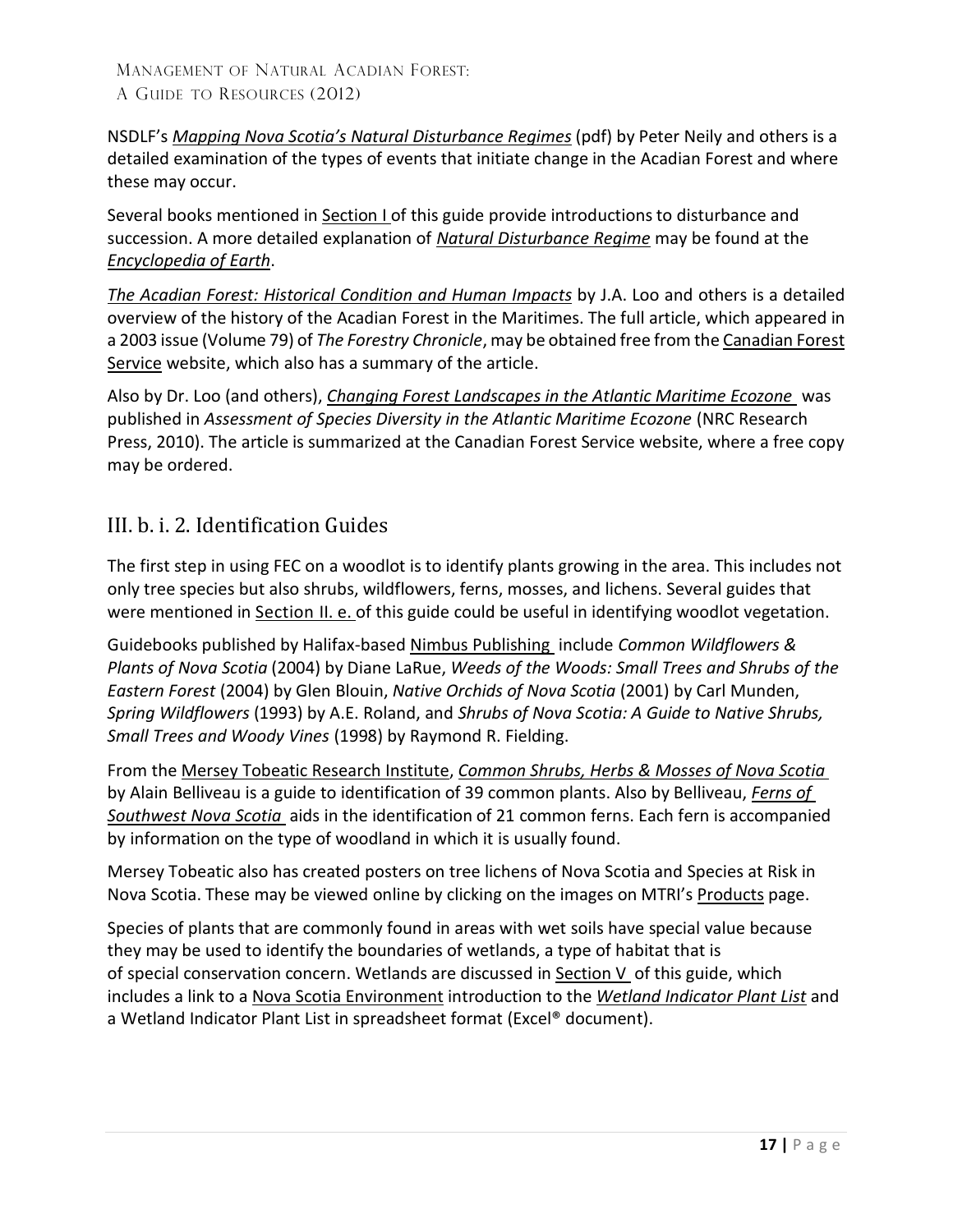NSDLF's *Mapping Nova Scotia's Natural Disturbance Regimes* (pdf) by Peter Neily and others is a detailed examination of the types of events that initiate change in the Acadian Forest and where these may occur.

Several books mentioned in Section I of this guide provide introductions to disturbance and succession. A more detailed explanation of *Natural Disturbance Regime* may be found at the *Encyclopedia of Earth*.

*The Acadian Forest: Historical Condition and Human Impacts* by J.A. Loo and others is a detailed overview of the history of the Acadian Forest in the Maritimes. The full article, which appeared in a 2003 issue (Volume 79) of *The Forestry Chronicle*, may be obtained free from the Canadian Forest Service website, which also has a summary of the article.

Also by Dr. Loo (and others), *Changing Forest Landscapes in the Atlantic Maritime Ecozone* was published in *Assessment of Species Diversity in the Atlantic Maritime Ecozone* (NRC Research Press, 2010). The article is summarized at the Canadian Forest Service website, where a free copy may be ordered.

## III. b. i. 2. Identification Guides

The first step in using FEC on a woodlot is to identify plants growing in the area. This includes not only tree species but also shrubs, wildflowers, ferns, mosses, and lichens. Several guides that were mentioned in Section II. e. of this guide could be useful in identifying woodlot vegetation.

Guidebooks published by Halifax-based Nimbus Publishing include *Common Wildflowers & Plants of Nova Scotia* (2004) by Diane LaRue, *Weeds of the Woods: Small Trees and Shrubs of the Eastern Forest* (2004) by Glen Blouin, *Native Orchids of Nova Scotia* (2001) by Carl Munden, *Spring Wildflowers* (1993) by A.E. Roland, and *Shrubs of Nova Scotia: A Guide to Native Shrubs, Small Trees and Woody Vines* (1998) by Raymond R. Fielding.

From the Mersey Tobeatic Research Institute, *Common Shrubs, Herbs & Mosses of Nova Scotia* by Alain Belliveau is a guide to identification of 39 common plants. Also by Belliveau, *Ferns of Southwest Nova Scotia* aids in the identification of 21 common ferns. Each fern is accompanied by information on the type of woodland in which it is usually found.

Mersey Tobeatic also has created posters on tree lichens of Nova Scotia and Species at Risk in Nova Scotia. These may be viewed online by clicking on the images on MTRI's Products page.

Species of plants that are commonly found in areas with wet soils have special value because they may be used to identify the boundaries of wetlands, a type of habitat that is of special conservation concern. Wetlands are discussed in Section V of this guide, which includes a link to a Nova Scotia Environment introduction to the *Wetland Indicator Plant List* and a Wetland Indicator Plant List in spreadsheet format (Excel® document).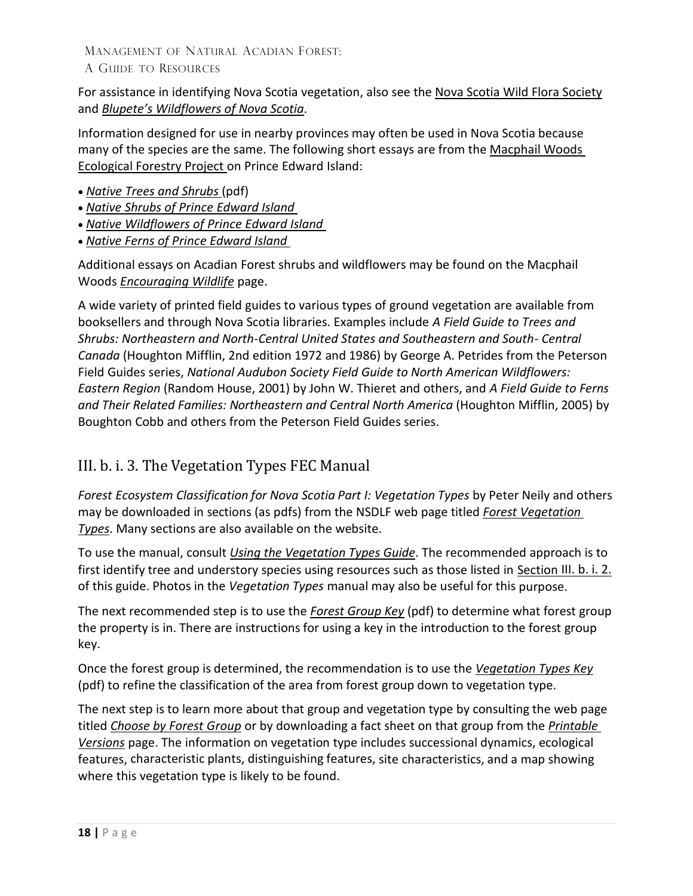For assistance in identifying Nova Scotia vegetation, also see the Nova Scotia Wild Flora Society and *Blupete's Wildflowers of Nova Scotia*.

Information designed for use in nearby provinces may often be used in Nova Scotia because many of the species are the same. The following short essays are from the Macphail Woods Ecological Forestry Project on Prince Edward Island:

- *Native Trees and Shrubs* (pdf)
- *Native Shrubs of Prince Edward Island*
- *Native Wildflowers of Prince Edward Island*
- *Native Ferns of Prince Edward Island*

Additional essays on Acadian Forest shrubs and wildflowers may be found on the Macphail Woods *Encouraging Wildlife* page.

A wide variety of printed field guides to various types of ground vegetation are available from booksellers and through Nova Scotia libraries. Examples include *A Field Guide to Trees and Shrubs: Northeastern and North-Central United States and Southeastern and South- Central Canada* (Houghton Mifflin, 2nd edition 1972 and 1986) by George A. Petrides from the Peterson Field Guides series, *National Audubon Society Field Guide to North American Wildflowers: Eastern Region* (Random House, 2001) by John W. Thieret and others, and *A Field Guide to Ferns and Their Related Families: Northeastern and Central North America* (Houghton Mifflin, 2005) by Boughton Cobb and others from the Peterson Field Guides series.

## III. b. i. 3. The Vegetation Types FEC Manual

*Forest Ecosystem Classification for Nova Scotia Part I: Vegetation Types* by Peter Neily and others may be downloaded in sections (as pdfs) from the NSDLF web page titled *Forest Vegetation Types*. Many sections are also available on the website.

To use the manual, consult *Using the Vegetation Types Guide*. The recommended approach is to first identify tree and understory species using resources such as those listed in Section III. b. i. 2. of this guide. Photos in the *Vegetation Types* manual may also be useful for this purpose.

The next recommended step is to use the *Forest Group Key* (pdf) to determine what forest group the property is in. There are instructions for using a key in the introduction to the forest group key.

Once the forest group is determined, the recommendation is to use the *Vegetation Types Key* (pdf) to refine the classification of the area from forest group down to vegetation type.

The next step is to learn more about that group and vegetation type by consulting the web page titled *Choose by Forest Group* or by downloading a fact sheet on that group from the *Printable Versions* page. The information on vegetation type includes successional dynamics, ecological features, characteristic plants, distinguishing features, site characteristics, and a map showing where this vegetation type is likely to be found.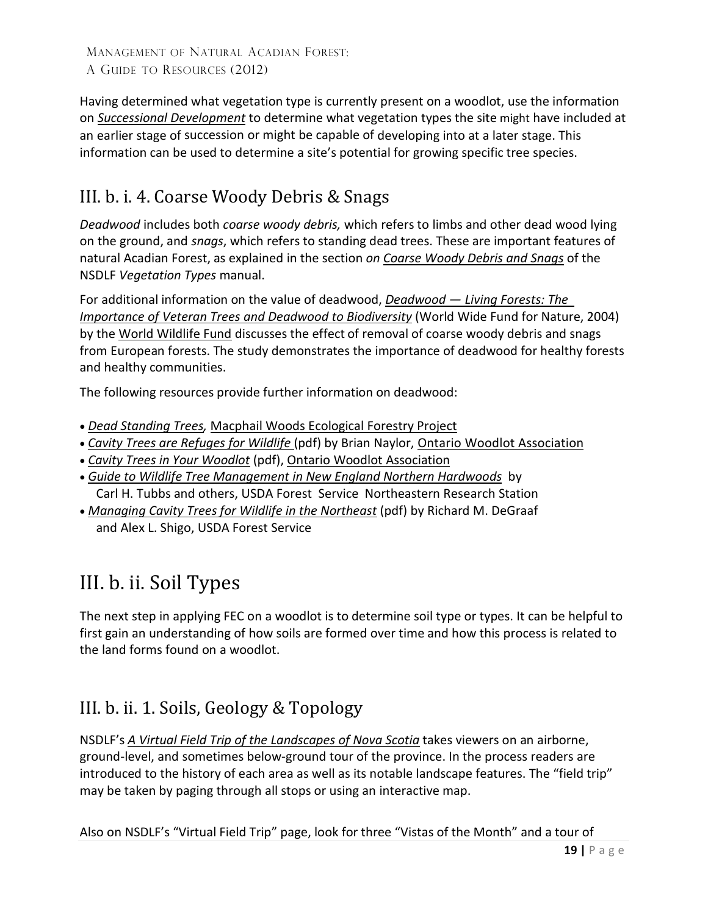Having determined what vegetation type is currently present on a woodlot, use the information on *Successional Development* to determine what vegetation types the site might have included at an earlier stage of succession or might be capable of developing into at a later stage. This information can be used to determine a site's potential for growing specific tree species.

## III. b. i. 4. Coarse Woody Debris & Snags

*Deadwood* includes both *coarse woody debris,* which refers to limbs and other dead wood lying on the ground, and *snags*, which refers to standing dead trees. These are important features of natural Acadian Forest, as explained in the section *on Coarse Woody Debris and Snags* of the NSDLF *Vegetation Types* manual.

For additional information on the value of deadwood, *Deadwood — Living Forests: The Importance of Veteran Trees and Deadwood to Biodiversity* (World Wide Fund for Nature, 2004) by the World Wildlife Fund discusses the effect of removal of coarse woody debris and snags from European forests. The study demonstrates the importance of deadwood for healthy forests and healthy communities.

The following resources provide further information on deadwood:

- *Dead Standing Trees,* Macphail Woods Ecological Forestry Project
- *Cavity Trees are Refuges for Wildlife* (pdf) by Brian Naylor, Ontario Woodlot Association
- *Cavity Trees in Your Woodlot* (pdf), Ontario Woodlot Association
- *Guide to Wildlife Tree Management in New England Northern Hardwoods* by Carl H. Tubbs and others, USDA Forest Service Northeastern Research Station
- *Managing Cavity Trees for Wildlife in the Northeast* (pdf) by Richard M. DeGraaf and Alex L. Shigo, USDA Forest Service

# III. b. ii. Soil Types

The next step in applying FEC on a woodlot is to determine soil type or types. It can be helpful to first gain an understanding of how soils are formed over time and how this process is related to the land forms found on a woodlot.

## III. b. ii. 1. Soils, Geology & Topology

NSDLF's *A Virtual Field Trip of the Landscapes of Nova Scotia* takes viewers on an airborne, ground-level, and sometimes below-ground tour of the province. In the process readers are introduced to the history of each area as well as its notable landscape features. The "field trip" may be taken by paging through all stops or using an interactive map.

Also on NSDLF's "Virtual Field Trip" page, look for three "Vistas of the Month" and a tour of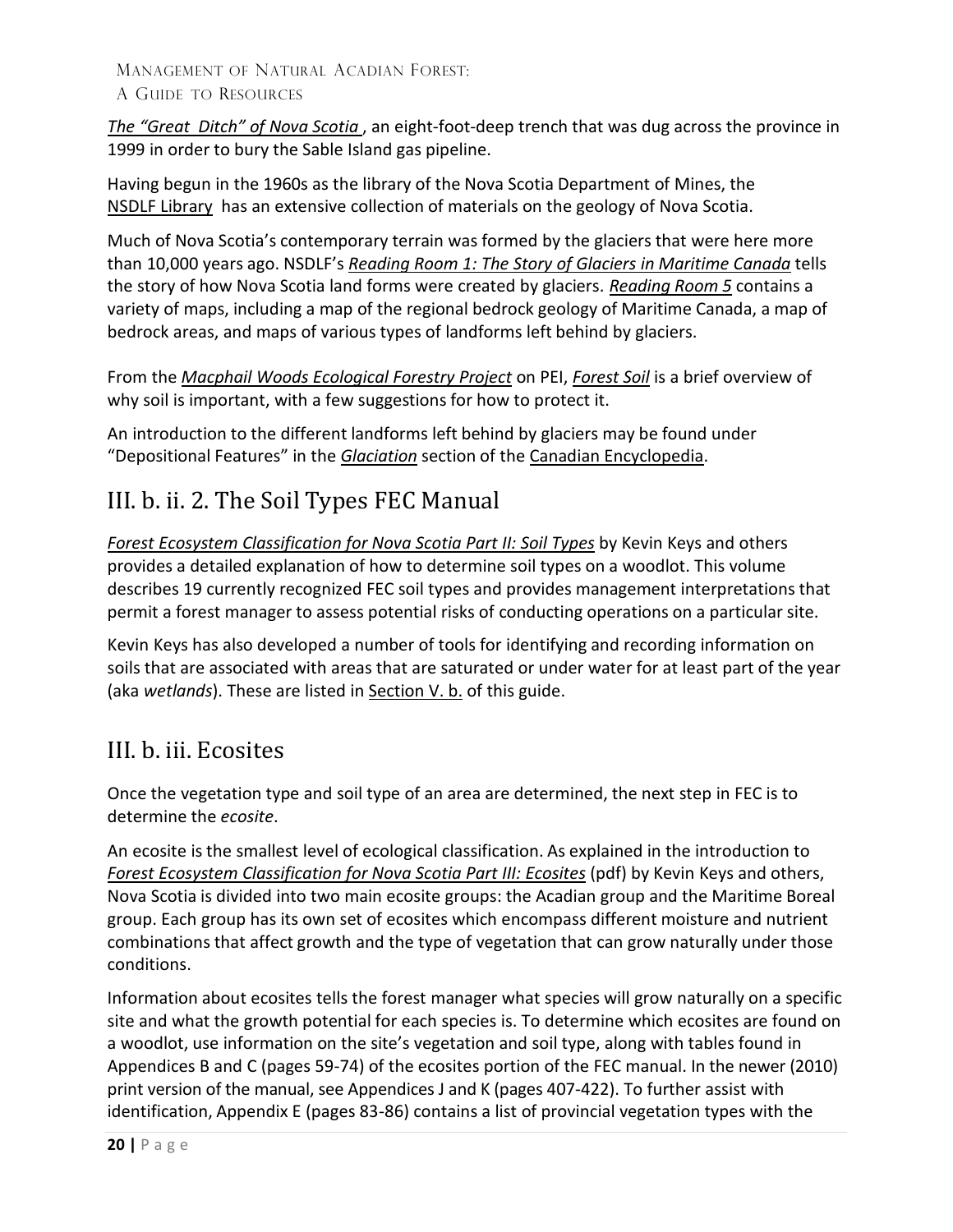*The "Great Ditch" of Nova Scotia* , an eight-foot-deep trench that was dug across the province in 1999 in order to bury the Sable Island gas pipeline.

Having begun in the 1960s as the library of the Nova Scotia Department of Mines, the NSDLF Library has an extensive collection of materials on the geology of Nova Scotia.

Much of Nova Scotia's contemporary terrain was formed by the glaciers that were here more than 10,000 years ago. NSDLF's *Reading Room 1: The Story of Glaciers in Maritime Canada* tells the story of how Nova Scotia land forms were created by glaciers. *Reading Room 5* contains a variety of maps, including a map of the regional bedrock geology of Maritime Canada, a map of bedrock areas, and maps of various types of landforms left behind by glaciers.

From the *Macphail Woods Ecological Forestry Project* on PEI, *Forest Soil* is a brief overview of why soil is important, with a few suggestions for how to protect it.

An introduction to the different landforms left behind by glaciers may be found under "Depositional Features" in the *Glaciation* section of the Canadian Encyclopedia.

## III. b. ii. 2. The Soil Types FEC Manual

*Forest Ecosystem Classification for Nova Scotia Part II: Soil Types* by Kevin Keys and others provides a detailed explanation of how to determine soil types on a woodlot. This volume describes 19 currently recognized FEC soil types and provides management interpretations that permit a forest manager to assess potential risks of conducting operations on a particular site.

Kevin Keys has also developed a number of tools for identifying and recording information on soils that are associated with areas that are saturated or under water for at least part of the year (aka *wetlands*). These are listed in Section V. b. of this guide.

## III. b. iii. Ecosites

Once the vegetation type and soil type of an area are determined, the next step in FEC is to determine the *ecosite*.

An ecosite is the smallest level of ecological classification. As explained in the introduction to *Forest Ecosystem Classification for Nova Scotia Part III: Ecosites* (pdf) by Kevin Keys and others, Nova Scotia is divided into two main ecosite groups: the Acadian group and the Maritime Boreal group. Each group has its own set of ecosites which encompass different moisture and nutrient combinations that affect growth and the type of vegetation that can grow naturally under those conditions.

Information about ecosites tells the forest manager what species will grow naturally on a specific site and what the growth potential for each species is. To determine which ecosites are found on a woodlot, use information on the site's vegetation and soil type, along with tables found in Appendices B and C (pages 59-74) of the ecosites portion of the FEC manual. In the newer (2010) print version of the manual, see Appendices J and K (pages 407-422). To further assist with identification, Appendix E (pages 83-86) contains a list of provincial vegetation types with the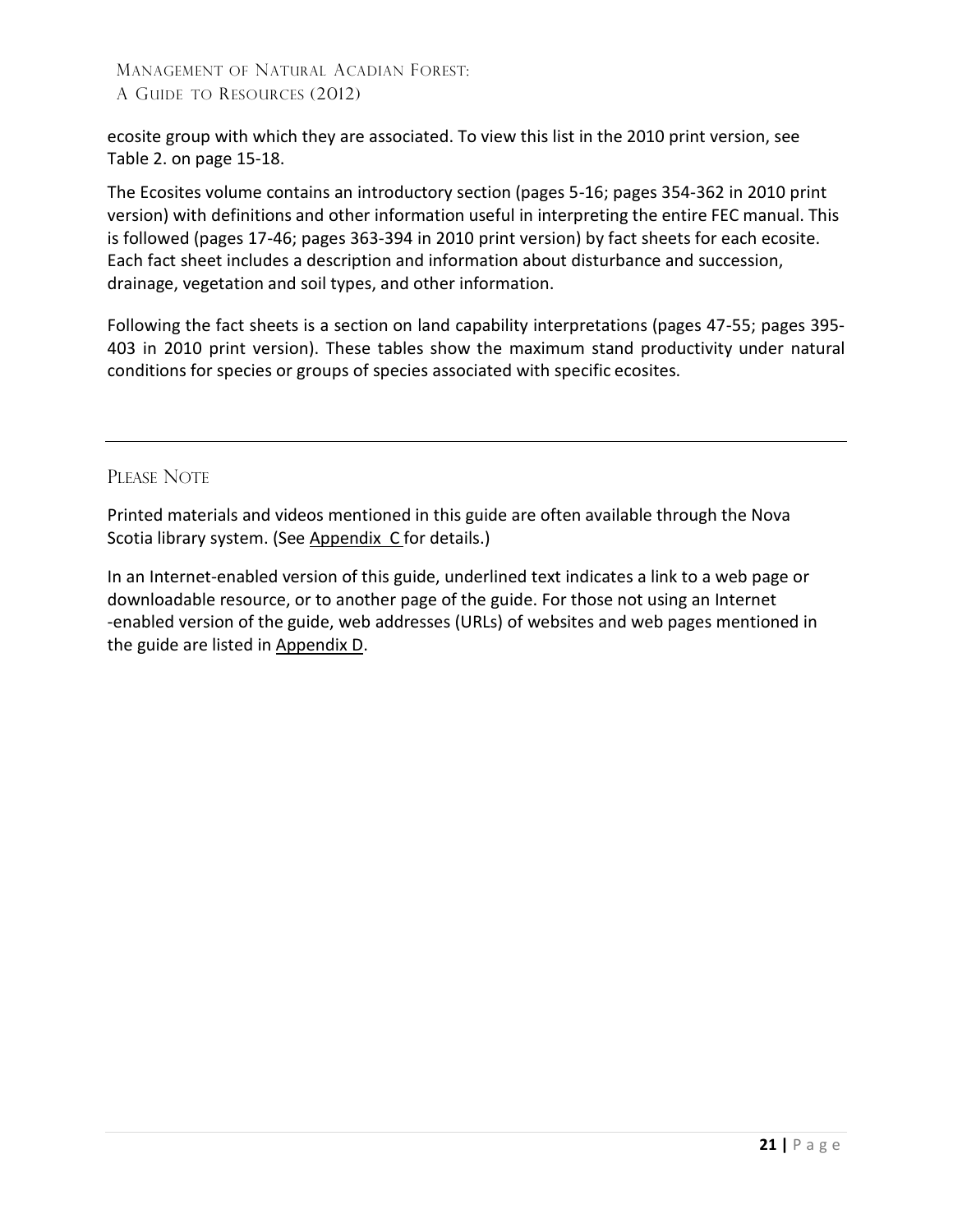ecosite group with which they are associated. To view this list in the 2010 print version, see Table 2. on page 15-18.

The Ecosites volume contains an introductory section (pages 5-16; pages 354-362 in 2010 print version) with definitions and other information useful in interpreting the entire FEC manual. This is followed (pages 17-46; pages 363-394 in 2010 print version) by fact sheets for each ecosite. Each fact sheet includes a description and information about disturbance and succession, drainage, vegetation and soil types, and other information.

Following the fact sheets is a section on land capability interpretations (pages 47-55; pages 395-403 in 2010 print version). These tables show the maximum stand productivity under natural conditions for species or groups of species associated with specific ecosites.

---

## Please Note

Printed materials and videos mentioned in this guide are often available through the Nova Scotia library system. (See Appendix C for details.)

In an Internet-enabled version of this guide, underlined text indicates a link to a web page or downloadable resource, or to another page of the guide. For those not using an Internet -enabled version of the guide, web addresses (URLs) of websites and web pages mentioned in the guide are listed in Appendix D.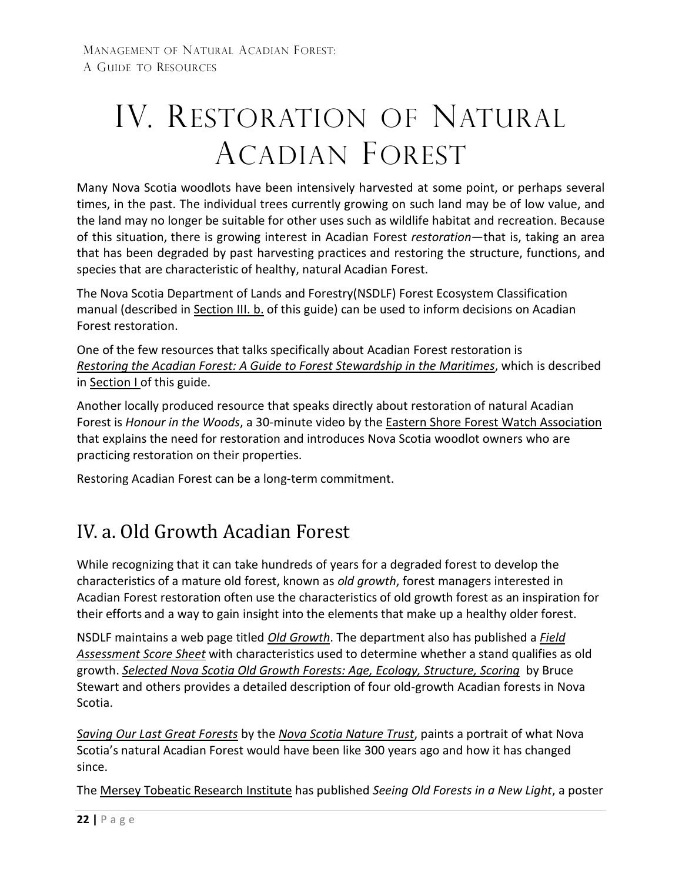# IV. Restoration of Natural Acadian Forest

Many Nova Scotia woodlots have been intensively harvested at some point, or perhaps several times, in the past. The individual trees currently growing on such land may be of low value, and the land may no longer be suitable for other uses such as wildlife habitat and recreation. Because of this situation, there is growing interest in Acadian Forest *restoration*—that is, taking an area that has been degraded by past harvesting practices and restoring the structure, functions, and species that are characteristic of healthy, natural Acadian Forest.

The Nova Scotia Department of Lands and Forestry(NSDLF) Forest Ecosystem Classification manual (described in Section III. b. of this guide) can be used to inform decisions on Acadian Forest restoration.

One of the few resources that talks specifically about Acadian Forest restoration is *Restoring the Acadian Forest: A Guide to Forest Stewardship in the Maritimes*, which is described in Section I of this guide.

Another locally produced resource that speaks directly about restoration of natural Acadian Forest is *Honour in the Woods*, a 30-minute video by the Eastern Shore Forest Watch Association that explains the need for restoration and introduces Nova Scotia woodlot owners who are practicing restoration on their properties.

Restoring Acadian Forest can be a long-term commitment.

## IV. a. Old Growth Acadian Forest

While recognizing that it can take hundreds of years for a degraded forest to develop the characteristics of a mature old forest, known as *old growth*, forest managers interested in Acadian Forest restoration often use the characteristics of old growth forest as an inspiration for their efforts and a way to gain insight into the elements that make up a healthy older forest.

NSDLF maintains a web page titled *Old Growth*. The department also has published a *Field Assessment Score Sheet* with characteristics used to determine whether a stand qualifies as old growth. *Selected Nova Scotia Old Growth Forests: Age, Ecology, Structure, Scoring* by Bruce Stewart and others provides a detailed description of four old-growth Acadian forests in Nova Scotia.

*Saving Our Last Great Forests* by the *Nova Scotia Nature Trust*, paints a portrait of what Nova Scotia's natural Acadian Forest would have been like 300 years ago and how it has changed since.

The Mersey Tobeatic Research Institute has published *Seeing Old Forests in a New Light*, a poster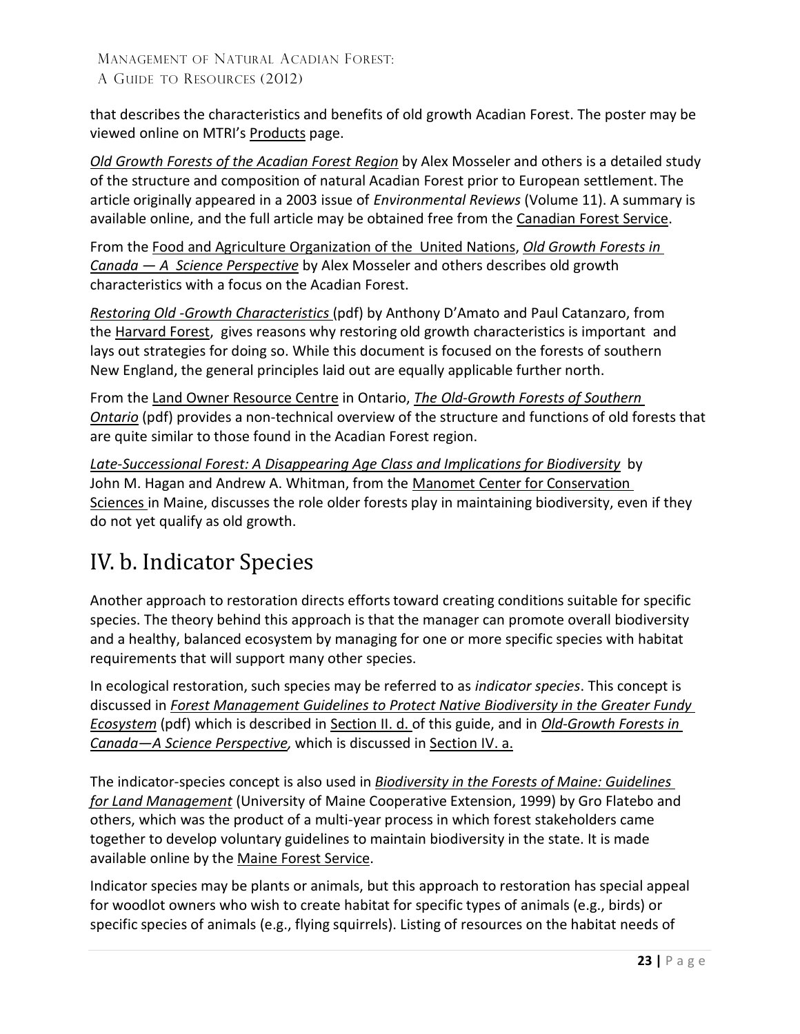that describes the characteristics and benefits of old growth Acadian Forest. The poster may be viewed online on MTRI's Products page.

*Old Growth Forests of the Acadian Forest Region* by Alex Mosseler and others is a detailed study of the structure and composition of natural Acadian Forest prior to European settlement. The article originally appeared in a 2003 issue of *Environmental Reviews* (Volume 11). A summary is available online, and the full article may be obtained free from the Canadian Forest Service.

From the Food and Agriculture Organization of the United Nations, *Old Growth Forests in Canada — A Science Perspective* by Alex Mosseler and others describes old growth characteristics with a focus on the Acadian Forest.

*Restoring Old -Growth Characteristics* (pdf) by Anthony D'Amato and Paul Catanzaro, from the Harvard Forest, gives reasons why restoring old growth characteristics is important and lays out strategies for doing so. While this document is focused on the forests of southern New England, the general principles laid out are equally applicable further north.

From the Land Owner Resource Centre in Ontario, *The Old-Growth Forests of Southern Ontario* (pdf) provides a non-technical overview of the structure and functions of old forests that are quite similar to those found in the Acadian Forest region.

*Late-Successional Forest: A Disappearing Age Class and Implications for Biodiversity* by John M. Hagan and Andrew A. Whitman, from the Manomet Center for Conservation Sciences in Maine, discusses the role older forests play in maintaining biodiversity, even if they do not yet qualify as old growth.

# IV. b. Indicator Species

Another approach to restoration directs efforts toward creating conditions suitable for specific species. The theory behind this approach is that the manager can promote overall biodiversity and a healthy, balanced ecosystem by managing for one or more specific species with habitat requirements that will support many other species.

In ecological restoration, such species may be referred to as *indicator species*. This concept is discussed in *Forest Management Guidelines to Protect Native Biodiversity in the Greater Fundy Ecosystem* (pdf) which is described in Section II. d. of this guide, and in *Old-Growth Forests in Canada—A Science Perspective*, which is discussed in Section IV. a.

The indicator-species concept is also used in *Biodiversity in the Forests of Maine: Guidelines for Land Management* (University of Maine Cooperative Extension, 1999) by Gro Flatebo and others, which was the product of a multi-year process in which forest stakeholders came together to develop voluntary guidelines to maintain biodiversity in the state. It is made available online by the Maine Forest Service.

Indicator species may be plants or animals, but this approach to restoration has special appeal for woodlot owners who wish to create habitat for specific types of animals (e.g., birds) or specific species of animals (e.g., flying squirrels). Listing of resources on the habitat needs of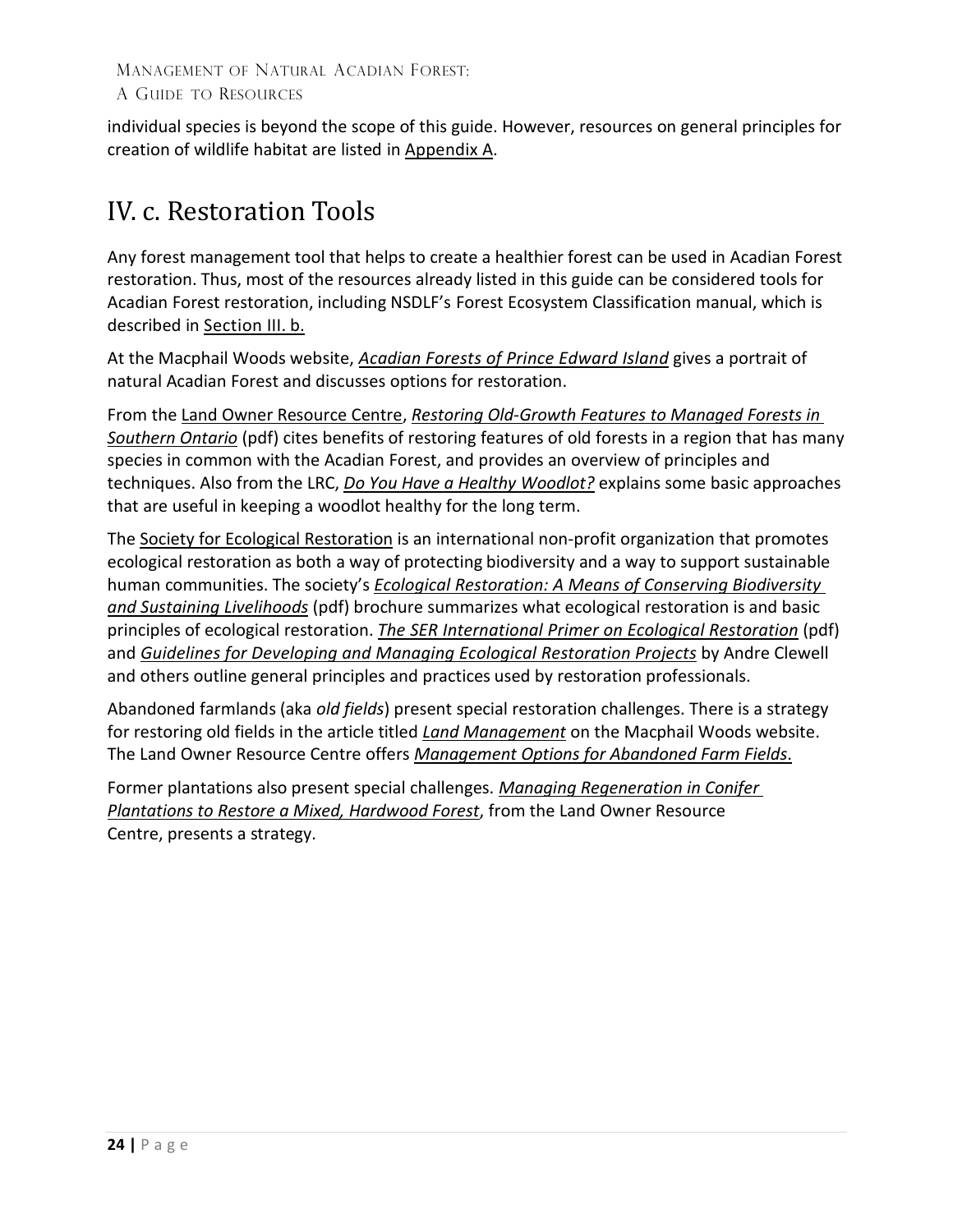individual species is beyond the scope of this guide. However, resources on general principles for creation of wildlife habitat are listed in Appendix A.

## IV. c. Restoration Tools

Any forest management tool that helps to create a healthier forest can be used in Acadian Forest restoration. Thus, most of the resources already listed in this guide can be considered tools for Acadian Forest restoration, including NSDLF's Forest Ecosystem Classification manual, which is described in Section III. b.

At the Macphail Woods website, ***Acadian Forests of Prince Edward Island*** gives a portrait of natural Acadian Forest and discusses options for restoration.

From the Land Owner Resource Centre, ***Restoring Old-Growth Features to Managed Forests in Southern Ontario*** (pdf) cites benefits of restoring features of old forests in a region that has many species in common with the Acadian Forest, and provides an overview of principles and techniques. Also from the LRC, ***Do You Have a Healthy Woodlot?*** explains some basic approaches that are useful in keeping a woodlot healthy for the long term.

The Society for Ecological Restoration is an international non-profit organization that promotes ecological restoration as both a way of protecting biodiversity and a way to support sustainable human communities. The society's ***Ecological Restoration: A Means of Conserving Biodiversity and Sustaining Livelihoods*** (pdf) brochure summarizes what ecological restoration is and basic principles of ecological restoration. ***The SER International Primer on Ecological Restoration*** (pdf) and ***Guidelines for Developing and Managing Ecological Restoration Projects*** by Andre Clewell and others outline general principles and practices used by restoration professionals.

Abandoned farmlands (aka *old fields*) present special restoration challenges. There is a strategy for restoring old fields in the article titled ***Land Management*** on the Macphail Woods website. The Land Owner Resource Centre offers ***Management Options for Abandoned Farm Fields***.

Former plantations also present special challenges. ***Managing Regeneration in Conifer Plantations to Restore a Mixed, Hardwood Forest***, from the Land Owner Resource Centre, presents a strategy.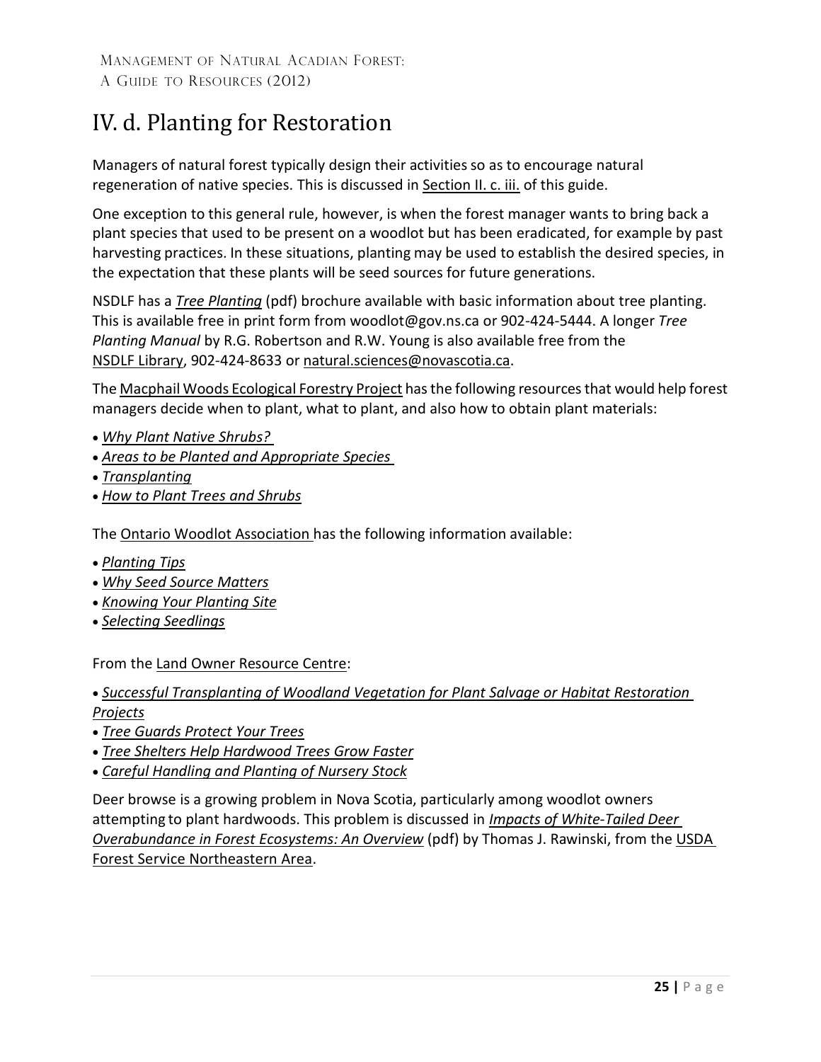# IV. d. Planting for Restoration

Managers of natural forest typically design their activities so as to encourage natural regeneration of native species. This is discussed in Section II. c. iii. of this guide.

One exception to this general rule, however, is when the forest manager wants to bring back a plant species that used to be present on a woodlot but has been eradicated, for example by past harvesting practices. In these situations, planting may be used to establish the desired species, in the expectation that these plants will be seed sources for future generations.

NSDLF has a *Tree Planting* (pdf) brochure available with basic information about tree planting. This is available free in print form from woodlot@gov.ns.ca or 902-424-5444. A longer *Tree Planting Manual* by R.G. Robertson and R.W. Young is also available free from the NSDLF Library, 902-424-8633 or natural.sciences@novascotia.ca.

The Macphail Woods Ecological Forestry Project has the following resources that would help forest managers decide when to plant, what to plant, and also how to obtain plant materials:

- *Why Plant Native Shrubs?*
- *Areas to be Planted and Appropriate Species*
- *Transplanting*
- *How to Plant Trees and Shrubs*

The Ontario Woodlot Association has the following information available:

- *Planting Tips*
- *Why Seed Source Matters*
- *Knowing Your Planting Site*
- *Selecting Seedlings*

From the Land Owner Resource Centre:

- *Successful Transplanting of Woodland Vegetation for Plant Salvage or Habitat Restoration Projects*
- *Tree Guards Protect Your Trees*
- *Tree Shelters Help Hardwood Trees Grow Faster*
- *Careful Handling and Planting of Nursery Stock*

Deer browse is a growing problem in Nova Scotia, particularly among woodlot owners attempting to plant hardwoods. This problem is discussed in *Impacts of White-Tailed Deer Overabundance in Forest Ecosystems: An Overview* (pdf) by Thomas J. Rawinski, from the USDA Forest Service Northeastern Area.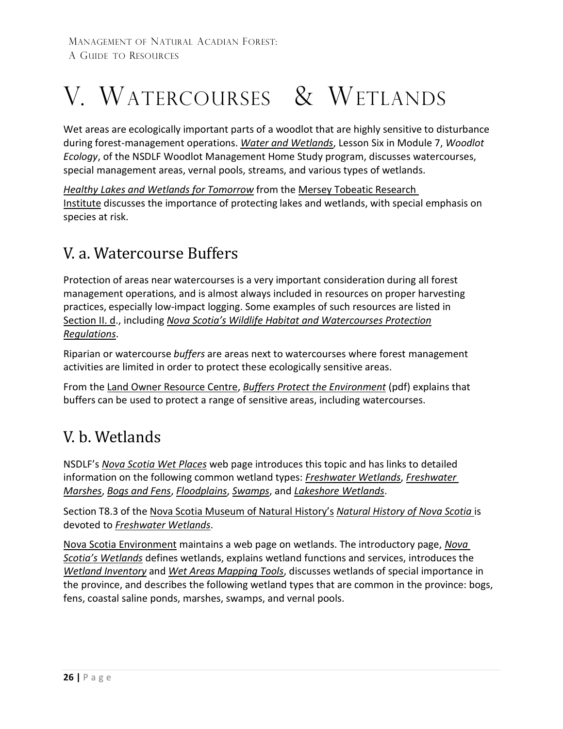# V. Watercourses & Wetlands

Wet areas are ecologically important parts of a woodlot that are highly sensitive to disturbance during forest-management operations. *Water and Wetlands*, Lesson Six in Module 7, *Woodlot Ecology*, of the NSDLF Woodlot Management Home Study program, discusses watercourses, special management areas, vernal pools, streams, and various types of wetlands.

*Healthy Lakes and Wetlands for Tomorrow* from the Mersey Tobeatic Research Institute discusses the importance of protecting lakes and wetlands, with special emphasis on species at risk.

## V. a. Watercourse Buffers

Protection of areas near watercourses is a very important consideration during all forest management operations, and is almost always included in resources on proper harvesting practices, especially low-impact logging. Some examples of such resources are listed in Section II. d., including *Nova Scotia's Wildlife Habitat and Watercourses Protection Regulations*.

Riparian or watercourse *buffers* are areas next to watercourses where forest management activities are limited in order to protect these ecologically sensitive areas.

From the Land Owner Resource Centre, *Buffers Protect the Environment* (pdf) explains that buffers can be used to protect a range of sensitive areas, including watercourses.

## V. b. Wetlands

NSDLF's *Nova Scotia Wet Places* web page introduces this topic and has links to detailed information on the following common wetland types: *Freshwater Wetlands*, *Freshwater Marshes*, *Bogs and Fens*, *Floodplains*, *Swamps*, and *Lakeshore Wetlands*.

Section T8.3 of the Nova Scotia Museum of Natural History's *Natural History of Nova Scotia* is devoted to *Freshwater Wetlands*.

Nova Scotia Environment maintains a web page on wetlands. The introductory page, *Nova Scotia's Wetlands* defines wetlands, explains wetland functions and services, introduces the *Wetland Inventory* and *Wet Areas Mapping Tools*, discusses wetlands of special importance in the province, and describes the following wetland types that are common in the province: bogs, fens, coastal saline ponds, marshes, swamps, and vernal pools.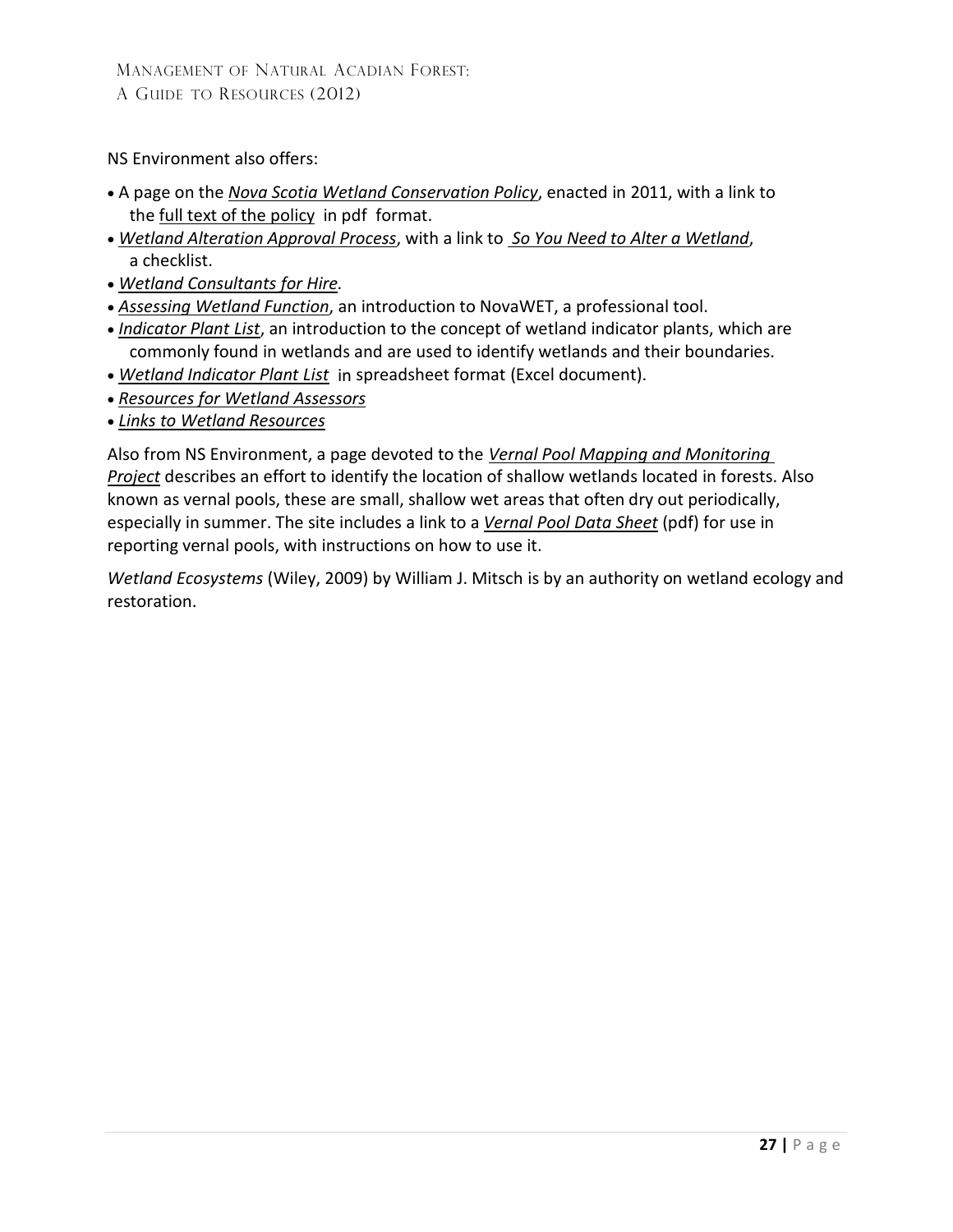NS Environment also offers:

- A page on the *Nova Scotia Wetland Conservation Policy*, enacted in 2011, with a link to the full text of the policy in pdf format.
- *Wetland Alteration Approval Process*, with a link to *So You Need to Alter a Wetland*, a checklist.
- *Wetland Consultants for Hire.*
- *Assessing Wetland Function*, an introduction to NovaWET, a professional tool.
- *Indicator Plant List*, an introduction to the concept of wetland indicator plants, which are commonly found in wetlands and are used to identify wetlands and their boundaries.
- *Wetland Indicator Plant List* in spreadsheet format (Excel document).
- *Resources for Wetland Assessors*
- *Links to Wetland Resources*

Also from NS Environment, a page devoted to the *Vernal Pool Mapping and Monitoring Project* describes an effort to identify the location of shallow wetlands located in forests. Also known as vernal pools, these are small, shallow wet areas that often dry out periodically, especially in summer. The site includes a link to a *Vernal Pool Data Sheet* (pdf) for use in reporting vernal pools, with instructions on how to use it.

*Wetland Ecosystems* (Wiley, 2009) by William J. Mitsch is by an authority on wetland ecology and restoration.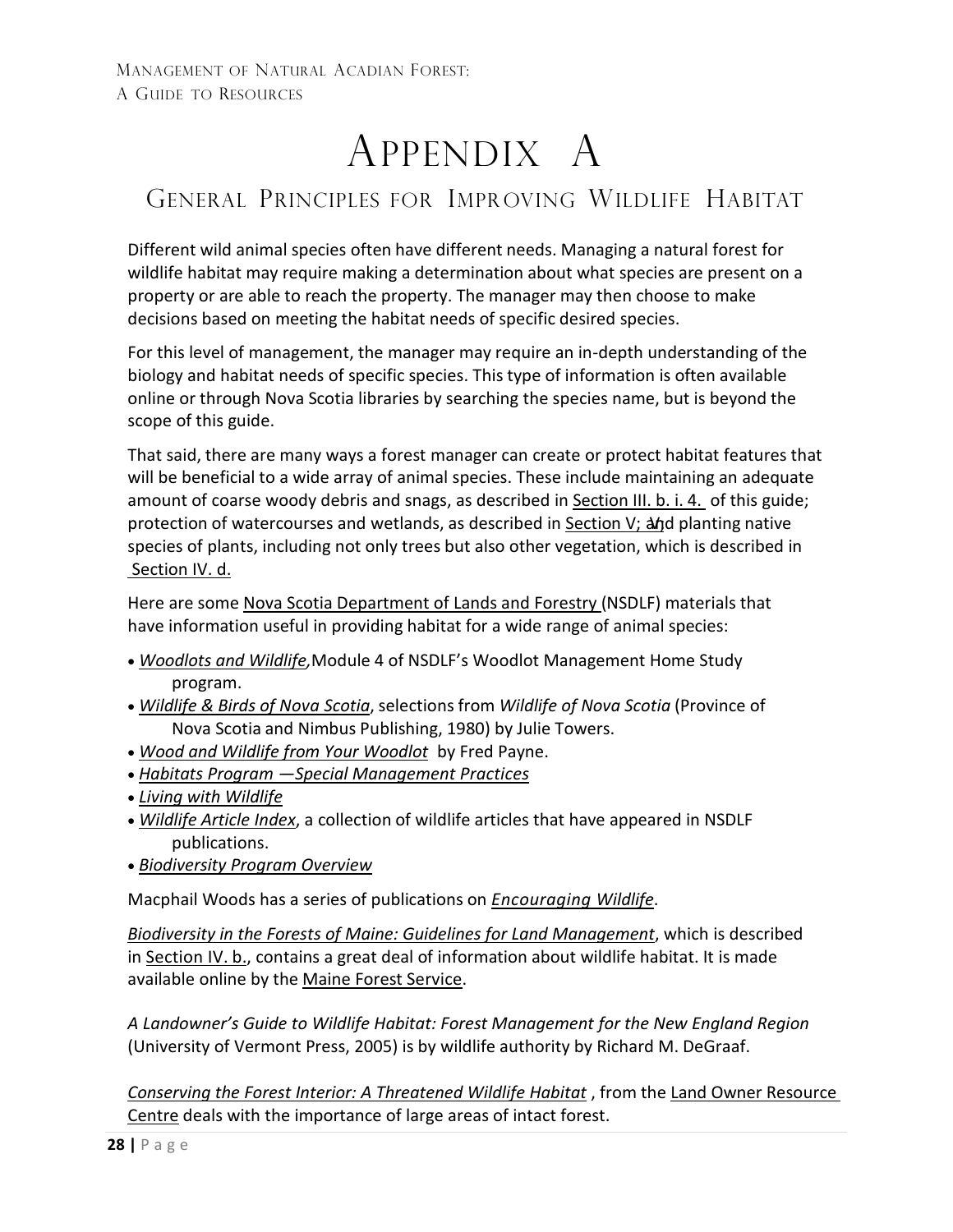# Appendix A

## General Principles for Improving Wildlife Habitat

Different wild animal species often have different needs. Managing a natural forest for wildlife habitat may require making a determination about what species are present on a property or are able to reach the property. The manager may then choose to make decisions based on meeting the habitat needs of specific desired species.

For this level of management, the manager may require an in-depth understanding of the biology and habitat needs of specific species. This type of information is often available online or through Nova Scotia libraries by searching the species name, but is beyond the scope of this guide.

That said, there are many ways a forest manager can create or protect habitat features that will be beneficial to a wide array of animal species. These include maintaining an adequate amount of coarse woody debris and snags, as described in Section III. b. i. 4. of this guide; protection of watercourses and wetlands, as described in Section V; and planting native species of plants, including not only trees but also other vegetation, which is described in Section IV. d.

Here are some Nova Scotia Department of Lands and Forestry (NSDLF) materials that have information useful in providing habitat for a wide range of animal species:

- *Woodlots and Wildlife*, Module 4 of NSDLF's Woodlot Management Home Study program.
- *Wildlife & Birds of Nova Scotia*, selections from *Wildlife of Nova Scotia* (Province of Nova Scotia and Nimbus Publishing, 1980) by Julie Towers.
- *Wood and Wildlife from Your Woodlot* by Fred Payne.
- *Habitats Program —Special Management Practices*
- *Living with Wildlife*
- *Wildlife Article Index*, a collection of wildlife articles that have appeared in NSDLF publications.
- *Biodiversity Program Overview*

Macphail Woods has a series of publications on *Encouraging Wildlife*.

*Biodiversity in the Forests of Maine: Guidelines for Land Management*, which is described in Section IV. b., contains a great deal of information about wildlife habitat. It is made available online by the Maine Forest Service.

*A Landowner's Guide to Wildlife Habitat: Forest Management for the New England Region* (University of Vermont Press, 2005) is by wildlife authority by Richard M. DeGraaf.

*Conserving the Forest Interior: A Threatened Wildlife Habitat*, from the Land Owner Resource Centre deals with the importance of large areas of intact forest.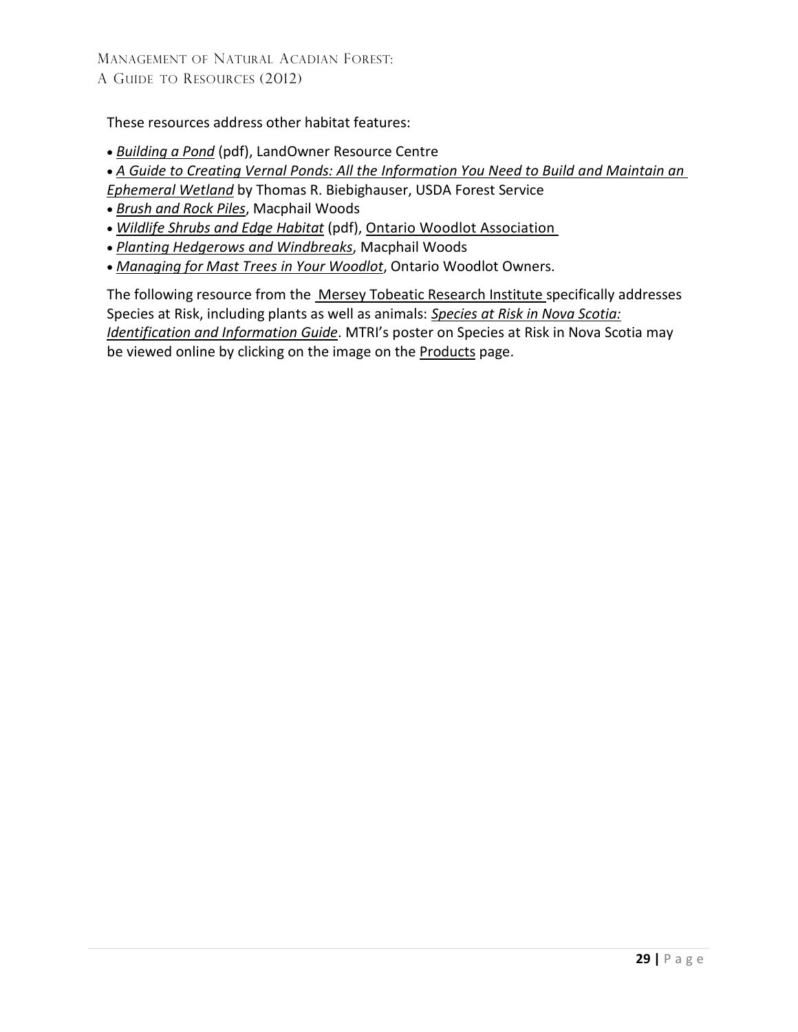These resources address other habitat features:

- *Building a Pond* (pdf), LandOwner Resource Centre
- *A Guide to Creating Vernal Ponds: All the Information You Need to Build and Maintain an Ephemeral Wetland* by Thomas R. Biebighauser, USDA Forest Service
- *Brush and Rock Piles*, Macphail Woods
- *Wildlife Shrubs and Edge Habitat* (pdf), Ontario Woodlot Association
- *Planting Hedgerows and Windbreaks*, Macphail Woods
- *Managing for Mast Trees in Your Woodlot*, Ontario Woodlot Owners.

The following resource from the Mersey Tobeatic Research Institute specifically addresses Species at Risk, including plants as well as animals: *Species at Risk in Nova Scotia: Identification and Information Guide*. MTRI's poster on Species at Risk in Nova Scotia may be viewed online by clicking on the image on the Products page.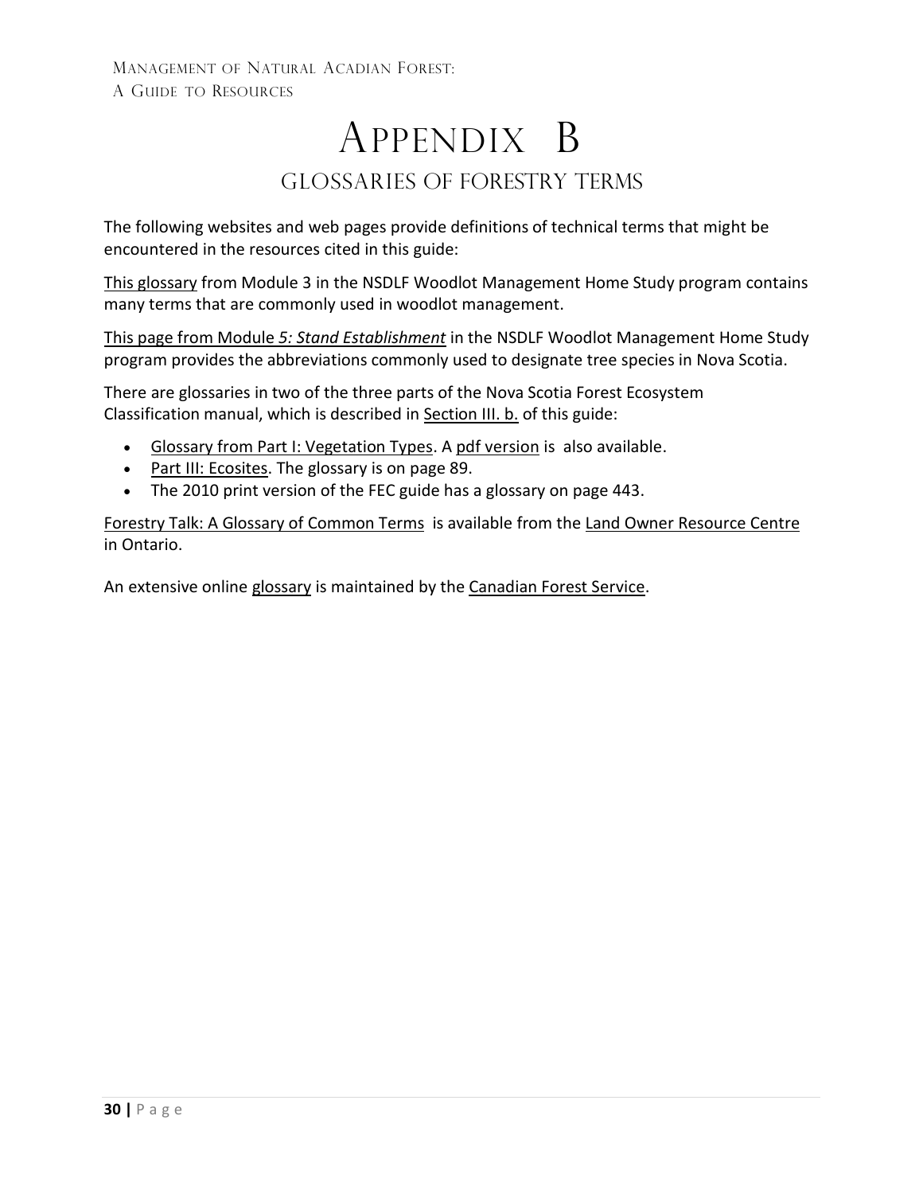# Appendix B

## Glossaries of Forestry Terms

The following websites and web pages provide definitions of technical terms that might be encountered in the resources cited in this guide:

This glossary from Module 3 in the NSDLF Woodlot Management Home Study program contains many terms that are commonly used in woodlot management.

This page from Module *5: Stand Establishment* in the NSDLF Woodlot Management Home Study program provides the abbreviations commonly used to designate tree species in Nova Scotia.

There are glossaries in two of the three parts of the Nova Scotia Forest Ecosystem Classification manual, which is described in Section III. b. of this guide:

- Glossary from Part I: Vegetation Types. A pdf version is also available.
- Part III: Ecosites. The glossary is on page 89.
- The 2010 print version of the FEC guide has a glossary on page 443.

Forestry Talk: A Glossary of Common Terms is available from the Land Owner Resource Centre in Ontario.

An extensive online glossary is maintained by the Canadian Forest Service.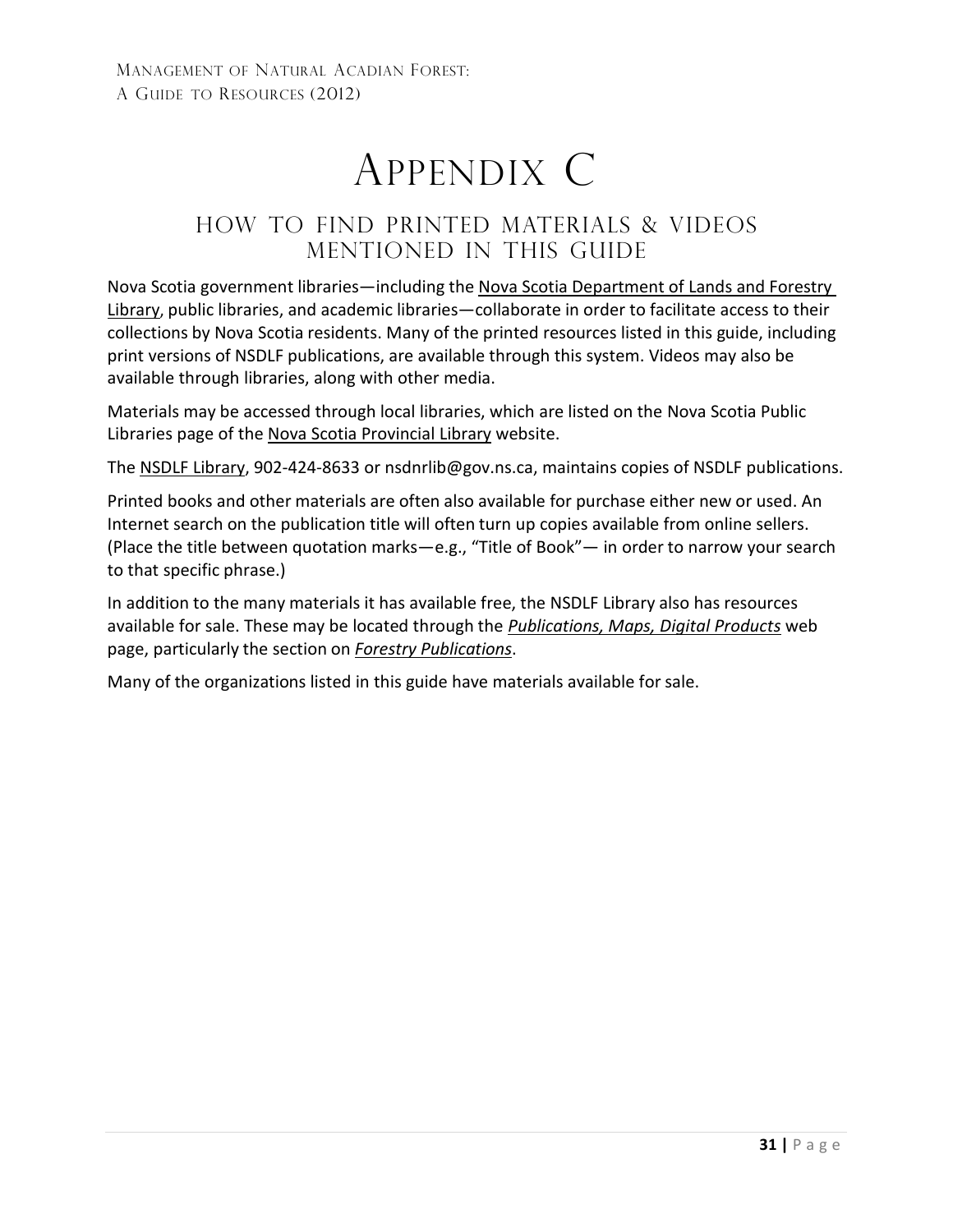# Appendix C

## How to Find Printed Materials & Videos Mentioned in This Guide

Nova Scotia government libraries—including the Nova Scotia Department of Lands and Forestry Library, public libraries, and academic libraries—collaborate in order to facilitate access to their collections by Nova Scotia residents. Many of the printed resources listed in this guide, including print versions of NSDLF publications, are available through this system. Videos may also be available through libraries, along with other media.

Materials may be accessed through local libraries, which are listed on the Nova Scotia Public Libraries page of the Nova Scotia Provincial Library website.

The NSDLF Library, 902-424-8633 or nsdnrlib@gov.ns.ca, maintains copies of NSDLF publications.

Printed books and other materials are often also available for purchase either new or used. An Internet search on the publication title will often turn up copies available from online sellers. (Place the title between quotation marks—e.g., "Title of Book"— in order to narrow your search to that specific phrase.)

In addition to the many materials it has available free, the NSDLF Library also has resources available for sale. These may be located through the *Publications, Maps, Digital Products* web page, particularly the section on *Forestry Publications*.

Many of the organizations listed in this guide have materials available for sale.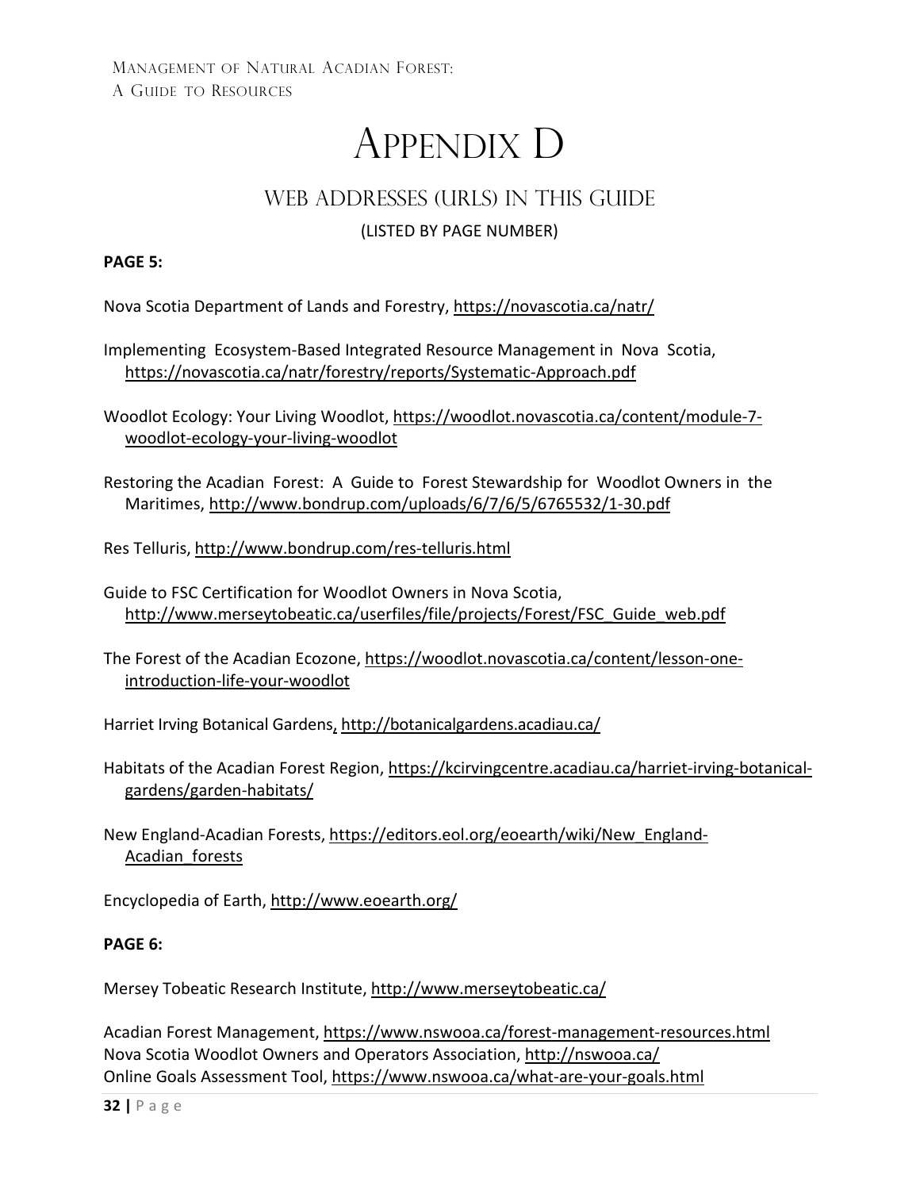# Appendix D

## Web Addresses (URLs) in this Guide

(LISTED BY PAGE NUMBER)

**PAGE 5:**

Nova Scotia Department of Lands and Forestry, https://novascotia.ca/natr/

Implementing Ecosystem-Based Integrated Resource Management in Nova Scotia, https://novascotia.ca/natr/forestry/reports/Systematic-Approach.pdf

Woodlot Ecology: Your Living Woodlot, https://woodlot.novascotia.ca/content/module-7-woodlot-ecology-your-living-woodlot

Restoring the Acadian Forest: A Guide to Forest Stewardship for Woodlot Owners in the Maritimes, http://www.bondrup.com/uploads/6/7/6/5/6765532/1-30.pdf

Res Telluris, http://www.bondrup.com/res-telluris.html

Guide to FSC Certification for Woodlot Owners in Nova Scotia, http://www.merseytobeatic.ca/userfiles/file/projects/Forest/FSC_Guide_web.pdf

The Forest of the Acadian Ecozone, https://woodlot.novascotia.ca/content/lesson-one-introduction-life-your-woodlot

Harriet Irving Botanical Gardens, http://botanicalgardens.acadiau.ca/

Habitats of the Acadian Forest Region, https://kcirvingcentre.acadiau.ca/harriet-irving-botanical-gardens/garden-habitats/

New England-Acadian Forests, https://editors.eol.org/eoearth/wiki/New_England-Acadian_forests

Encyclopedia of Earth, http://www.eoearth.org/

**PAGE 6:**

Mersey Tobeatic Research Institute, http://www.merseytobeatic.ca/

Acadian Forest Management, https://www.nswooa.ca/forest-management-resources.html
Nova Scotia Woodlot Owners and Operators Association, http://nswooa.ca/
Online Goals Assessment Tool, https://www.nswooa.ca/what-are-your-goals.html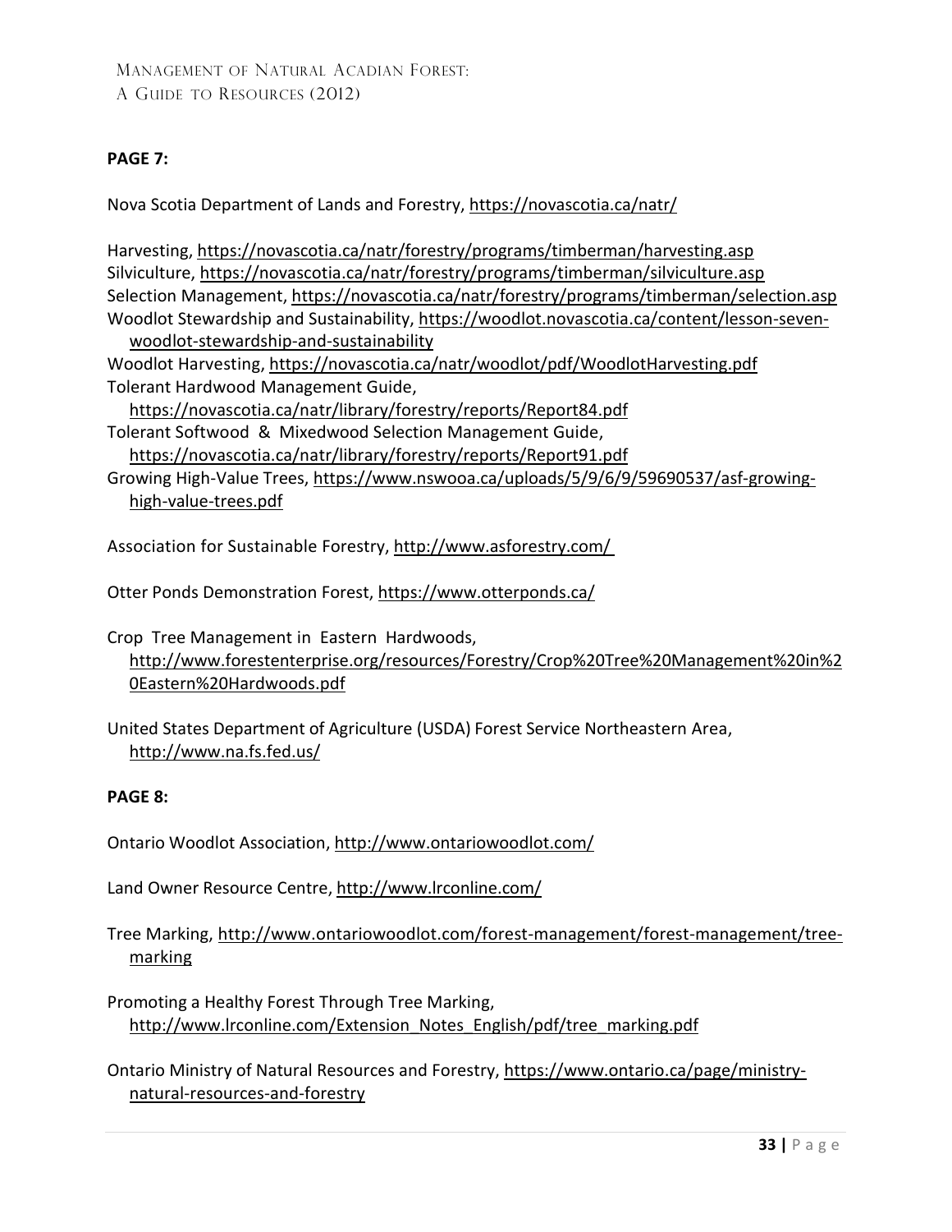**PAGE 7:**

Nova Scotia Department of Lands and Forestry, https://novascotia.ca/natr/

Harvesting, https://novascotia.ca/natr/forestry/programs/timberman/harvesting.asp
Silviculture, https://novascotia.ca/natr/forestry/programs/timberman/silviculture.asp
Selection Management, https://novascotia.ca/natr/forestry/programs/timberman/selection.asp
Woodlot Stewardship and Sustainability, https://woodlot.novascotia.ca/content/lesson-seven-woodlot-stewardship-and-sustainability
Woodlot Harvesting, https://novascotia.ca/natr/woodlot/pdf/WoodlotHarvesting.pdf
Tolerant Hardwood Management Guide, https://novascotia.ca/natr/library/forestry/reports/Report84.pdf
Tolerant Softwood & Mixedwood Selection Management Guide, https://novascotia.ca/natr/library/forestry/reports/Report91.pdf
Growing High-Value Trees, https://www.nswooa.ca/uploads/5/9/6/9/59690537/asf-growing-high-value-trees.pdf

Association for Sustainable Forestry, http://www.asforestry.com/

Otter Ponds Demonstration Forest, https://www.otterponds.ca/

Crop Tree Management in Eastern Hardwoods, http://www.forestenterprise.org/resources/Forestry/Crop%20Tree%20Management%20in%20Eastern%20Hardwoods.pdf

United States Department of Agriculture (USDA) Forest Service Northeastern Area, http://www.na.fs.fed.us/

**PAGE 8:**

Ontario Woodlot Association, http://www.ontariowoodlot.com/

Land Owner Resource Centre, http://www.lrconline.com/

Tree Marking, http://www.ontariowoodlot.com/forest-management/forest-management/tree-marking

Promoting a Healthy Forest Through Tree Marking, http://www.lrconline.com/Extension_Notes_English/pdf/tree_marking.pdf

Ontario Ministry of Natural Resources and Forestry, https://www.ontario.ca/page/ministry-natural-resources-and-forestry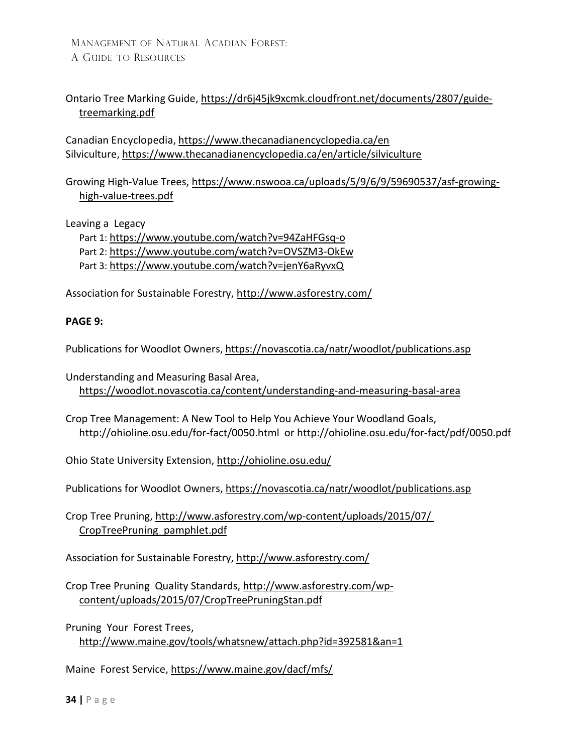Ontario Tree Marking Guide, https://dr6j45jk9xcmk.cloudfront.net/documents/2807/guide-treemarking.pdf

Canadian Encyclopedia, https://www.thecanadianencyclopedia.ca/en
Silviculture, https://www.thecanadianencyclopedia.ca/en/article/silviculture

Growing High-Value Trees, https://www.nswooa.ca/uploads/5/9/6/9/59690537/asf-growing-high-value-trees.pdf

Leaving a Legacy

- Part 1: https://www.youtube.com/watch?v=94ZaHFGsq-o
- Part 2: https://www.youtube.com/watch?v=OVSZM3-OkEw
- Part 3: https://www.youtube.com/watch?v=jenY6aRyvxQ

Association for Sustainable Forestry, http://www.asforestry.com/

**PAGE 9:**

Publications for Woodlot Owners, https://novascotia.ca/natr/woodlot/publications.asp

Understanding and Measuring Basal Area, https://woodlot.novascotia.ca/content/understanding-and-measuring-basal-area

Crop Tree Management: A New Tool to Help You Achieve Your Woodland Goals, http://ohioline.osu.edu/for-fact/0050.html or http://ohioline.osu.edu/for-fact/pdf/0050.pdf

Ohio State University Extension, http://ohioline.osu.edu/

Publications for Woodlot Owners, https://novascotia.ca/natr/woodlot/publications.asp

Crop Tree Pruning, http://www.asforestry.com/wp-content/uploads/2015/07/CropTreePruning_pamphlet.pdf

Association for Sustainable Forestry, http://www.asforestry.com/

Crop Tree Pruning Quality Standards, http://www.asforestry.com/wp-content/uploads/2015/07/CropTreePruningStan.pdf

Pruning Your Forest Trees, http://www.maine.gov/tools/whatsnew/attach.php?id=392581&an=1

Maine Forest Service, https://www.maine.gov/dacf/mfs/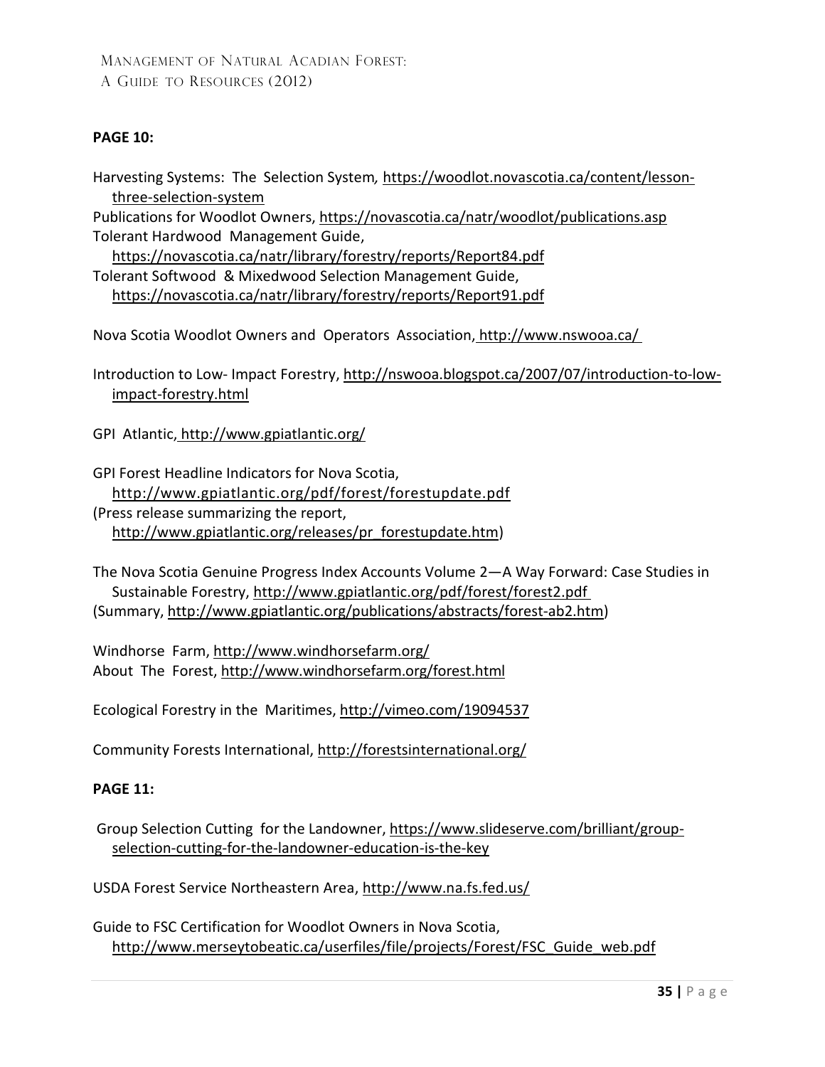**PAGE 10:**

Harvesting Systems: The Selection System*,* https://woodlot.novascotia.ca/content/lesson-three-selection-system
Publications for Woodlot Owners, https://novascotia.ca/natr/woodlot/publications.asp
Tolerant Hardwood Management Guide, https://novascotia.ca/natr/library/forestry/reports/Report84.pdf
Tolerant Softwood & Mixedwood Selection Management Guide, https://novascotia.ca/natr/library/forestry/reports/Report91.pdf

Nova Scotia Woodlot Owners and Operators Association, http://www.nswooa.ca/

Introduction to Low- Impact Forestry, http://nswooa.blogspot.ca/2007/07/introduction-to-low-impact-forestry.html

GPI Atlantic, http://www.gpiatlantic.org/

GPI Forest Headline Indicators for Nova Scotia, http://www.gpiatlantic.org/pdf/forest/forestupdate.pdf
(Press release summarizing the report, http://www.gpiatlantic.org/releases/pr_forestupdate.htm)

The Nova Scotia Genuine Progress Index Accounts Volume 2—A Way Forward: Case Studies in Sustainable Forestry, http://www.gpiatlantic.org/pdf/forest/forest2.pdf
(Summary, http://www.gpiatlantic.org/publications/abstracts/forest-ab2.htm)

Windhorse Farm, http://www.windhorsefarm.org/
About The Forest, http://www.windhorsefarm.org/forest.html

Ecological Forestry in the Maritimes, http://vimeo.com/19094537

Community Forests International, http://forestsinternational.org/

**PAGE 11:**

Group Selection Cutting for the Landowner, https://www.slideserve.com/brilliant/group-selection-cutting-for-the-landowner-education-is-the-key

USDA Forest Service Northeastern Area, http://www.na.fs.fed.us/

Guide to FSC Certification for Woodlot Owners in Nova Scotia, http://www.merseytobeatic.ca/userfiles/file/projects/Forest/FSC_Guide_web.pdf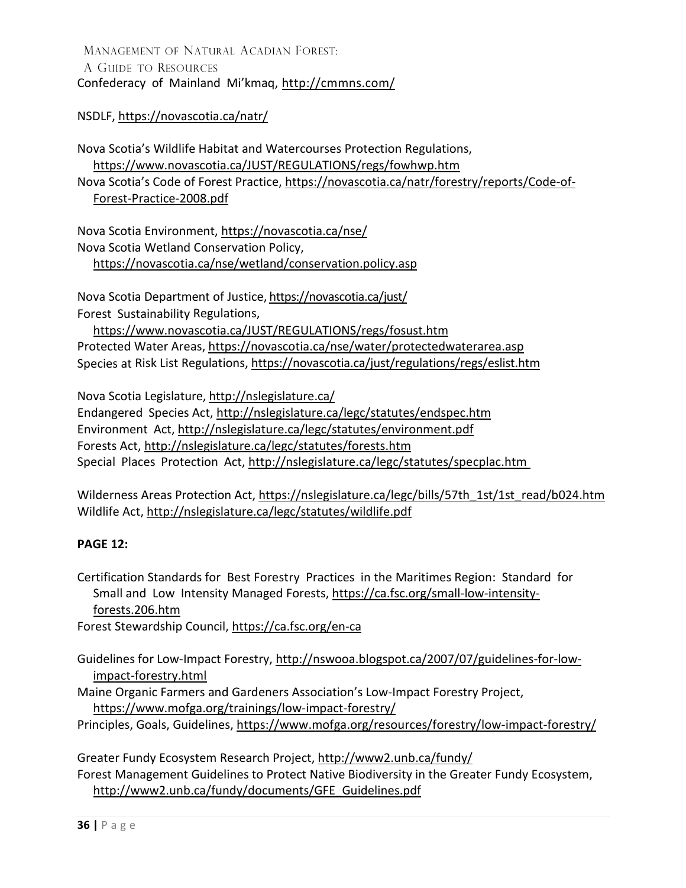Confederacy of Mainland Mi'kmaq, http://cmmns.com/

NSDLF, https://novascotia.ca/natr/

Nova Scotia's Wildlife Habitat and Watercourses Protection Regulations, https://www.novascotia.ca/JUST/REGULATIONS/regs/fowhwp.htm
Nova Scotia's Code of Forest Practice, https://novascotia.ca/natr/forestry/reports/Code-of-Forest-Practice-2008.pdf

Nova Scotia Environment, https://novascotia.ca/nse/
Nova Scotia Wetland Conservation Policy, https://novascotia.ca/nse/wetland/conservation.policy.asp

Nova Scotia Department of Justice, https://novascotia.ca/just/
Forest Sustainability Regulations, https://www.novascotia.ca/JUST/REGULATIONS/regs/fosust.htm
Protected Water Areas, https://novascotia.ca/nse/water/protectedwaterarea.asp
Species at Risk List Regulations, https://novascotia.ca/just/regulations/regs/eslist.htm

Nova Scotia Legislature, http://nslegislature.ca/
Endangered Species Act, http://nslegislature.ca/legc/statutes/endspec.htm
Environment Act, http://nslegislature.ca/legc/statutes/environment.pdf
Forests Act, http://nslegislature.ca/legc/statutes/forests.htm
Special Places Protection Act, http://nslegislature.ca/legc/statutes/specplac.htm

Wilderness Areas Protection Act, https://nslegislature.ca/legc/bills/57th_1st/1st_read/b024.htm
Wildlife Act, http://nslegislature.ca/legc/statutes/wildlife.pdf

**PAGE 12:**

Certification Standards for Best Forestry Practices in the Maritimes Region: Standard for Small and Low Intensity Managed Forests, https://ca.fsc.org/small-low-intensity-forests.206.htm
Forest Stewardship Council, https://ca.fsc.org/en-ca

Guidelines for Low-Impact Forestry, http://nswooa.blogspot.ca/2007/07/guidelines-for-low-impact-forestry.html
Maine Organic Farmers and Gardeners Association's Low-Impact Forestry Project, https://www.mofga.org/trainings/low-impact-forestry/
Principles, Goals, Guidelines, https://www.mofga.org/resources/forestry/low-impact-forestry/

Greater Fundy Ecosystem Research Project, http://www2.unb.ca/fundy/
Forest Management Guidelines to Protect Native Biodiversity in the Greater Fundy Ecosystem, http://www2.unb.ca/fundy/documents/GFE_Guidelines.pdf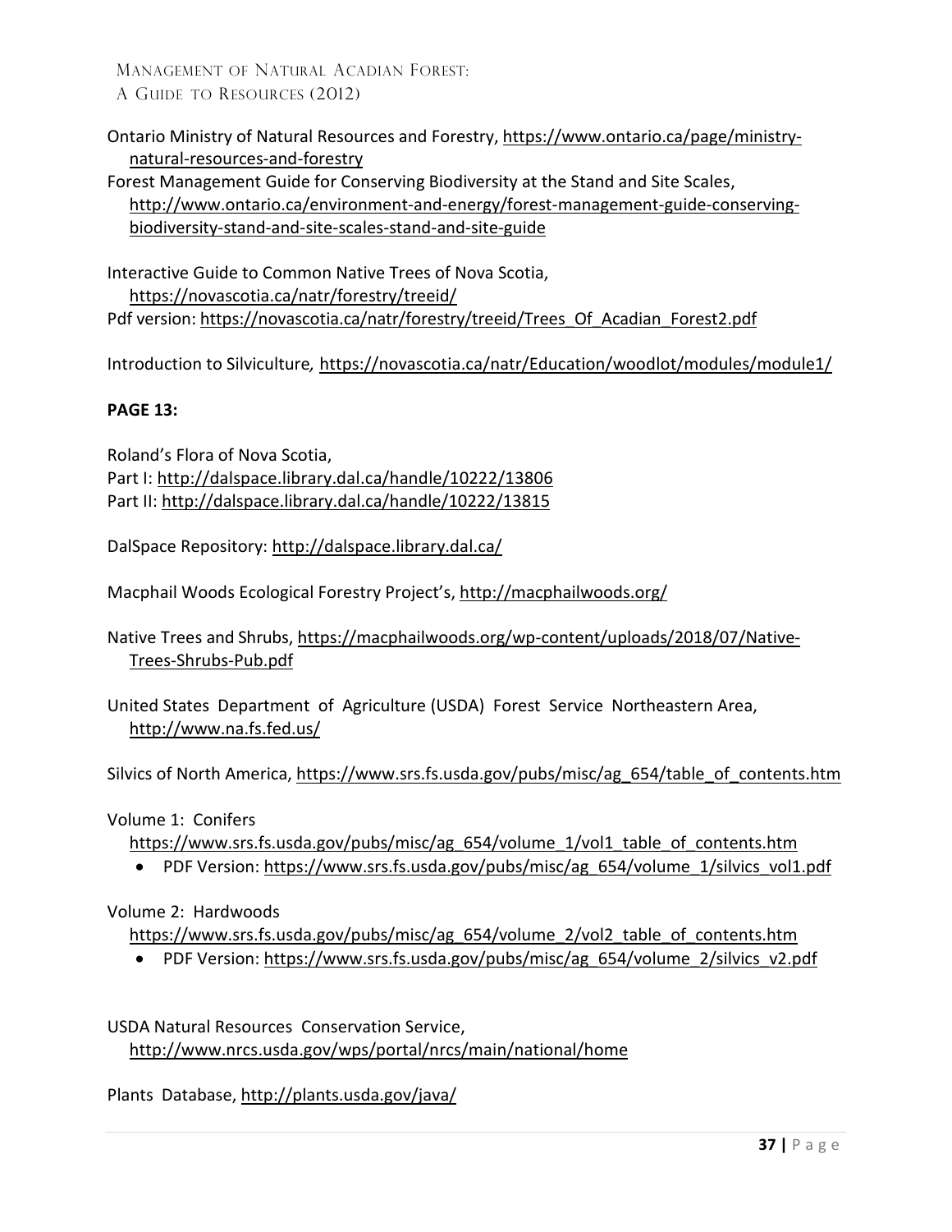Ontario Ministry of Natural Resources and Forestry, https://www.ontario.ca/page/ministry-natural-resources-and-forestry

Forest Management Guide for Conserving Biodiversity at the Stand and Site Scales, http://www.ontario.ca/environment-and-energy/forest-management-guide-conserving-biodiversity-stand-and-site-scales-stand-and-site-guide

Interactive Guide to Common Native Trees of Nova Scotia, https://novascotia.ca/natr/forestry/treeid/

Pdf version: https://novascotia.ca/natr/forestry/treeid/Trees_Of_Acadian_Forest2.pdf

Introduction to Silviculture, https://novascotia.ca/natr/Education/woodlot/modules/module1/

**PAGE 13:**

Roland's Flora of Nova Scotia,
Part I: http://dalspace.library.dal.ca/handle/10222/13806
Part II: http://dalspace.library.dal.ca/handle/10222/13815

DalSpace Repository: http://dalspace.library.dal.ca/

Macphail Woods Ecological Forestry Project's, http://macphailwoods.org/

Native Trees and Shrubs, https://macphailwoods.org/wp-content/uploads/2018/07/Native-Trees-Shrubs-Pub.pdf

United States Department of Agriculture (USDA) Forest Service Northeastern Area, http://www.na.fs.fed.us/

Silvics of North America, https://www.srs.fs.usda.gov/pubs/misc/ag_654/table_of_contents.htm

Volume 1: Conifers
https://www.srs.fs.usda.gov/pubs/misc/ag_654/volume_1/vol1_table_of_contents.htm

- PDF Version: https://www.srs.fs.usda.gov/pubs/misc/ag_654/volume_1/silvics_vol1.pdf

Volume 2: Hardwoods
https://www.srs.fs.usda.gov/pubs/misc/ag_654/volume_2/vol2_table_of_contents.htm

- PDF Version: https://www.srs.fs.usda.gov/pubs/misc/ag_654/volume_2/silvics_v2.pdf

USDA Natural Resources Conservation Service, http://www.nrcs.usda.gov/wps/portal/nrcs/main/national/home

Plants Database, http://plants.usda.gov/java/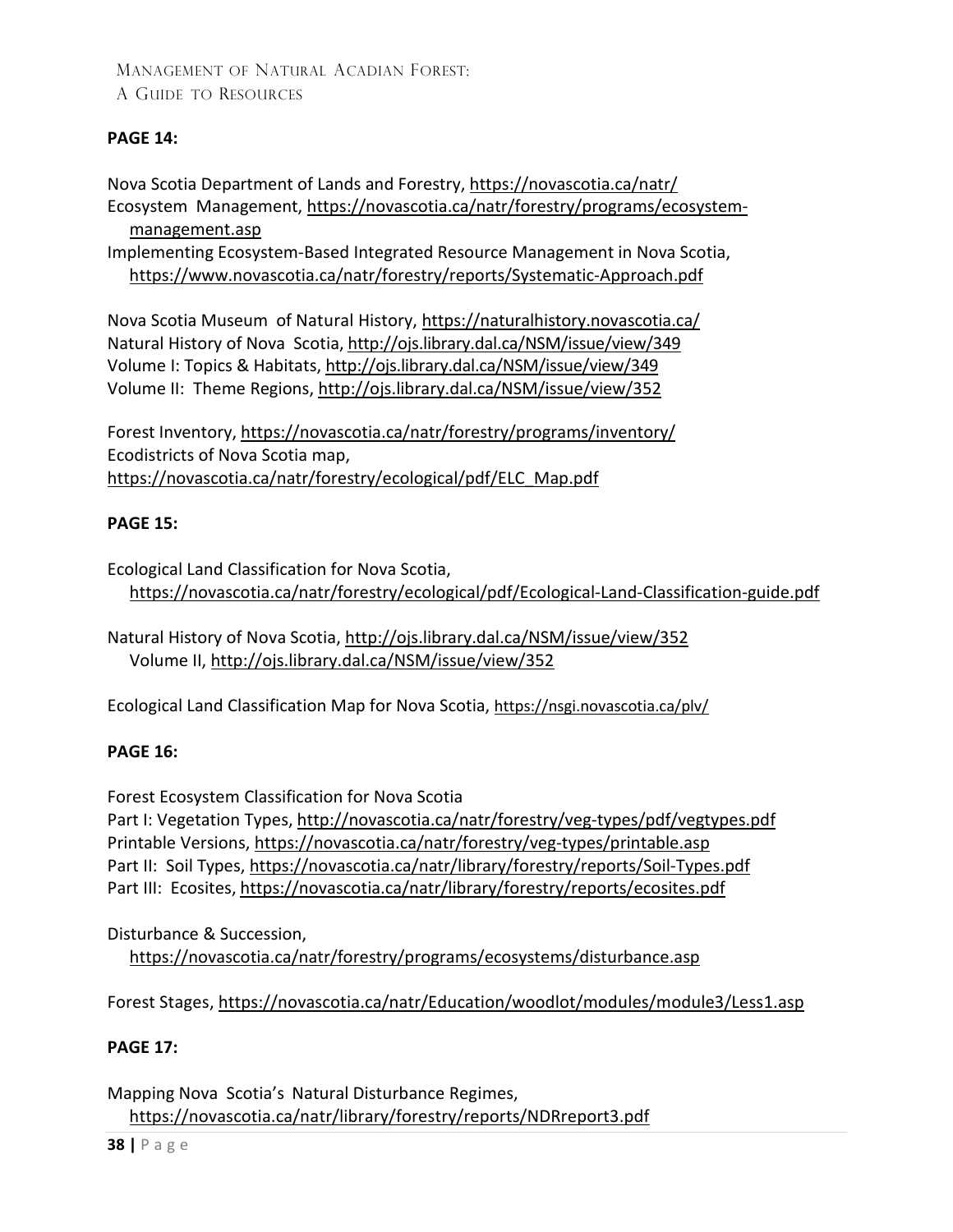**PAGE 14:**

Nova Scotia Department of Lands and Forestry, https://novascotia.ca/natr/
Ecosystem Management, https://novascotia.ca/natr/forestry/programs/ecosystem-management.asp
Implementing Ecosystem-Based Integrated Resource Management in Nova Scotia, https://www.novascotia.ca/natr/forestry/reports/Systematic-Approach.pdf

Nova Scotia Museum of Natural History, https://naturalhistory.novascotia.ca/
Natural History of Nova Scotia, http://ojs.library.dal.ca/NSM/issue/view/349
Volume I: Topics & Habitats, http://ojs.library.dal.ca/NSM/issue/view/349
Volume II: Theme Regions, http://ojs.library.dal.ca/NSM/issue/view/352

Forest Inventory, https://novascotia.ca/natr/forestry/programs/inventory/
Ecodistricts of Nova Scotia map, https://novascotia.ca/natr/forestry/ecological/pdf/ELC_Map.pdf

**PAGE 15:**

Ecological Land Classification for Nova Scotia, https://novascotia.ca/natr/forestry/ecological/pdf/Ecological-Land-Classification-guide.pdf

Natural History of Nova Scotia, http://ojs.library.dal.ca/NSM/issue/view/352
Volume II, http://ojs.library.dal.ca/NSM/issue/view/352

Ecological Land Classification Map for Nova Scotia, https://nsgi.novascotia.ca/plv/

**PAGE 16:**

Forest Ecosystem Classification for Nova Scotia
Part I: Vegetation Types, http://novascotia.ca/natr/forestry/veg-types/pdf/vegtypes.pdf
Printable Versions, https://novascotia.ca/natr/forestry/veg-types/printable.asp
Part II: Soil Types, https://novascotia.ca/natr/library/forestry/reports/Soil-Types.pdf
Part III: Ecosites, https://novascotia.ca/natr/library/forestry/reports/ecosites.pdf

Disturbance & Succession, https://novascotia.ca/natr/forestry/programs/ecosystems/disturbance.asp

Forest Stages, https://novascotia.ca/natr/Education/woodlot/modules/module3/Less1.asp

**PAGE 17:**

Mapping Nova Scotia's Natural Disturbance Regimes, https://novascotia.ca/natr/library/forestry/reports/NDRreport3.pdf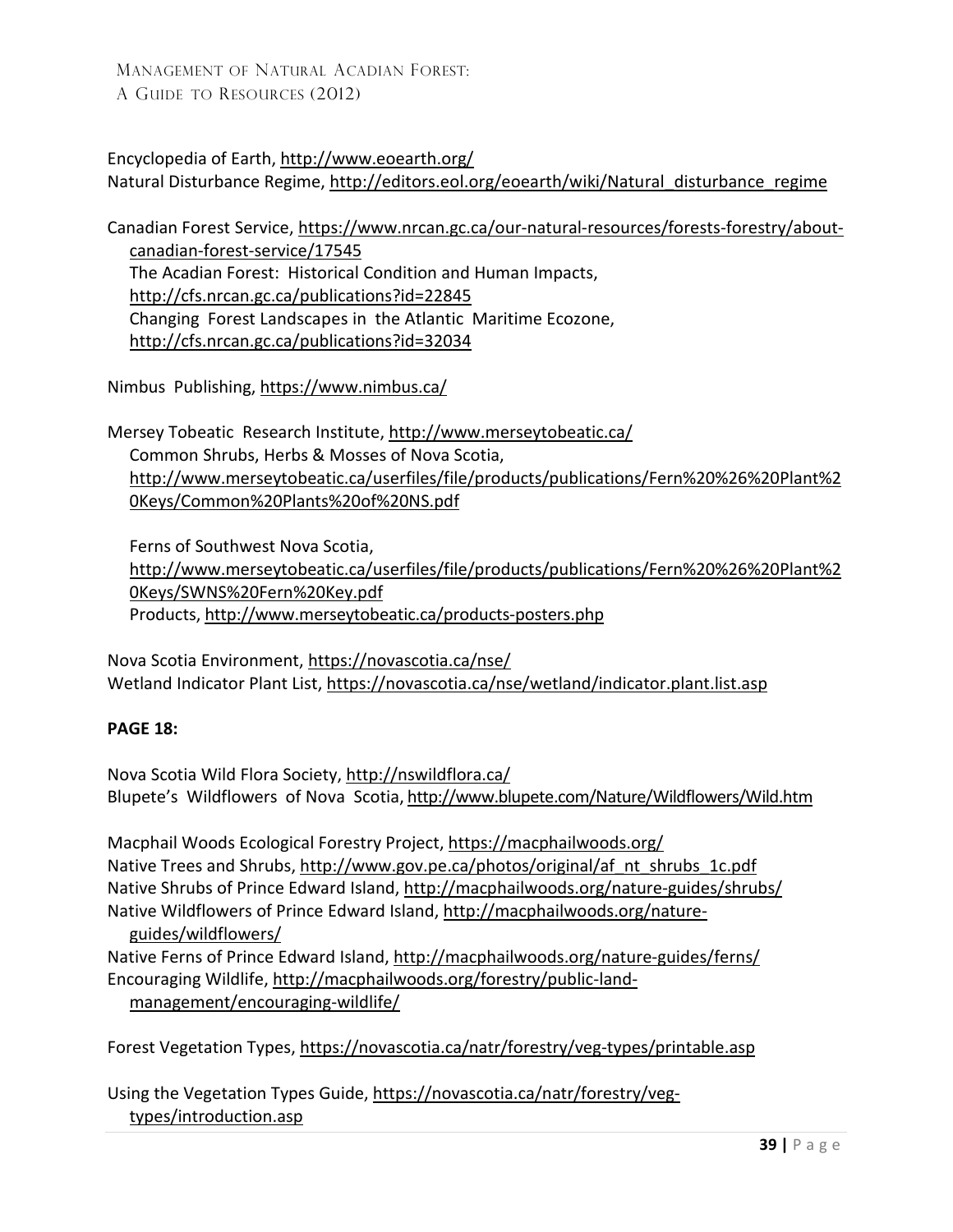Encyclopedia of Earth, http://www.eoearth.org/
Natural Disturbance Regime, http://editors.eol.org/eoearth/wiki/Natural_disturbance_regime

Canadian Forest Service, https://www.nrcan.gc.ca/our-natural-resources/forests-forestry/about-canadian-forest-service/17545
The Acadian Forest: Historical Condition and Human Impacts, http://cfs.nrcan.gc.ca/publications?id=22845
Changing Forest Landscapes in the Atlantic Maritime Ecozone, http://cfs.nrcan.gc.ca/publications?id=32034

Nimbus Publishing, https://www.nimbus.ca/

Mersey Tobeatic Research Institute, http://www.merseytobeatic.ca/
Common Shrubs, Herbs & Mosses of Nova Scotia, http://www.merseytobeatic.ca/userfiles/file/products/publications/Fern%20%26%20Plant%20Keys/Common%20Plants%20of%20NS.pdf

Ferns of Southwest Nova Scotia, http://www.merseytobeatic.ca/userfiles/file/products/publications/Fern%20%26%20Plant%20Keys/SWNS%20Fern%20Key.pdf
Products, http://www.merseytobeatic.ca/products-posters.php

Nova Scotia Environment, https://novascotia.ca/nse/
Wetland Indicator Plant List, https://novascotia.ca/nse/wetland/indicator.plant.list.asp

**PAGE 18:**

Nova Scotia Wild Flora Society, http://nswildflora.ca/
Blupete's Wildflowers of Nova Scotia, http://www.blupete.com/Nature/Wildflowers/Wild.htm

Macphail Woods Ecological Forestry Project, https://macphailwoods.org/
Native Trees and Shrubs, http://www.gov.pe.ca/photos/original/af_nt_shrubs_1c.pdf
Native Shrubs of Prince Edward Island, http://macphailwoods.org/nature-guides/shrubs/
Native Wildflowers of Prince Edward Island, http://macphailwoods.org/nature-guides/wildflowers/
Native Ferns of Prince Edward Island, http://macphailwoods.org/nature-guides/ferns/
Encouraging Wildlife, http://macphailwoods.org/forestry/public-land-management/encouraging-wildlife/

Forest Vegetation Types, https://novascotia.ca/natr/forestry/veg-types/printable.asp

Using the Vegetation Types Guide, https://novascotia.ca/natr/forestry/veg-types/introduction.asp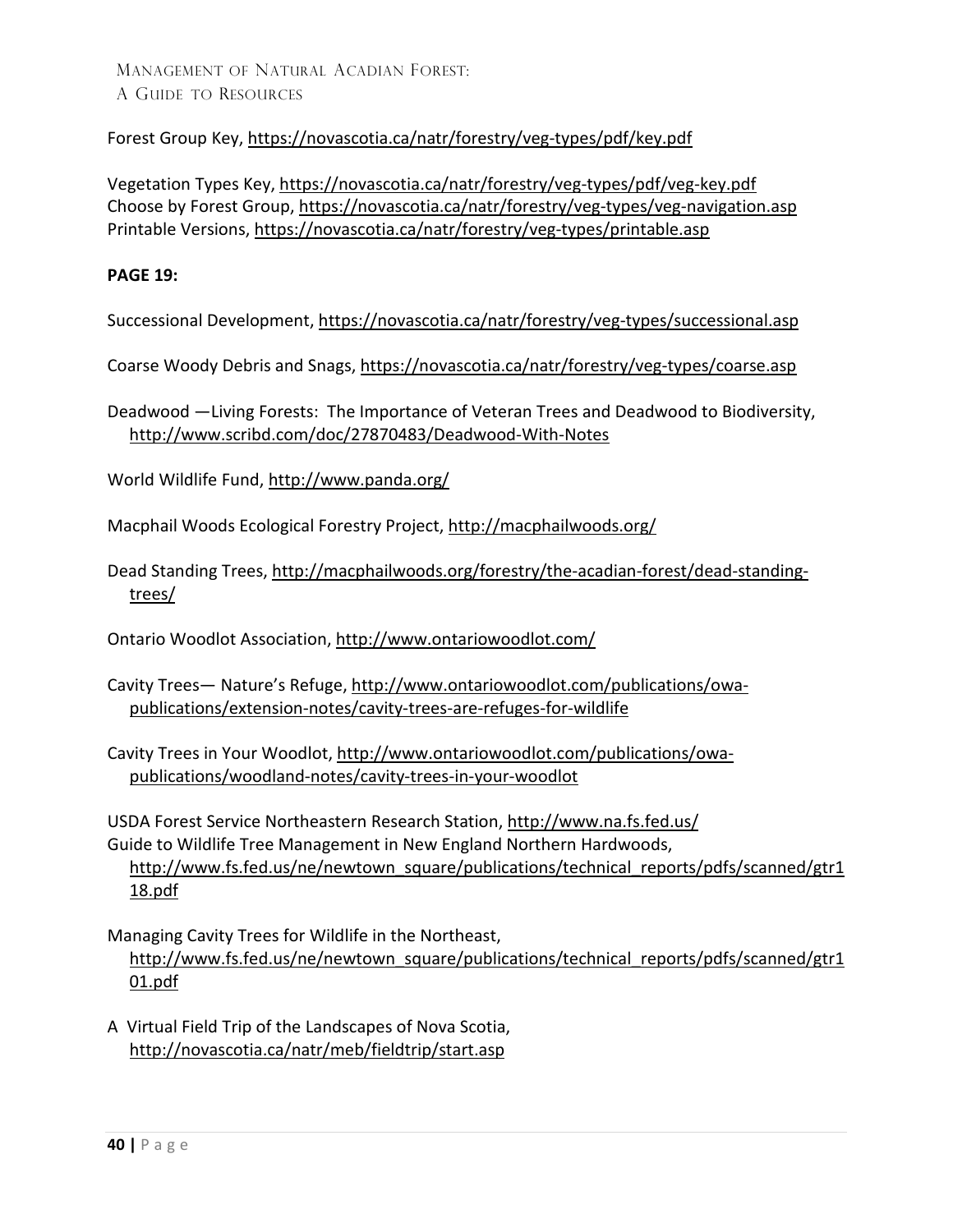Forest Group Key, https://novascotia.ca/natr/forestry/veg-types/pdf/key.pdf

Vegetation Types Key, https://novascotia.ca/natr/forestry/veg-types/pdf/veg-key.pdf
Choose by Forest Group, https://novascotia.ca/natr/forestry/veg-types/veg-navigation.asp
Printable Versions, https://novascotia.ca/natr/forestry/veg-types/printable.asp

**PAGE 19:**

Successional Development, https://novascotia.ca/natr/forestry/veg-types/successional.asp

Coarse Woody Debris and Snags, https://novascotia.ca/natr/forestry/veg-types/coarse.asp

Deadwood —Living Forests: The Importance of Veteran Trees and Deadwood to Biodiversity, http://www.scribd.com/doc/27870483/Deadwood-With-Notes

World Wildlife Fund, http://www.panda.org/

Macphail Woods Ecological Forestry Project, http://macphailwoods.org/

Dead Standing Trees, http://macphailwoods.org/forestry/the-acadian-forest/dead-standing-trees/

Ontario Woodlot Association, http://www.ontariowoodlot.com/

Cavity Trees— Nature's Refuge, http://www.ontariowoodlot.com/publications/owa-publications/extension-notes/cavity-trees-are-refuges-for-wildlife

Cavity Trees in Your Woodlot, http://www.ontariowoodlot.com/publications/owa-publications/woodland-notes/cavity-trees-in-your-woodlot

USDA Forest Service Northeastern Research Station, http://www.na.fs.fed.us/
Guide to Wildlife Tree Management in New England Northern Hardwoods, http://www.fs.fed.us/ne/newtown_square/publications/technical_reports/pdfs/scanned/gtr118.pdf

Managing Cavity Trees for Wildlife in the Northeast, http://www.fs.fed.us/ne/newtown_square/publications/technical_reports/pdfs/scanned/gtr101.pdf

A Virtual Field Trip of the Landscapes of Nova Scotia, http://novascotia.ca/natr/meb/fieldtrip/start.asp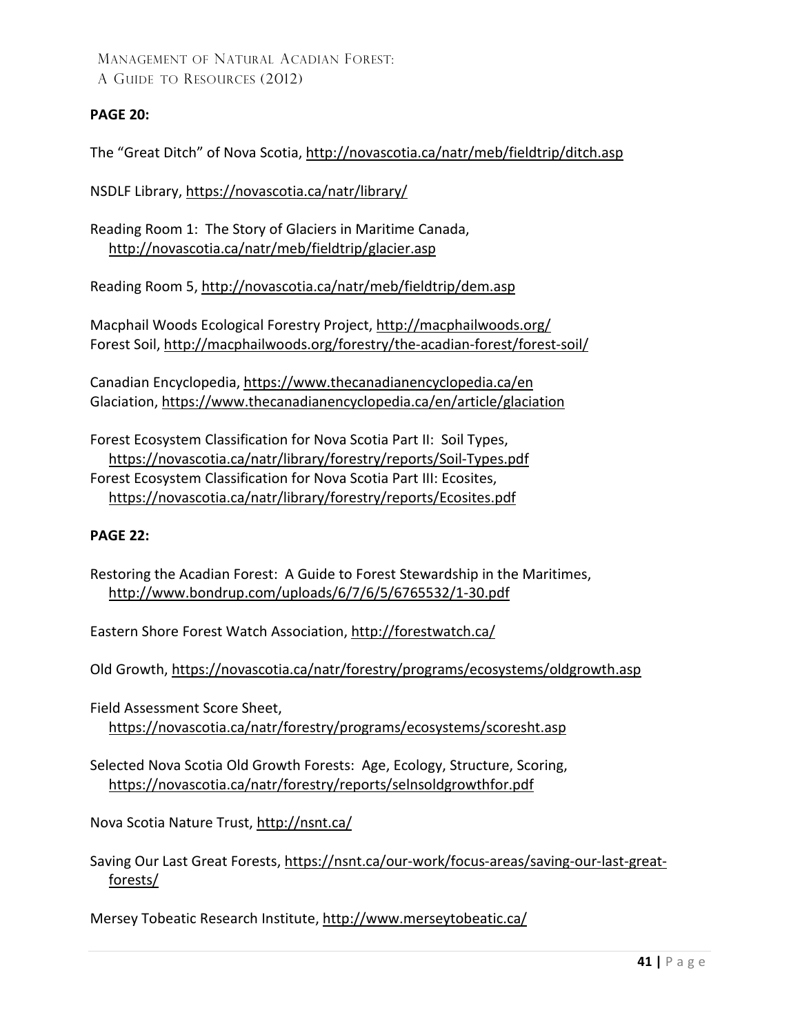**PAGE 20:**

The "Great Ditch" of Nova Scotia, http://novascotia.ca/natr/meb/fieldtrip/ditch.asp

NSDLF Library, https://novascotia.ca/natr/library/

Reading Room 1: The Story of Glaciers in Maritime Canada, http://novascotia.ca/natr/meb/fieldtrip/glacier.asp

Reading Room 5, http://novascotia.ca/natr/meb/fieldtrip/dem.asp

Macphail Woods Ecological Forestry Project, http://macphailwoods.org/
Forest Soil, http://macphailwoods.org/forestry/the-acadian-forest/forest-soil/

Canadian Encyclopedia, https://www.thecanadianencyclopedia.ca/en
Glaciation, https://www.thecanadianencyclopedia.ca/en/article/glaciation

Forest Ecosystem Classification for Nova Scotia Part II: Soil Types, https://novascotia.ca/natr/library/forestry/reports/Soil-Types.pdf
Forest Ecosystem Classification for Nova Scotia Part III: Ecosites, https://novascotia.ca/natr/library/forestry/reports/Ecosites.pdf

**PAGE 22:**

Restoring the Acadian Forest: A Guide to Forest Stewardship in the Maritimes, http://www.bondrup.com/uploads/6/7/6/5/6765532/1-30.pdf

Eastern Shore Forest Watch Association, http://forestwatch.ca/

Old Growth, https://novascotia.ca/natr/forestry/programs/ecosystems/oldgrowth.asp

Field Assessment Score Sheet, https://novascotia.ca/natr/forestry/programs/ecosystems/scoresht.asp

Selected Nova Scotia Old Growth Forests: Age, Ecology, Structure, Scoring, https://novascotia.ca/natr/forestry/reports/selnsoldgrowthfor.pdf

Nova Scotia Nature Trust, http://nsnt.ca/

Saving Our Last Great Forests, https://nsnt.ca/our-work/focus-areas/saving-our-last-great-forests/

Mersey Tobeatic Research Institute, http://www.merseytobeatic.ca/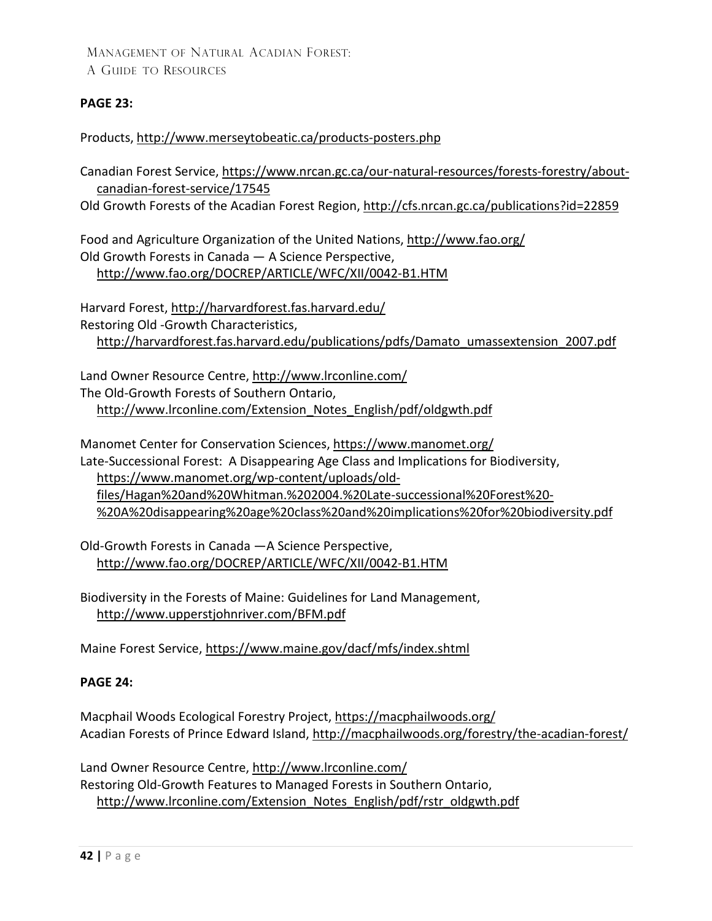**PAGE 23:**

Products, http://www.merseytobeatic.ca/products-posters.php

Canadian Forest Service, https://www.nrcan.gc.ca/our-natural-resources/forests-forestry/about-canadian-forest-service/17545
Old Growth Forests of the Acadian Forest Region, http://cfs.nrcan.gc.ca/publications?id=22859

Food and Agriculture Organization of the United Nations, http://www.fao.org/
Old Growth Forests in Canada — A Science Perspective,
http://www.fao.org/DOCREP/ARTICLE/WFC/XII/0042-B1.HTM

Harvard Forest, http://harvardforest.fas.harvard.edu/
Restoring Old -Growth Characteristics,
http://harvardforest.fas.harvard.edu/publications/pdfs/Damato_umassextension_2007.pdf

Land Owner Resource Centre, http://www.lrconline.com/
The Old-Growth Forests of Southern Ontario,
http://www.lrconline.com/Extension_Notes_English/pdf/oldgwth.pdf

Manomet Center for Conservation Sciences, https://www.manomet.org/
Late-Successional Forest: A Disappearing Age Class and Implications for Biodiversity,
https://www.manomet.org/wp-content/uploads/old-files/Hagan%20and%20Whitman.%202004.%20Late-successional%20Forest%20-%20A%20disappearing%20age%20class%20and%20implications%20for%20biodiversity.pdf

Old-Growth Forests in Canada —A Science Perspective,
http://www.fao.org/DOCREP/ARTICLE/WFC/XII/0042-B1.HTM

Biodiversity in the Forests of Maine: Guidelines for Land Management,
http://www.upperstjohnriver.com/BFM.pdf

Maine Forest Service, https://www.maine.gov/dacf/mfs/index.shtml

**PAGE 24:**

Macphail Woods Ecological Forestry Project, https://macphailwoods.org/
Acadian Forests of Prince Edward Island, http://macphailwoods.org/forestry/the-acadian-forest/

Land Owner Resource Centre, http://www.lrconline.com/
Restoring Old-Growth Features to Managed Forests in Southern Ontario,
http://www.lrconline.com/Extension_Notes_English/pdf/rstr_oldgwth.pdf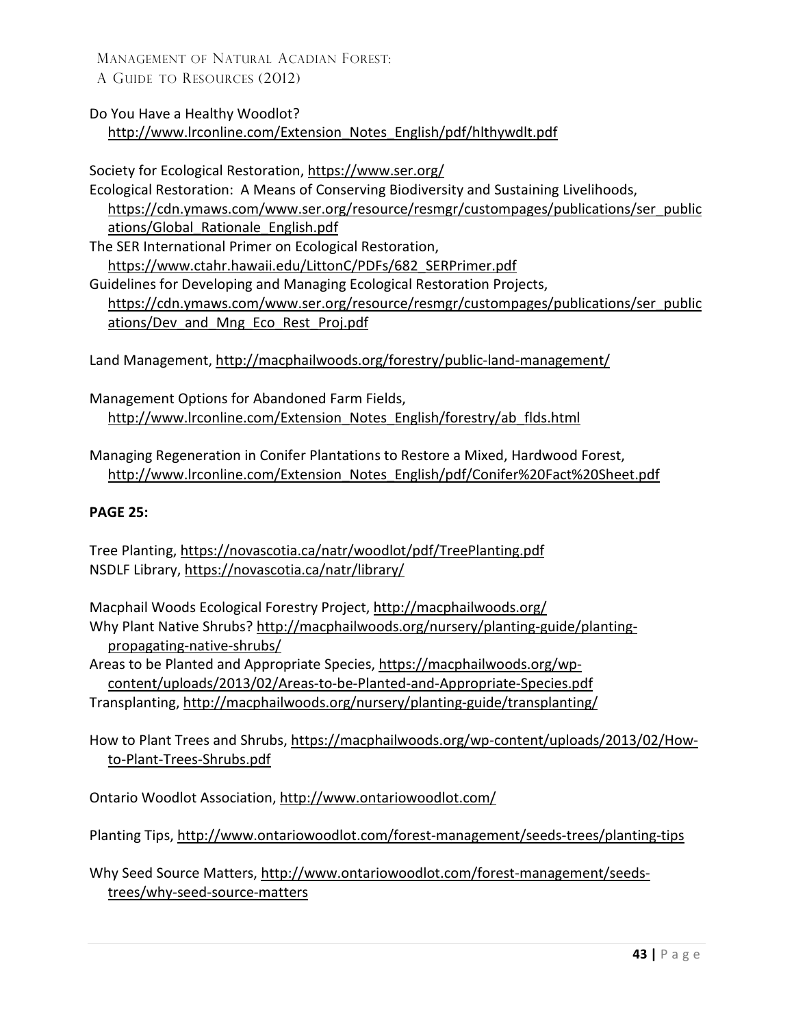Do You Have a Healthy Woodlot?
http://www.lrconline.com/Extension_Notes_English/pdf/hlthywdlt.pdf

Society for Ecological Restoration, https://www.ser.org/
Ecological Restoration: A Means of Conserving Biodiversity and Sustaining Livelihoods, https://cdn.ymaws.com/www.ser.org/resource/resmgr/custompages/publications/ser_publications/Global_Rationale_English.pdf
The SER International Primer on Ecological Restoration, https://www.ctahr.hawaii.edu/LittonC/PDFs/682_SERPrimer.pdf
Guidelines for Developing and Managing Ecological Restoration Projects, https://cdn.ymaws.com/www.ser.org/resource/resmgr/custompages/publications/ser_publications/Dev_and_Mng_Eco_Rest_Proj.pdf

Land Management, http://macphailwoods.org/forestry/public-land-management/

Management Options for Abandoned Farm Fields,
http://www.lrconline.com/Extension_Notes_English/forestry/ab_flds.html

Managing Regeneration in Conifer Plantations to Restore a Mixed, Hardwood Forest,
http://www.lrconline.com/Extension_Notes_English/pdf/Conifer%20Fact%20Sheet.pdf

**PAGE 25:**

Tree Planting, https://novascotia.ca/natr/woodlot/pdf/TreePlanting.pdf
NSDLF Library, https://novascotia.ca/natr/library/

Macphail Woods Ecological Forestry Project, http://macphailwoods.org/
Why Plant Native Shrubs? http://macphailwoods.org/nursery/planting-guide/planting-propagating-native-shrubs/
Areas to be Planted and Appropriate Species, https://macphailwoods.org/wp-content/uploads/2013/02/Areas-to-be-Planted-and-Appropriate-Species.pdf
Transplanting, http://macphailwoods.org/nursery/planting-guide/transplanting/

How to Plant Trees and Shrubs, https://macphailwoods.org/wp-content/uploads/2013/02/How-to-Plant-Trees-Shrubs.pdf

Ontario Woodlot Association, http://www.ontariowoodlot.com/

Planting Tips, http://www.ontariowoodlot.com/forest-management/seeds-trees/planting-tips

Why Seed Source Matters, http://www.ontariowoodlot.com/forest-management/seeds-trees/why-seed-source-matters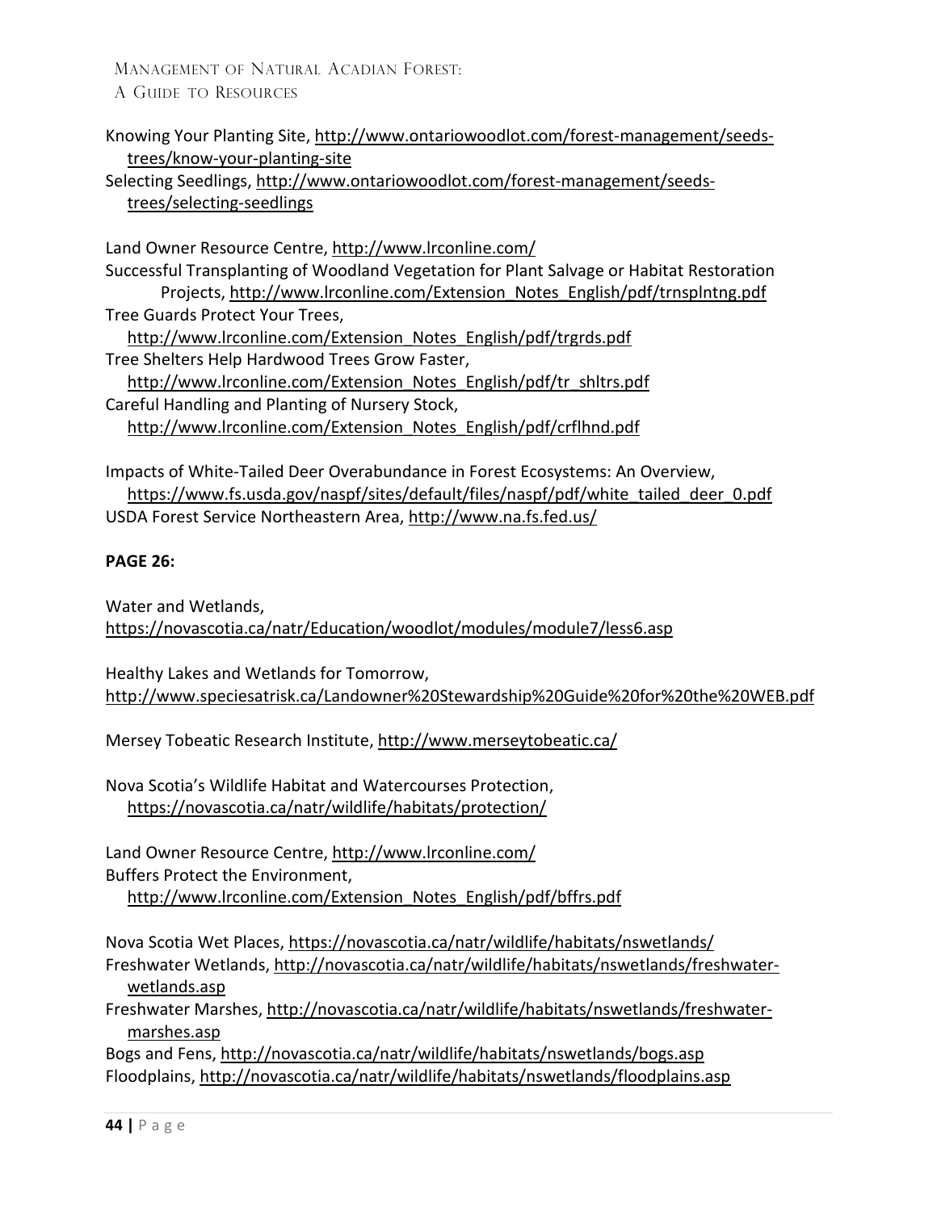Knowing Your Planting Site, http://www.ontariowoodlot.com/forest-management/seeds-trees/know-your-planting-site

Selecting Seedlings, http://www.ontariowoodlot.com/forest-management/seeds-trees/selecting-seedlings

Land Owner Resource Centre, http://www.lrconline.com/

Successful Transplanting of Woodland Vegetation for Plant Salvage or Habitat Restoration Projects, http://www.lrconline.com/Extension_Notes_English/pdf/trnsplntng.pdf

Tree Guards Protect Your Trees, http://www.lrconline.com/Extension_Notes_English/pdf/trgrds.pdf

Tree Shelters Help Hardwood Trees Grow Faster, http://www.lrconline.com/Extension_Notes_English/pdf/tr_shltrs.pdf

Careful Handling and Planting of Nursery Stock, http://www.lrconline.com/Extension_Notes_English/pdf/crflhnd.pdf

Impacts of White-Tailed Deer Overabundance in Forest Ecosystems: An Overview, https://www.fs.usda.gov/naspf/sites/default/files/naspf/pdf/white_tailed_deer_0.pdf

USDA Forest Service Northeastern Area, http://www.na.fs.fed.us/

**PAGE 26:**

Water and Wetlands, https://novascotia.ca/natr/Education/woodlot/modules/module7/less6.asp

Healthy Lakes and Wetlands for Tomorrow, http://www.speciesatrisk.ca/Landowner%20Stewardship%20Guide%20for%20the%20WEB.pdf

Mersey Tobeatic Research Institute, http://www.merseytobeatic.ca/

Nova Scotia's Wildlife Habitat and Watercourses Protection, https://novascotia.ca/natr/wildlife/habitats/protection/

Land Owner Resource Centre, http://www.lrconline.com/

Buffers Protect the Environment, http://www.lrconline.com/Extension_Notes_English/pdf/bffrs.pdf

Nova Scotia Wet Places, https://novascotia.ca/natr/wildlife/habitats/nswetlands/

Freshwater Wetlands, http://novascotia.ca/natr/wildlife/habitats/nswetlands/freshwater-wetlands.asp

Freshwater Marshes, http://novascotia.ca/natr/wildlife/habitats/nswetlands/freshwater-marshes.asp

Bogs and Fens, http://novascotia.ca/natr/wildlife/habitats/nswetlands/bogs.asp

Floodplains, http://novascotia.ca/natr/wildlife/habitats/nswetlands/floodplains.asp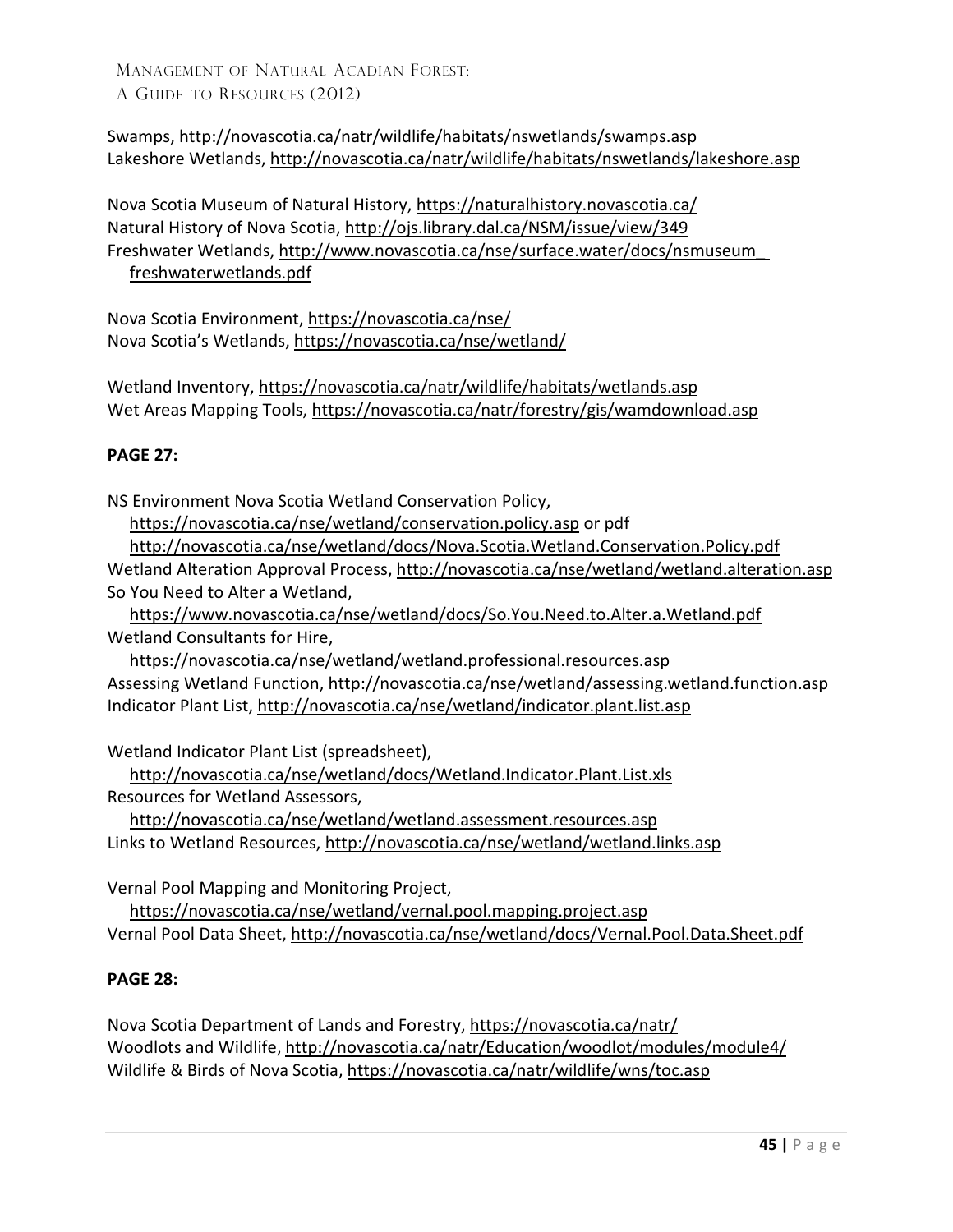Swamps, http://novascotia.ca/natr/wildlife/habitats/nswetlands/swamps.asp
Lakeshore Wetlands, http://novascotia.ca/natr/wildlife/habitats/nswetlands/lakeshore.asp

Nova Scotia Museum of Natural History, https://naturalhistory.novascotia.ca/
Natural History of Nova Scotia, http://ojs.library.dal.ca/NSM/issue/view/349
Freshwater Wetlands, http://www.novascotia.ca/nse/surface.water/docs/nsmuseum_freshwaterwetlands.pdf

Nova Scotia Environment, https://novascotia.ca/nse/
Nova Scotia's Wetlands, https://novascotia.ca/nse/wetland/

Wetland Inventory, https://novascotia.ca/natr/wildlife/habitats/wetlands.asp
Wet Areas Mapping Tools, https://novascotia.ca/natr/forestry/gis/wamdownload.asp

**PAGE 27:**

NS Environment Nova Scotia Wetland Conservation Policy, https://novascotia.ca/nse/wetland/conservation.policy.asp or pdf http://novascotia.ca/nse/wetland/docs/Nova.Scotia.Wetland.Conservation.Policy.pdf
Wetland Alteration Approval Process, http://novascotia.ca/nse/wetland/wetland.alteration.asp
So You Need to Alter a Wetland, https://www.novascotia.ca/nse/wetland/docs/So.You.Need.to.Alter.a.Wetland.pdf
Wetland Consultants for Hire, https://novascotia.ca/nse/wetland/wetland.professional.resources.asp
Assessing Wetland Function, http://novascotia.ca/nse/wetland/assessing.wetland.function.asp
Indicator Plant List, http://novascotia.ca/nse/wetland/indicator.plant.list.asp

Wetland Indicator Plant List (spreadsheet), http://novascotia.ca/nse/wetland/docs/Wetland.Indicator.Plant.List.xls
Resources for Wetland Assessors, http://novascotia.ca/nse/wetland/wetland.assessment.resources.asp
Links to Wetland Resources, http://novascotia.ca/nse/wetland/wetland.links.asp

Vernal Pool Mapping and Monitoring Project, https://novascotia.ca/nse/wetland/vernal.pool.mapping.project.asp
Vernal Pool Data Sheet, http://novascotia.ca/nse/wetland/docs/Vernal.Pool.Data.Sheet.pdf

**PAGE 28:**

Nova Scotia Department of Lands and Forestry, https://novascotia.ca/natr/
Woodlots and Wildlife, http://novascotia.ca/natr/Education/woodlot/modules/module4/
Wildlife & Birds of Nova Scotia, https://novascotia.ca/natr/wildlife/wns/toc.asp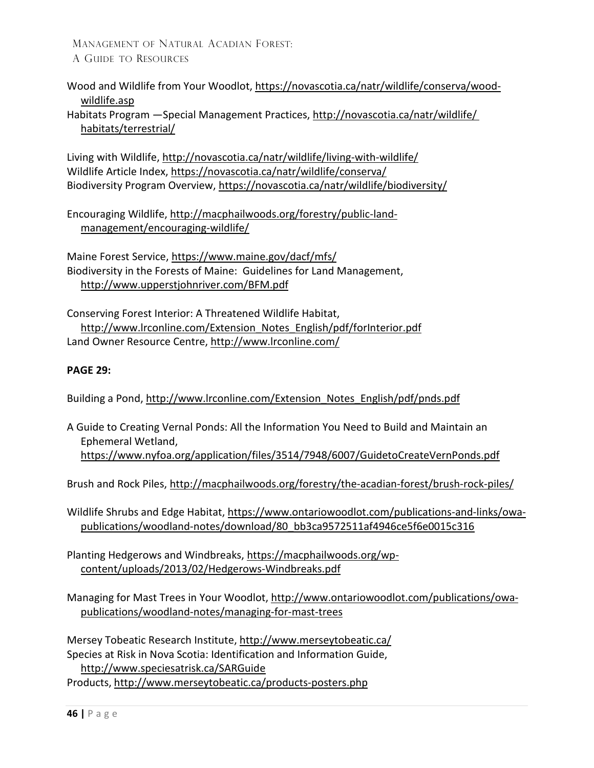Wood and Wildlife from Your Woodlot, https://novascotia.ca/natr/wildlife/conserva/wood-wildlife.asp

Habitats Program —Special Management Practices, http://novascotia.ca/natr/wildlife/habitats/terrestrial/

Living with Wildlife, http://novascotia.ca/natr/wildlife/living-with-wildlife/

Wildlife Article Index, https://novascotia.ca/natr/wildlife/conserva/

Biodiversity Program Overview, https://novascotia.ca/natr/wildlife/biodiversity/

Encouraging Wildlife, http://macphailwoods.org/forestry/public-land-management/encouraging-wildlife/

Maine Forest Service, https://www.maine.gov/dacf/mfs/

Biodiversity in the Forests of Maine: Guidelines for Land Management, http://www.upperstjohnriver.com/BFM.pdf

Conserving Forest Interior: A Threatened Wildlife Habitat, http://www.lrconline.com/Extension_Notes_English/pdf/forInterior.pdf

Land Owner Resource Centre, http://www.lrconline.com/

**PAGE 29:**

Building a Pond, http://www.lrconline.com/Extension_Notes_English/pdf/pnds.pdf

A Guide to Creating Vernal Ponds: All the Information You Need to Build and Maintain an Ephemeral Wetland, https://www.nyfoa.org/application/files/3514/7948/6007/GuidetoCreateVernPonds.pdf

Brush and Rock Piles, http://macphailwoods.org/forestry/the-acadian-forest/brush-rock-piles/

Wildlife Shrubs and Edge Habitat, https://www.ontariowoodlot.com/publications-and-links/owa-publications/woodland-notes/download/80_bb3ca9572511af4946ce5f6e0015c316

Planting Hedgerows and Windbreaks, https://macphailwoods.org/wp-content/uploads/2013/02/Hedgerows-Windbreaks.pdf

Managing for Mast Trees in Your Woodlot, http://www.ontariowoodlot.com/publications/owa-publications/woodland-notes/managing-for-mast-trees

Mersey Tobeatic Research Institute, http://www.merseytobeatic.ca/

Species at Risk in Nova Scotia: Identification and Information Guide, http://www.speciesatrisk.ca/SARGuide

Products, http://www.merseytobeatic.ca/products-posters.php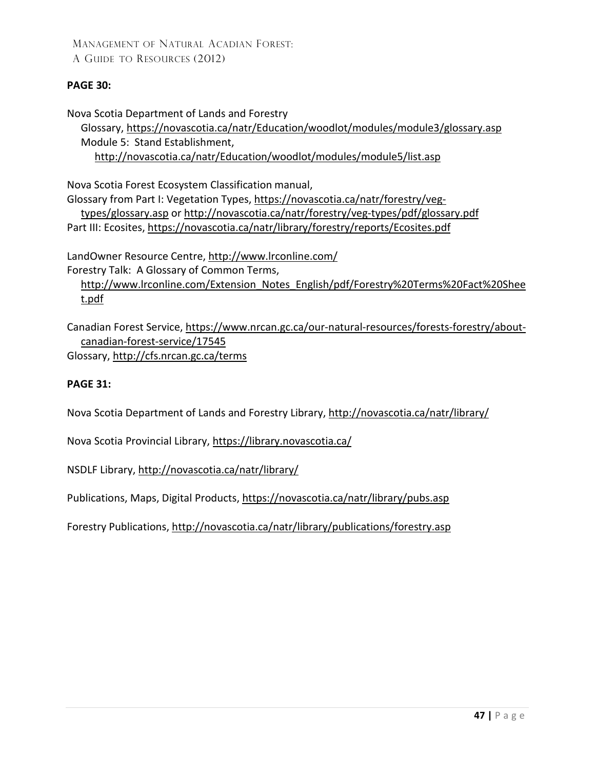**PAGE 30:**

Nova Scotia Department of Lands and Forestry
  Glossary, https://novascotia.ca/natr/Education/woodlot/modules/module3/glossary.asp
  Module 5: Stand Establishment,
    http://novascotia.ca/natr/Education/woodlot/modules/module5/list.asp

Nova Scotia Forest Ecosystem Classification manual,
Glossary from Part I: Vegetation Types, https://novascotia.ca/natr/forestry/veg-types/glossary.asp or http://novascotia.ca/natr/forestry/veg-types/pdf/glossary.pdf
Part III: Ecosites, https://novascotia.ca/natr/library/forestry/reports/Ecosites.pdf

LandOwner Resource Centre, http://www.lrconline.com/
Forestry Talk: A Glossary of Common Terms,
  http://www.lrconline.com/Extension_Notes_English/pdf/Forestry%20Terms%20Fact%20Sheet.pdf

Canadian Forest Service, https://www.nrcan.gc.ca/our-natural-resources/forests-forestry/about-canadian-forest-service/17545
Glossary, http://cfs.nrcan.gc.ca/terms

**PAGE 31:**

Nova Scotia Department of Lands and Forestry Library, http://novascotia.ca/natr/library/

Nova Scotia Provincial Library, https://library.novascotia.ca/

NSDLF Library, http://novascotia.ca/natr/library/

Publications, Maps, Digital Products, https://novascotia.ca/natr/library/pubs.asp

Forestry Publications, http://novascotia.ca/natr/library/publications/forestry.asp